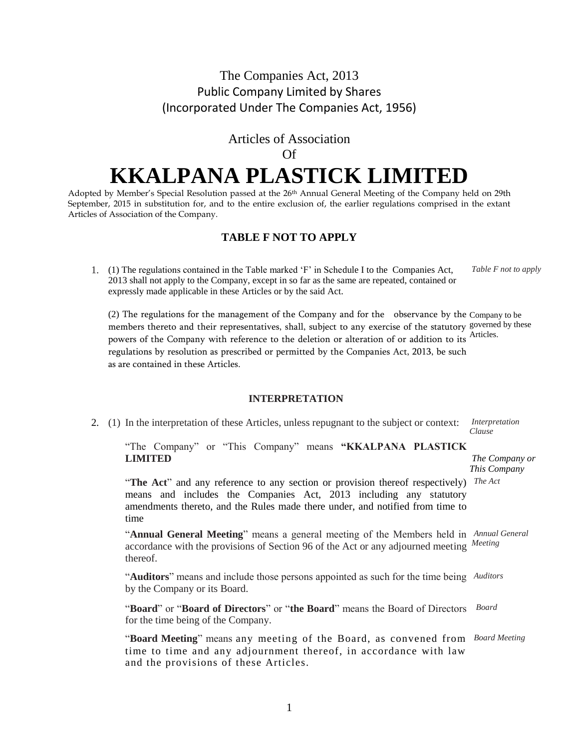The Companies Act, 2013
Public Company Limited by Shares
(Incorporated Under The Companies Act, 1956)

Articles of Association
Of

# KKALPANA PLASTICK LIMITED

Adopted by Member's Special Resolution passed at the 26th Annual General Meeting of the Company held on 29th September, 2015 in substitution for, and to the entire exclusion of, the earlier regulations comprised in the extant Articles of Association of the Company.

## TABLE F NOT TO APPLY

1. (1) The regulations contained in the Table marked 'F' in Schedule I to the Companies Act, 2013 shall not apply to the Company, except in so far as the same are repeated, contained or expressly made applicable in these Articles or by the said Act. *Table F not to apply*

   (2) The regulations for the management of the Company and for the observance by the members thereto and their representatives, shall, subject to any exercise of the statutory powers of the Company with reference to the deletion or alteration of or addition to its regulations by resolution as prescribed or permitted by the Companies Act, 2013, be such as are contained in these Articles. *Company to be governed by these Articles.*

## INTERPRETATION

2. (1) In the interpretation of these Articles, unless repugnant to the subject or context: *Interpretation Clause*

   "The Company" or "This Company" means **"KKALPANA PLASTICK LIMITED** *The Company or This Company*

   "**The Act**" and any reference to any section or provision thereof respectively) means and includes the Companies Act, 2013 including any statutory amendments thereto, and the Rules made there under, and notified from time to time *The Act*

   "**Annual General Meeting**" means a general meeting of the Members held in accordance with the provisions of Section 96 of the Act or any adjourned meeting thereof. *Annual General Meeting*

   "**Auditors**" means and include those persons appointed as such for the time being by the Company or its Board. *Auditors*

   "**Board**" or "**Board of Directors**" or "**the Board**" means the Board of Directors for the time being of the Company. *Board*

   "**Board Meeting**" means any meeting of the Board, as convened from time to time and any adjournment thereof, in accordance with law and the provisions of these Articles. *Board Meeting*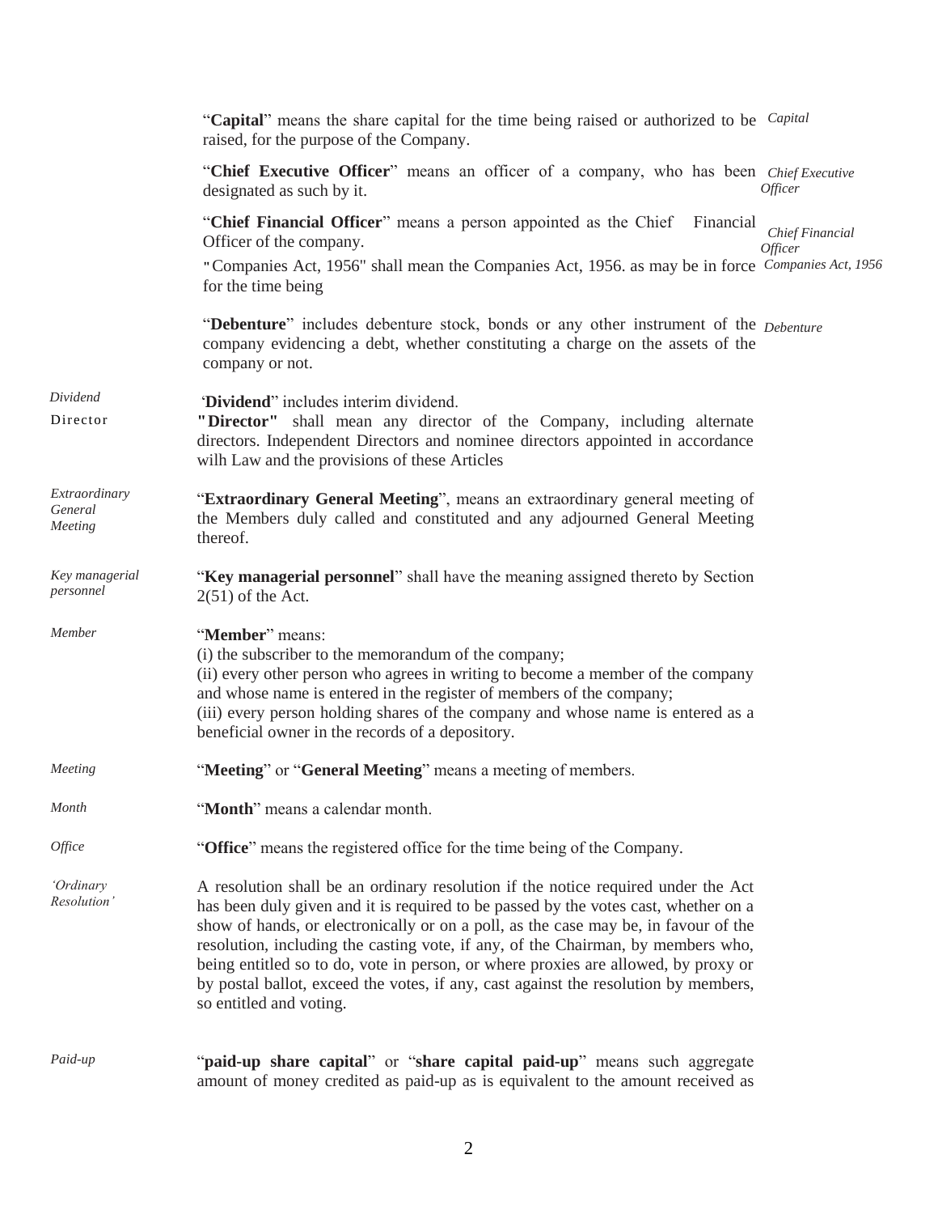"**Capital**" means the share capital for the time being raised or authorized to be raised, for the purpose of the Company. *Capital*

"**Chief Executive Officer**" means an officer of a company, who has been designated as such by it. *Chief Executive Officer*

"**Chief Financial Officer**" means a person appointed as the Chief Financial Officer of the company. *Chief Financial Officer*

"Companies Act, 1956" shall mean the Companies Act, 1956. as may be in force for the time being *Companies Act, 1956*

"**Debenture**" includes debenture stock, bonds or any other instrument of the company evidencing a debt, whether constituting a charge on the assets of the company or not. *Debenture*

*Dividend* 'Dividend" includes interim dividend.

Director **"Director"** shall mean any director of the Company, including alternate directors. Independent Directors and nominee directors appointed in accordance wilh Law and the provisions of these Articles

*Extraordinary General Meeting* "**Extraordinary General Meeting**", means an extraordinary general meeting of the Members duly called and constituted and any adjourned General Meeting thereof.

*Key managerial personnel* "**Key managerial personnel**" shall have the meaning assigned thereto by Section 2(51) of the Act.

*Member* "**Member**" means:
(i) the subscriber to the memorandum of the company;
(ii) every other person who agrees in writing to become a member of the company and whose name is entered in the register of members of the company;
(iii) every person holding shares of the company and whose name is entered as a beneficial owner in the records of a depository.

*Meeting* "**Meeting**" or "**General Meeting**" means a meeting of members.

*Month* "**Month**" means a calendar month.

*Office* "**Office**" means the registered office for the time being of the Company.

*'Ordinary Resolution'* A resolution shall be an ordinary resolution if the notice required under the Act has been duly given and it is required to be passed by the votes cast, whether on a show of hands, or electronically or on a poll, as the case may be, in favour of the resolution, including the casting vote, if any, of the Chairman, by members who, being entitled so to do, vote in person, or where proxies are allowed, by proxy or by postal ballot, exceed the votes, if any, cast against the resolution by members, so entitled and voting.

*Paid-up* "**paid-up share capital**" or "**share capital paid-up**" means such aggregate amount of money credited as paid-up as is equivalent to the amount received as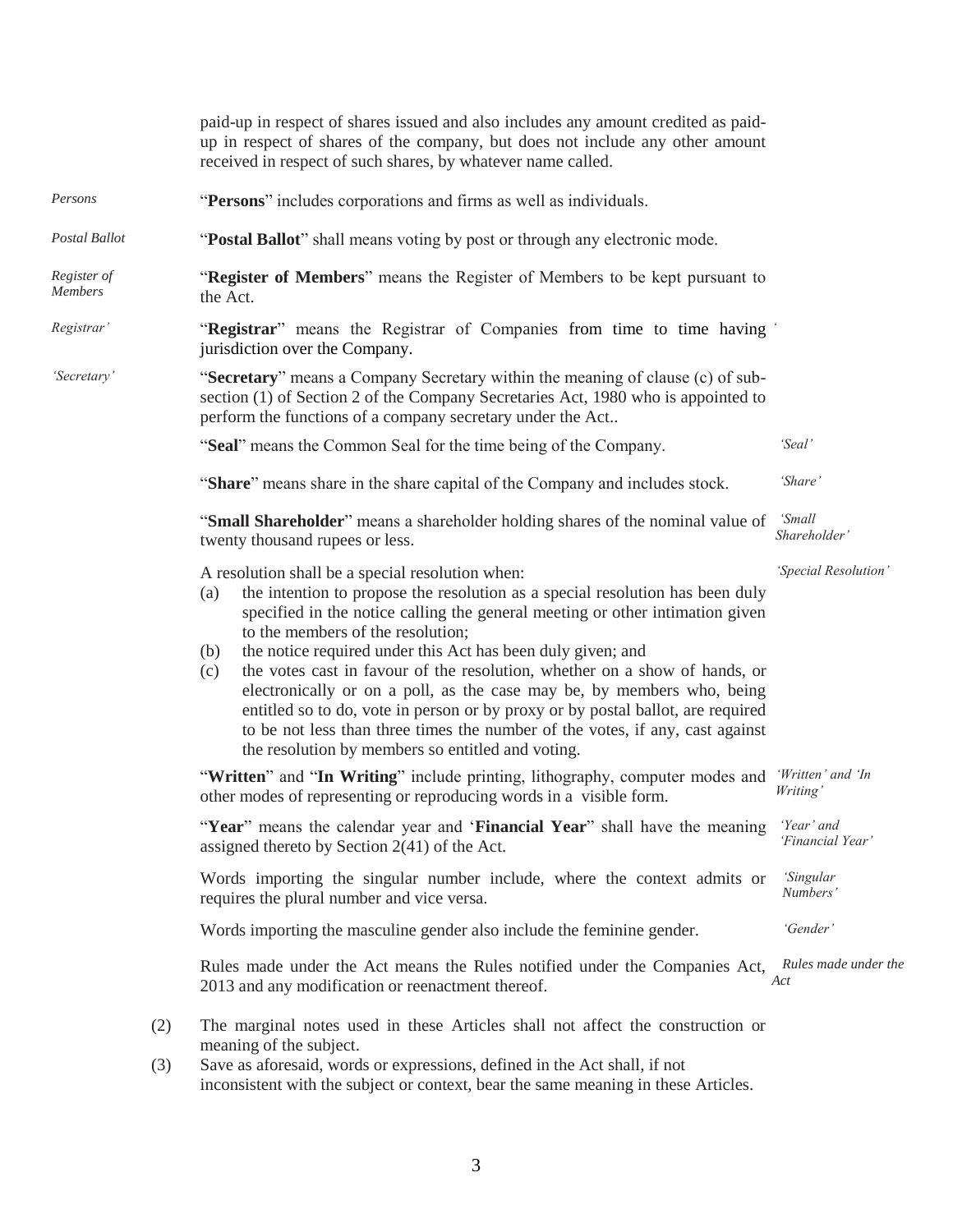paid-up in respect of shares issued and also includes any amount credited as paid-up in respect of shares of the company, but does not include any other amount received in respect of such shares, by whatever name called.

*Persons* — "**Persons**" includes corporations and firms as well as individuals.

*Postal Ballot* — "**Postal Ballot**" shall means voting by post or through any electronic mode.

*Register of Members* — "**Register of Members**" means the Register of Members to be kept pursuant to the Act.

*Registrar'* — "**Registrar**" means the Registrar of Companies from time to time having jurisdiction over the Company.

*'Secretary'* — "**Secretary**" means a Company Secretary within the meaning of clause (c) of sub-section (1) of Section 2 of the Company Secretaries Act, 1980 who is appointed to perform the functions of a company secretary under the Act..

*'Seal'* — "**Seal**" means the Common Seal for the time being of the Company.

*'Share'* — "**Share**" means share in the share capital of the Company and includes stock.

*'Small Shareholder'* — "**Small Shareholder**" means a shareholder holding shares of the nominal value of twenty thousand rupees or less.

*'Special Resolution'* — A resolution shall be a special resolution when:

(a) the intention to propose the resolution as a special resolution has been duly specified in the notice calling the general meeting or other intimation given to the members of the resolution;

(b) the notice required under this Act has been duly given; and

(c) the votes cast in favour of the resolution, whether on a show of hands, or electronically or on a poll, as the case may be, by members who, being entitled so to do, vote in person or by proxy or by postal ballot, are required to be not less than three times the number of the votes, if any, cast against the resolution by members so entitled and voting.

*'Written' and 'In Writing'* — "**Written**" and "**In Writing**" include printing, lithography, computer modes and other modes of representing or reproducing words in a visible form.

*'Year' and 'Financial Year'* — "**Year**" means the calendar year and '**Financial Year**" shall have the meaning assigned thereto by Section 2(41) of the Act.

*'Singular Numbers'* — Words importing the singular number include, where the context admits or requires the plural number and vice versa.

*'Gender'* — Words importing the masculine gender also include the feminine gender.

*Rules made under the Act* — Rules made under the Act means the Rules notified under the Companies Act, 2013 and any modification or reenactment thereof.

(2) The marginal notes used in these Articles shall not affect the construction or meaning of the subject.

(3) Save as aforesaid, words or expressions, defined in the Act shall, if not inconsistent with the subject or context, bear the same meaning in these Articles.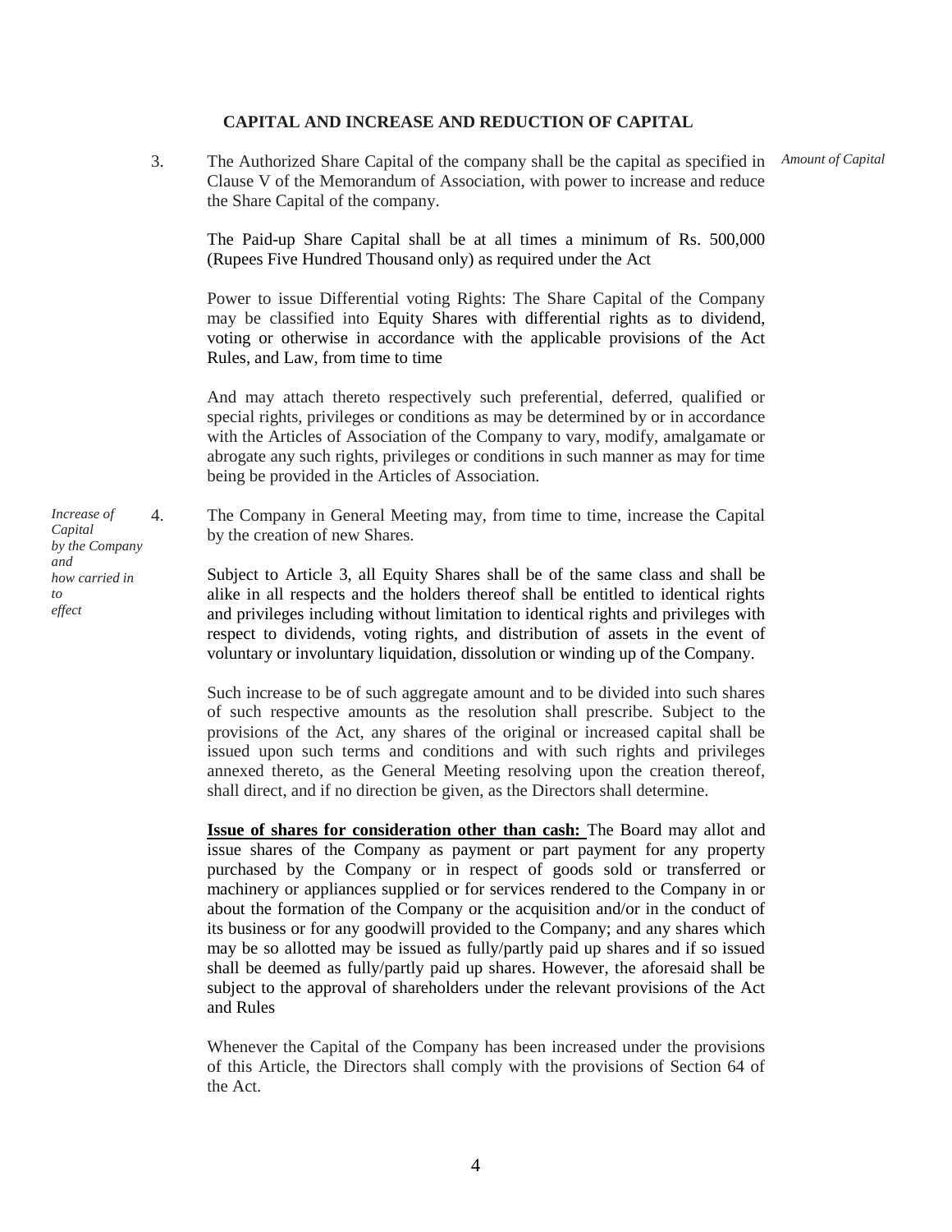## CAPITAL AND INCREASE AND REDUCTION OF CAPITAL

*Amount of Capital*

3. The Authorized Share Capital of the company shall be the capital as specified in Clause V of the Memorandum of Association, with power to increase and reduce the Share Capital of the company.

   The Paid-up Share Capital shall be at all times a minimum of Rs. 500,000 (Rupees Five Hundred Thousand only) as required under the Act

   Power to issue Differential voting Rights: The Share Capital of the Company may be classified into Equity Shares with differential rights as to dividend, voting or otherwise in accordance with the applicable provisions of the Act Rules, and Law, from time to time

   And may attach thereto respectively such preferential, deferred, qualified or special rights, privileges or conditions as may be determined by or in accordance with the Articles of Association of the Company to vary, modify, amalgamate or abrogate any such rights, privileges or conditions in such manner as may for time being be provided in the Articles of Association.

*Increase of Capital by the Company and how carried in to effect*

4. The Company in General Meeting may, from time to time, increase the Capital by the creation of new Shares.

   Subject to Article 3, all Equity Shares shall be of the same class and shall be alike in all respects and the holders thereof shall be entitled to identical rights and privileges including without limitation to identical rights and privileges with respect to dividends, voting rights, and distribution of assets in the event of voluntary or involuntary liquidation, dissolution or winding up of the Company.

   Such increase to be of such aggregate amount and to be divided into such shares of such respective amounts as the resolution shall prescribe. Subject to the provisions of the Act, any shares of the original or increased capital shall be issued upon such terms and conditions and with such rights and privileges annexed thereto, as the General Meeting resolving upon the creation thereof, shall direct, and if no direction be given, as the Directors shall determine.

   **Issue of shares for consideration other than cash:** The Board may allot and issue shares of the Company as payment or part payment for any property purchased by the Company or in respect of goods sold or transferred or machinery or appliances supplied or for services rendered to the Company in or about the formation of the Company or the acquisition and/or in the conduct of its business or for any goodwill provided to the Company; and any shares which may be so allotted may be issued as fully/partly paid up shares and if so issued shall be deemed as fully/partly paid up shares. However, the aforesaid shall be subject to the approval of shareholders under the relevant provisions of the Act and Rules

   Whenever the Capital of the Company has been increased under the provisions of this Article, the Directors shall comply with the provisions of Section 64 of the Act.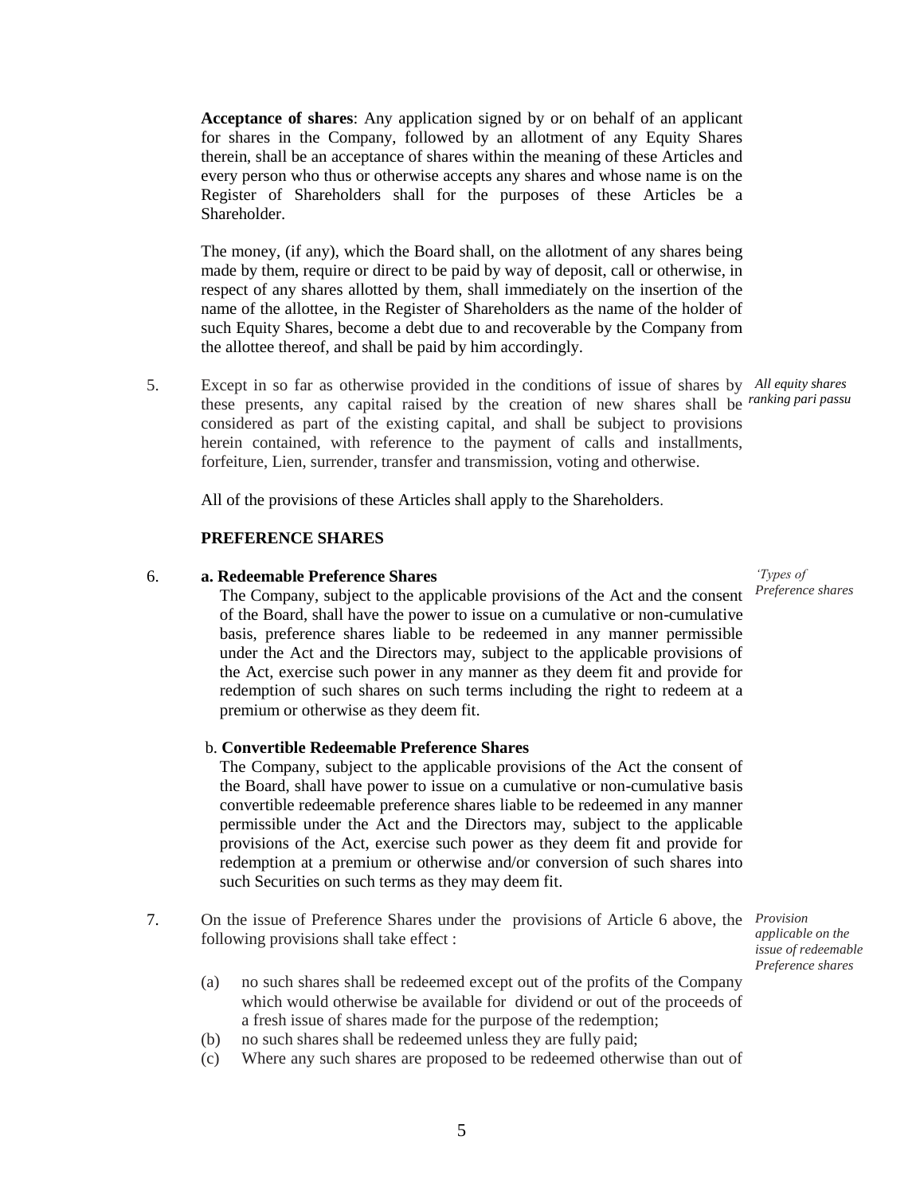**Acceptance of shares**: Any application signed by or on behalf of an applicant for shares in the Company, followed by an allotment of any Equity Shares therein, shall be an acceptance of shares within the meaning of these Articles and every person who thus or otherwise accepts any shares and whose name is on the Register of Shareholders shall for the purposes of these Articles be a Shareholder.

The money, (if any), which the Board shall, on the allotment of any shares being made by them, require or direct to be paid by way of deposit, call or otherwise, in respect of any shares allotted by them, shall immediately on the insertion of the name of the allottee, in the Register of Shareholders as the name of the holder of such Equity Shares, become a debt due to and recoverable by the Company from the allottee thereof, and shall be paid by him accordingly.

5. *All equity shares ranking pari passu*

Except in so far as otherwise provided in the conditions of issue of shares by these presents, any capital raised by the creation of new shares shall be considered as part of the existing capital, and shall be subject to provisions herein contained, with reference to the payment of calls and installments, forfeiture, Lien, surrender, transfer and transmission, voting and otherwise.

All of the provisions of these Articles shall apply to the Shareholders.

**PREFERENCE SHARES**

6. *'Types of Preference shares*

**a. Redeemable Preference Shares**

The Company, subject to the applicable provisions of the Act and the consent of the Board, shall have the power to issue on a cumulative or non-cumulative basis, preference shares liable to be redeemed in any manner permissible under the Act and the Directors may, subject to the applicable provisions of the Act, exercise such power in any manner as they deem fit and provide for redemption of such shares on such terms including the right to redeem at a premium or otherwise as they deem fit.

b. **Convertible Redeemable Preference Shares**

The Company, subject to the applicable provisions of the Act the consent of the Board, shall have power to issue on a cumulative or non-cumulative basis convertible redeemable preference shares liable to be redeemed in any manner permissible under the Act and the Directors may, subject to the applicable provisions of the Act, exercise such power as they deem fit and provide for redemption at a premium or otherwise and/or conversion of such shares into such Securities on such terms as they may deem fit.

7. *Provision applicable on the issue of redeemable Preference shares*

On the issue of Preference Shares under the provisions of Article 6 above, the following provisions shall take effect :

(a) no such shares shall be redeemed except out of the profits of the Company which would otherwise be available for dividend or out of the proceeds of a fresh issue of shares made for the purpose of the redemption;
(b) no such shares shall be redeemed unless they are fully paid;
(c) Where any such shares are proposed to be redeemed otherwise than out of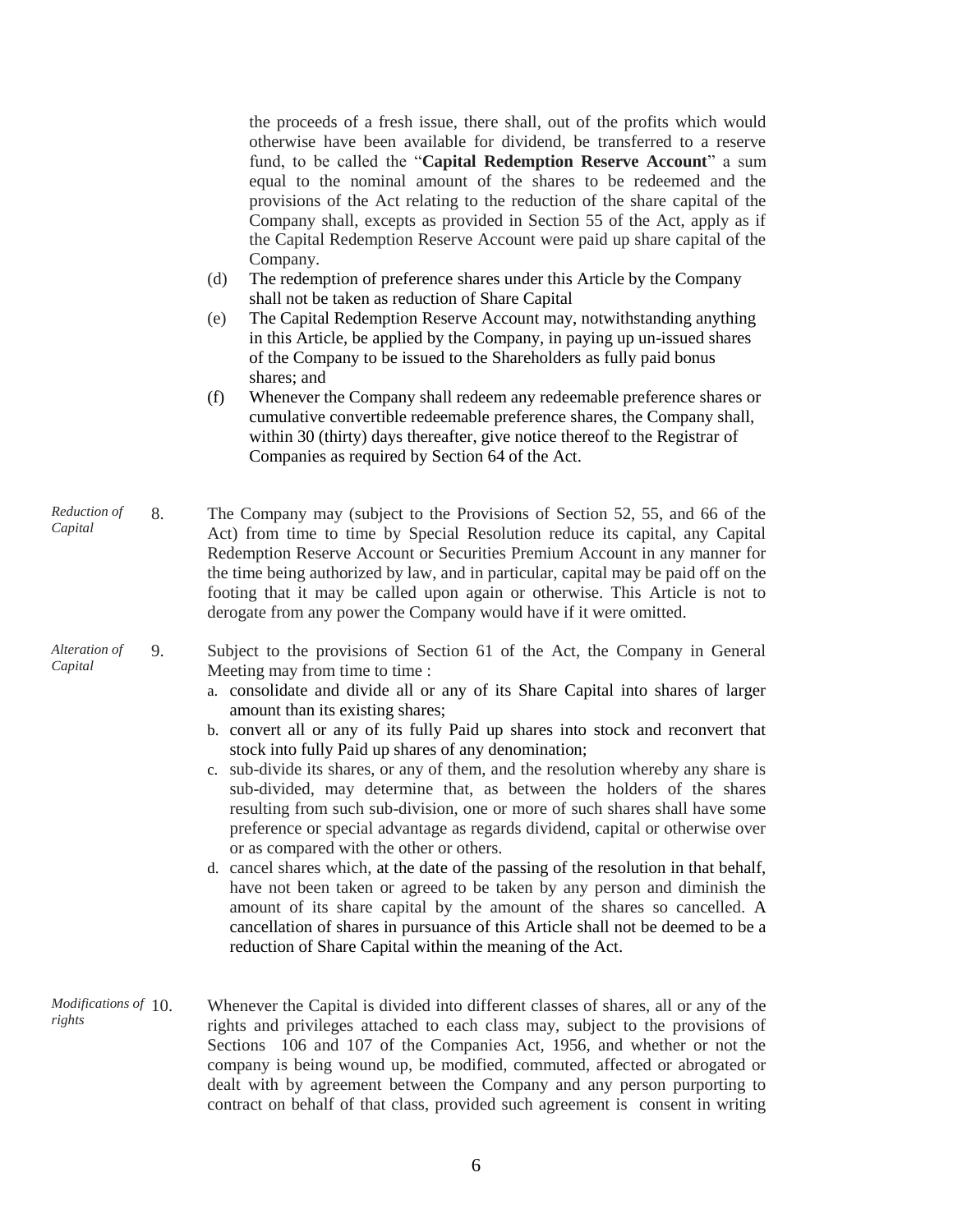the proceeds of a fresh issue, there shall, out of the profits which would otherwise have been available for dividend, be transferred to a reserve fund, to be called the "**Capital Redemption Reserve Account**" a sum equal to the nominal amount of the shares to be redeemed and the provisions of the Act relating to the reduction of the share capital of the Company shall, excepts as provided in Section 55 of the Act, apply as if the Capital Redemption Reserve Account were paid up share capital of the Company.

(d) The redemption of preference shares under this Article by the Company shall not be taken as reduction of Share Capital

(e) The Capital Redemption Reserve Account may, notwithstanding anything in this Article, be applied by the Company, in paying up un-issued shares of the Company to be issued to the Shareholders as fully paid bonus shares; and

(f) Whenever the Company shall redeem any redeemable preference shares or cumulative convertible redeemable preference shares, the Company shall, within 30 (thirty) days thereafter, give notice thereof to the Registrar of Companies as required by Section 64 of the Act.

*Reduction of Capital*

8. The Company may (subject to the Provisions of Section 52, 55, and 66 of the Act) from time to time by Special Resolution reduce its capital, any Capital Redemption Reserve Account or Securities Premium Account in any manner for the time being authorized by law, and in particular, capital may be paid off on the footing that it may be called upon again or otherwise. This Article is not to derogate from any power the Company would have if it were omitted.

*Alteration of Capital*

9. Subject to the provisions of Section 61 of the Act, the Company in General Meeting may from time to time :

   a. consolidate and divide all or any of its Share Capital into shares of larger amount than its existing shares;
   b. convert all or any of its fully Paid up shares into stock and reconvert that stock into fully Paid up shares of any denomination;
   c. sub-divide its shares, or any of them, and the resolution whereby any share is sub-divided, may determine that, as between the holders of the shares resulting from such sub-division, one or more of such shares shall have some preference or special advantage as regards dividend, capital or otherwise over or as compared with the other or others.
   d. cancel shares which, at the date of the passing of the resolution in that behalf, have not been taken or agreed to be taken by any person and diminish the amount of its share capital by the amount of the shares so cancelled. A cancellation of shares in pursuance of this Article shall not be deemed to be a reduction of Share Capital within the meaning of the Act.

*Modifications of rights*

10. Whenever the Capital is divided into different classes of shares, all or any of the rights and privileges attached to each class may, subject to the provisions of Sections 106 and 107 of the Companies Act, 1956, and whether or not the company is being wound up, be modified, commuted, affected or abrogated or dealt with by agreement between the Company and any person purporting to contract on behalf of that class, provided such agreement is consent in writing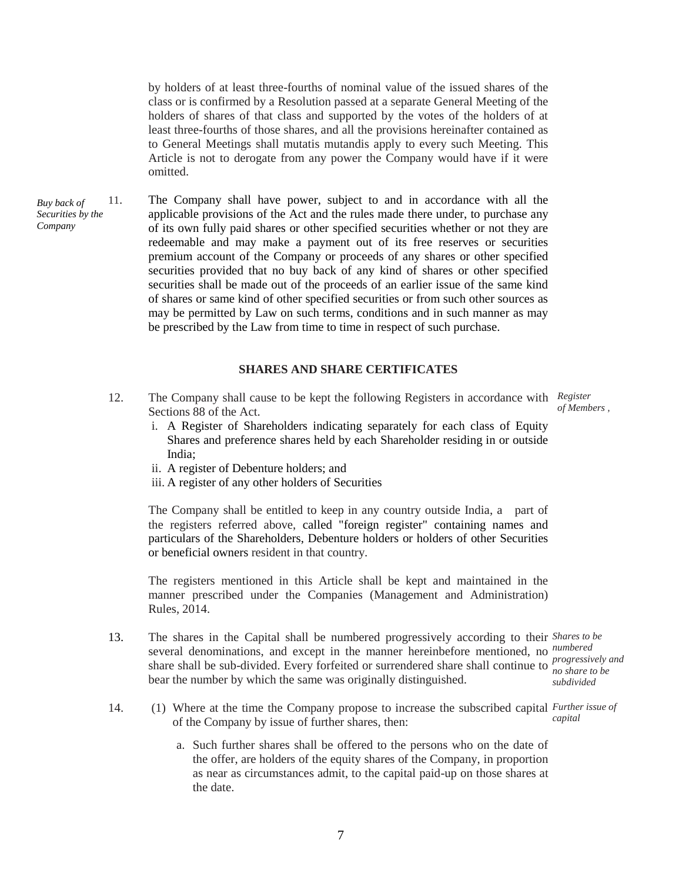by holders of at least three-fourths of nominal value of the issued shares of the class or is confirmed by a Resolution passed at a separate General Meeting of the holders of shares of that class and supported by the votes of the holders of at least three-fourths of those shares, and all the provisions hereinafter contained as to General Meetings shall mutatis mutandis apply to every such Meeting. This Article is not to derogate from any power the Company would have if it were omitted.

*Buy back of Securities by the Company*

11. The Company shall have power, subject to and in accordance with all the applicable provisions of the Act and the rules made there under, to purchase any of its own fully paid shares or other specified securities whether or not they are redeemable and may make a payment out of its free reserves or securities premium account of the Company or proceeds of any shares or other specified securities provided that no buy back of any kind of shares or other specified securities shall be made out of the proceeds of an earlier issue of the same kind of shares or same kind of other specified securities or from such other sources as may be permitted by Law on such terms, conditions and in such manner as may be prescribed by the Law from time to time in respect of such purchase.

## SHARES AND SHARE CERTIFICATES

*Register of Members ,*

12. The Company shall cause to be kept the following Registers in accordance with Sections 88 of the Act.
    i. A Register of Shareholders indicating separately for each class of Equity Shares and preference shares held by each Shareholder residing in or outside India;
    ii. A register of Debenture holders; and
    iii. A register of any other holders of Securities

    The Company shall be entitled to keep in any country outside India, a part of the registers referred above, called "foreign register" containing names and particulars of the Shareholders, Debenture holders or holders of other Securities or beneficial owners resident in that country.

    The registers mentioned in this Article shall be kept and maintained in the manner prescribed under the Companies (Management and Administration) Rules, 2014.

*Shares to be numbered progressively and no share to be subdivided*

13. The shares in the Capital shall be numbered progressively according to their several denominations, and except in the manner hereinbefore mentioned, no share shall be sub-divided. Every forfeited or surrendered share shall continue to bear the number by which the same was originally distinguished.

*Further issue of capital*

14. (1) Where at the time the Company propose to increase the subscribed capital of the Company by issue of further shares, then:

    a. Such further shares shall be offered to the persons who on the date of the offer, are holders of the equity shares of the Company, in proportion as near as circumstances admit, to the capital paid-up on those shares at the date.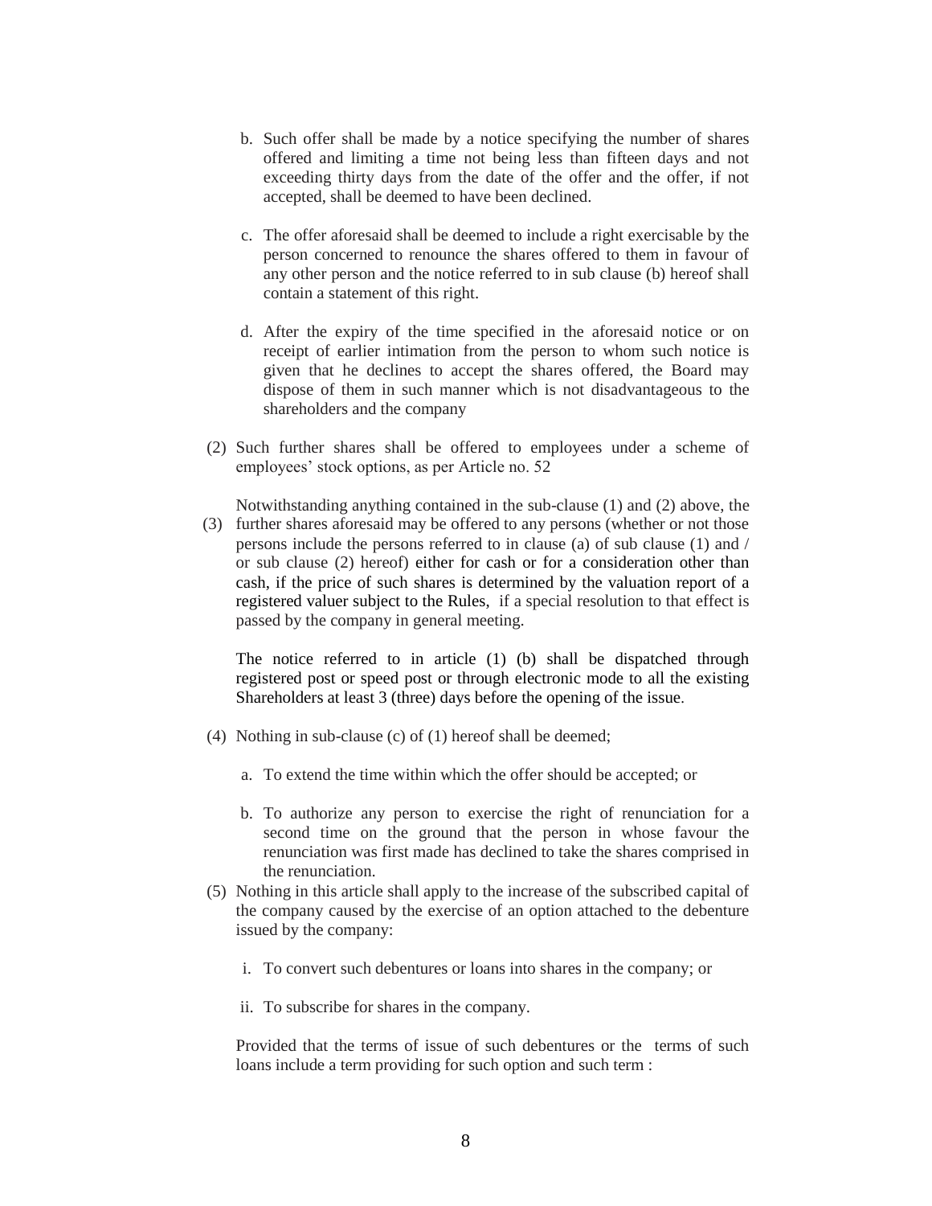b. Such offer shall be made by a notice specifying the number of shares offered and limiting a time not being less than fifteen days and not exceeding thirty days from the date of the offer and the offer, if not accepted, shall be deemed to have been declined.

c. The offer aforesaid shall be deemed to include a right exercisable by the person concerned to renounce the shares offered to them in favour of any other person and the notice referred to in sub clause (b) hereof shall contain a statement of this right.

d. After the expiry of the time specified in the aforesaid notice or on receipt of earlier intimation from the person to whom such notice is given that he declines to accept the shares offered, the Board may dispose of them in such manner which is not disadvantageous to the shareholders and the company

(2) Such further shares shall be offered to employees under a scheme of employees' stock options, as per Article no. 52

(3) Notwithstanding anything contained in the sub-clause (1) and (2) above, the further shares aforesaid may be offered to any persons (whether or not those persons include the persons referred to in clause (a) of sub clause (1) and / or sub clause (2) hereof) either for cash or for a consideration other than cash, if the price of such shares is determined by the valuation report of a registered valuer subject to the Rules, if a special resolution to that effect is passed by the company in general meeting.

The notice referred to in article (1) (b) shall be dispatched through registered post or speed post or through electronic mode to all the existing Shareholders at least 3 (three) days before the opening of the issue.

(4) Nothing in sub-clause (c) of (1) hereof shall be deemed;

a. To extend the time within which the offer should be accepted; or

b. To authorize any person to exercise the right of renunciation for a second time on the ground that the person in whose favour the renunciation was first made has declined to take the shares comprised in the renunciation.

(5) Nothing in this article shall apply to the increase of the subscribed capital of the company caused by the exercise of an option attached to the debenture issued by the company:

i. To convert such debentures or loans into shares in the company; or

ii. To subscribe for shares in the company.

Provided that the terms of issue of such debentures or the terms of such loans include a term providing for such option and such term :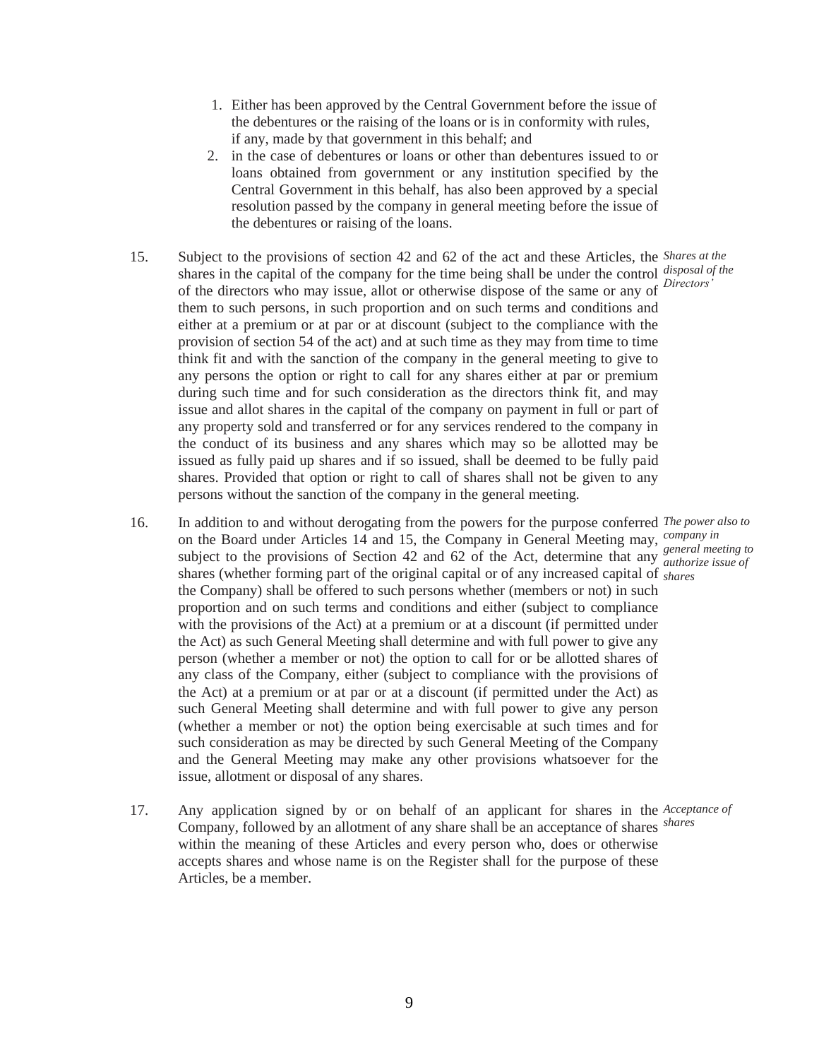1. Either has been approved by the Central Government before the issue of the debentures or the raising of the loans or is in conformity with rules, if any, made by that government in this behalf; and
2. in the case of debentures or loans or other than debentures issued to or loans obtained from government or any institution specified by the Central Government in this behalf, has also been approved by a special resolution passed by the company in general meeting before the issue of the debentures or raising of the loans.

15. *Shares at the disposal of the Directors'*

Subject to the provisions of section 42 and 62 of the act and these Articles, the shares in the capital of the company for the time being shall be under the control of the directors who may issue, allot or otherwise dispose of the same or any of them to such persons, in such proportion and on such terms and conditions and either at a premium or at par or at discount (subject to the compliance with the provision of section 54 of the act) and at such time as they may from time to time think fit and with the sanction of the company in the general meeting to give to any persons the option or right to call for any shares either at par or premium during such time and for such consideration as the directors think fit, and may issue and allot shares in the capital of the company on payment in full or part of any property sold and transferred or for any services rendered to the company in the conduct of its business and any shares which may so be allotted may be issued as fully paid up shares and if so issued, shall be deemed to be fully paid shares. Provided that option or right to call of shares shall not be given to any persons without the sanction of the company in the general meeting.

16. *The power also to company in general meeting to authorize issue of shares*

In addition to and without derogating from the powers for the purpose conferred on the Board under Articles 14 and 15, the Company in General Meeting may, subject to the provisions of Section 42 and 62 of the Act, determine that any shares (whether forming part of the original capital or of any increased capital of the Company) shall be offered to such persons whether (members or not) in such proportion and on such terms and conditions and either (subject to compliance with the provisions of the Act) at a premium or at a discount (if permitted under the Act) as such General Meeting shall determine and with full power to give any person (whether a member or not) the option to call for or be allotted shares of any class of the Company, either (subject to compliance with the provisions of the Act) at a premium or at par or at a discount (if permitted under the Act) as such General Meeting shall determine and with full power to give any person (whether a member or not) the option being exercisable at such times and for such consideration as may be directed by such General Meeting of the Company and the General Meeting may make any other provisions whatsoever for the issue, allotment or disposal of any shares.

17. *Acceptance of shares*

Any application signed by or on behalf of an applicant for shares in the Company, followed by an allotment of any share shall be an acceptance of shares within the meaning of these Articles and every person who, does or otherwise accepts shares and whose name is on the Register shall for the purpose of these Articles, be a member.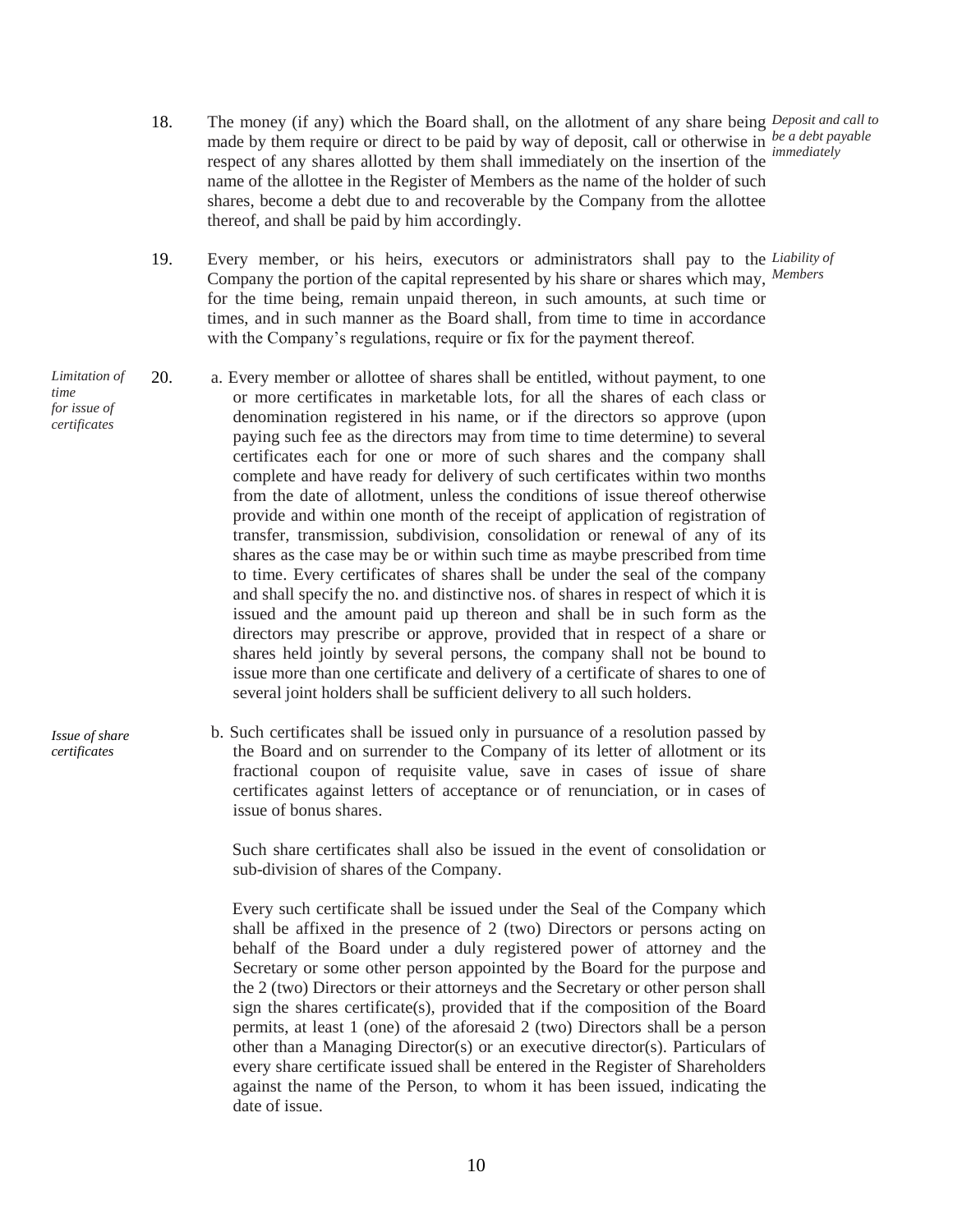18. The money (if any) which the Board shall, on the allotment of any share being made by them require or direct to be paid by way of deposit, call or otherwise in respect of any shares allotted by them shall immediately on the insertion of the name of the allottee in the Register of Members as the name of the holder of such shares, become a debt due to and recoverable by the Company from the allottee thereof, and shall be paid by him accordingly.

*Deposit and call to be a debt payable immediately*

19. Every member, or his heirs, executors or administrators shall pay to the Company the portion of the capital represented by his share or shares which may, for the time being, remain unpaid thereon, in such amounts, at such time or times, and in such manner as the Board shall, from time to time in accordance with the Company's regulations, require or fix for the payment thereof.

*Liability of Members*

*Limitation of time for issue of certificates*

20. a. Every member or allottee of shares shall be entitled, without payment, to one or more certificates in marketable lots, for all the shares of each class or denomination registered in his name, or if the directors so approve (upon paying such fee as the directors may from time to time determine) to several certificates each for one or more of such shares and the company shall complete and have ready for delivery of such certificates within two months from the date of allotment, unless the conditions of issue thereof otherwise provide and within one month of the receipt of application of registration of transfer, transmission, subdivision, consolidation or renewal of any of its shares as the case may be or within such time as maybe prescribed from time to time. Every certificates of shares shall be under the seal of the company and shall specify the no. and distinctive nos. of shares in respect of which it is issued and the amount paid up thereon and shall be in such form as the directors may prescribe or approve, provided that in respect of a share or shares held jointly by several persons, the company shall not be bound to issue more than one certificate and delivery of a certificate of shares to one of several joint holders shall be sufficient delivery to all such holders.

*Issue of share certificates*

b. Such certificates shall be issued only in pursuance of a resolution passed by the Board and on surrender to the Company of its letter of allotment or its fractional coupon of requisite value, save in cases of issue of share certificates against letters of acceptance or of renunciation, or in cases of issue of bonus shares.

Such share certificates shall also be issued in the event of consolidation or sub-division of shares of the Company.

Every such certificate shall be issued under the Seal of the Company which shall be affixed in the presence of 2 (two) Directors or persons acting on behalf of the Board under a duly registered power of attorney and the Secretary or some other person appointed by the Board for the purpose and the 2 (two) Directors or their attorneys and the Secretary or other person shall sign the shares certificate(s), provided that if the composition of the Board permits, at least 1 (one) of the aforesaid 2 (two) Directors shall be a person other than a Managing Director(s) or an executive director(s). Particulars of every share certificate issued shall be entered in the Register of Shareholders against the name of the Person, to whom it has been issued, indicating the date of issue.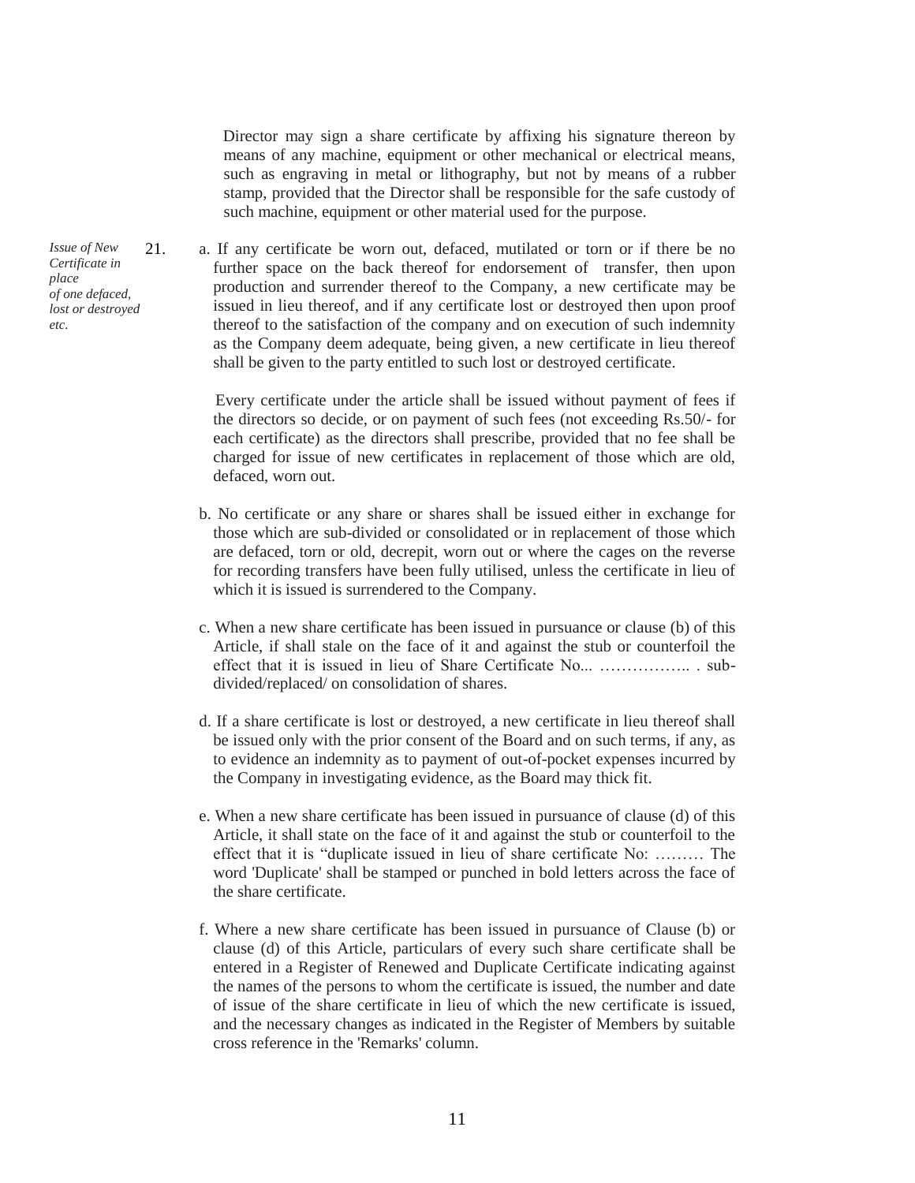Director may sign a share certificate by affixing his signature thereon by means of any machine, equipment or other mechanical or electrical means, such as engraving in metal or lithography, but not by means of a rubber stamp, provided that the Director shall be responsible for the safe custody of such machine, equipment or other material used for the purpose.

*Issue of New Certificate in place of one defaced, lost or destroyed etc.*

21. a. If any certificate be worn out, defaced, mutilated or torn or if there be no further space on the back thereof for endorsement of transfer, then upon production and surrender thereof to the Company, a new certificate may be issued in lieu thereof, and if any certificate lost or destroyed then upon proof thereof to the satisfaction of the company and on execution of such indemnity as the Company deem adequate, being given, a new certificate in lieu thereof shall be given to the party entitled to such lost or destroyed certificate.

Every certificate under the article shall be issued without payment of fees if the directors so decide, or on payment of such fees (not exceeding Rs.50/- for each certificate) as the directors shall prescribe, provided that no fee shall be charged for issue of new certificates in replacement of those which are old, defaced, worn out.

b. No certificate or any share or shares shall be issued either in exchange for those which are sub-divided or consolidated or in replacement of those which are defaced, torn or old, decrepit, worn out or where the cages on the reverse for recording transfers have been fully utilised, unless the certificate in lieu of which it is issued is surrendered to the Company.

c. When a new share certificate has been issued in pursuance or clause (b) of this Article, if shall stale on the face of it and against the stub or counterfoil the effect that it is issued in lieu of Share Certificate No... …………….. . sub-divided/replaced/ on consolidation of shares.

d. If a share certificate is lost or destroyed, a new certificate in lieu thereof shall be issued only with the prior consent of the Board and on such terms, if any, as to evidence an indemnity as to payment of out-of-pocket expenses incurred by the Company in investigating evidence, as the Board may thick fit.

e. When a new share certificate has been issued in pursuance of clause (d) of this Article, it shall state on the face of it and against the stub or counterfoil to the effect that it is "duplicate issued in lieu of share certificate No: ……… The word 'Duplicate' shall be stamped or punched in bold letters across the face of the share certificate.

f. Where a new share certificate has been issued in pursuance of Clause (b) or clause (d) of this Article, particulars of every such share certificate shall be entered in a Register of Renewed and Duplicate Certificate indicating against the names of the persons to whom the certificate is issued, the number and date of issue of the share certificate in lieu of which the new certificate is issued, and the necessary changes as indicated in the Register of Members by suitable cross reference in the 'Remarks' column.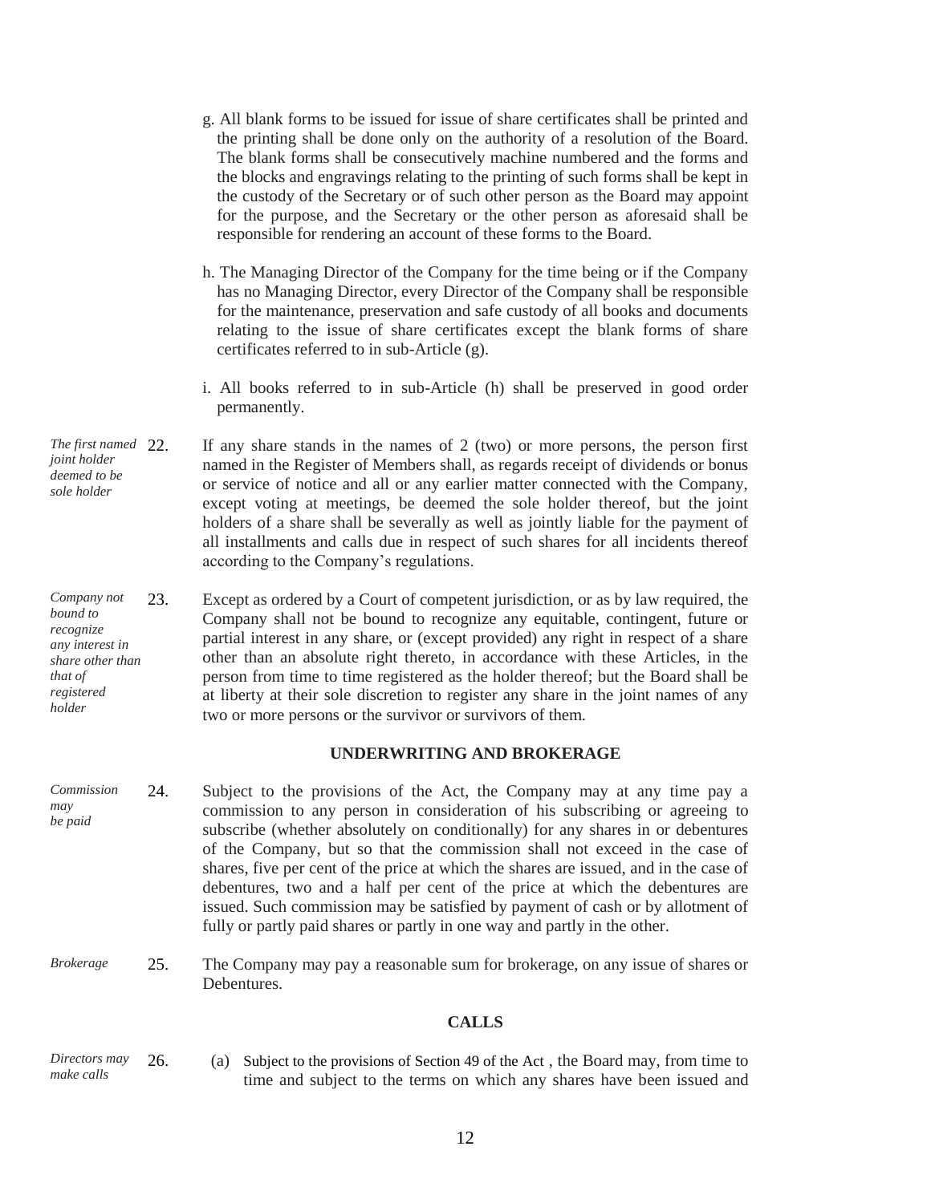g. All blank forms to be issued for issue of share certificates shall be printed and the printing shall be done only on the authority of a resolution of the Board. The blank forms shall be consecutively machine numbered and the forms and the blocks and engravings relating to the printing of such forms shall be kept in the custody of the Secretary or of such other person as the Board may appoint for the purpose, and the Secretary or the other person as aforesaid shall be responsible for rendering an account of these forms to the Board.

h. The Managing Director of the Company for the time being or if the Company has no Managing Director, every Director of the Company shall be responsible for the maintenance, preservation and safe custody of all books and documents relating to the issue of share certificates except the blank forms of share certificates referred to in sub-Article (g).

i. All books referred to in sub-Article (h) shall be preserved in good order permanently.

*The first named joint holder deemed to be sole holder*

22. If any share stands in the names of 2 (two) or more persons, the person first named in the Register of Members shall, as regards receipt of dividends or bonus or service of notice and all or any earlier matter connected with the Company, except voting at meetings, be deemed the sole holder thereof, but the joint holders of a share shall be severally as well as jointly liable for the payment of all installments and calls due in respect of such shares for all incidents thereof according to the Company's regulations.

*Company not bound to recognize any interest in share other than that of registered holder*

23. Except as ordered by a Court of competent jurisdiction, or as by law required, the Company shall not be bound to recognize any equitable, contingent, future or partial interest in any share, or (except provided) any right in respect of a share other than an absolute right thereto, in accordance with these Articles, in the person from time to time registered as the holder thereof; but the Board shall be at liberty at their sole discretion to register any share in the joint names of any two or more persons or the survivor or survivors of them.

## UNDERWRITING AND BROKERAGE

*Commission may be paid*

24. Subject to the provisions of the Act, the Company may at any time pay a commission to any person in consideration of his subscribing or agreeing to subscribe (whether absolutely on conditionally) for any shares in or debentures of the Company, but so that the commission shall not exceed in the case of shares, five per cent of the price at which the shares are issued, and in the case of debentures, two and a half per cent of the price at which the debentures are issued. Such commission may be satisfied by payment of cash or by allotment of fully or partly paid shares or partly in one way and partly in the other.

*Brokerage*

25. The Company may pay a reasonable sum for brokerage, on any issue of shares or Debentures.

## CALLS

*Directors may make calls*

26. (a) Subject to the provisions of Section 49 of the Act , the Board may, from time to time and subject to the terms on which any shares have been issued and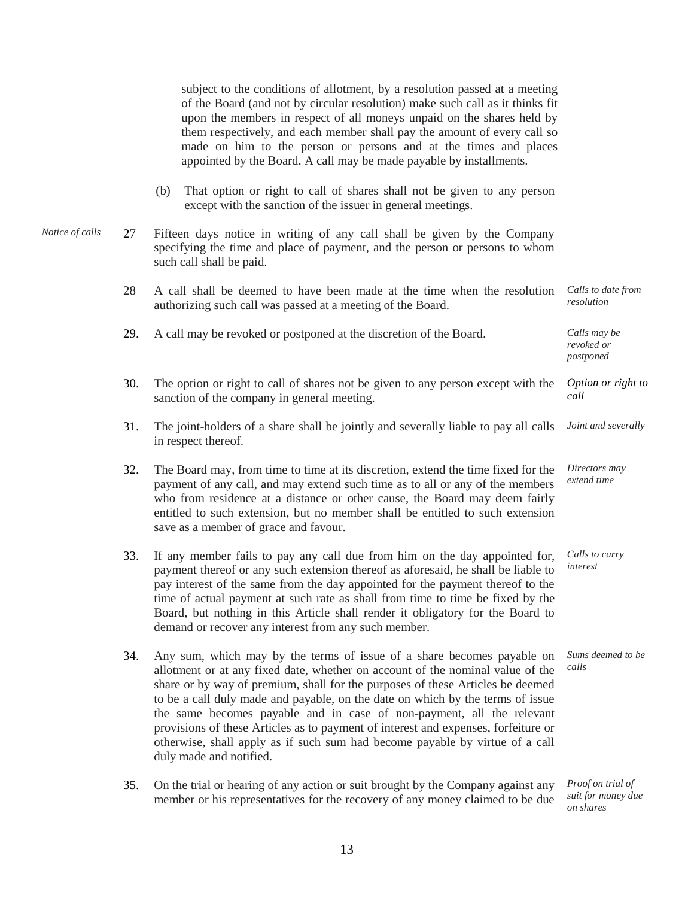subject to the conditions of allotment, by a resolution passed at a meeting of the Board (and not by circular resolution) make such call as it thinks fit upon the members in respect of all moneys unpaid on the shares held by them respectively, and each member shall pay the amount of every call so made on him to the person or persons and at the times and places appointed by the Board. A call may be made payable by installments.

(b) That option or right to call of shares shall not be given to any person except with the sanction of the issuer in general meetings.

*Notice of calls*

27 Fifteen days notice in writing of any call shall be given by the Company specifying the time and place of payment, and the person or persons to whom such call shall be paid.

*Calls to date from resolution*

28 A call shall be deemed to have been made at the time when the resolution authorizing such call was passed at a meeting of the Board.

*Calls may be revoked or postponed*

29. A call may be revoked or postponed at the discretion of the Board.

*Option or right to call*

30. The option or right to call of shares not be given to any person except with the sanction of the company in general meeting.

*Joint and severally*

31. The joint-holders of a share shall be jointly and severally liable to pay all calls in respect thereof.

*Directors may extend time*

32. The Board may, from time to time at its discretion, extend the time fixed for the payment of any call, and may extend such time as to all or any of the members who from residence at a distance or other cause, the Board may deem fairly entitled to such extension, but no member shall be entitled to such extension save as a member of grace and favour.

*Calls to carry interest*

33. If any member fails to pay any call due from him on the day appointed for, payment thereof or any such extension thereof as aforesaid, he shall be liable to pay interest of the same from the day appointed for the payment thereof to the time of actual payment at such rate as shall from time to time be fixed by the Board, but nothing in this Article shall render it obligatory for the Board to demand or recover any interest from any such member.

*Sums deemed to be calls*

34. Any sum, which may by the terms of issue of a share becomes payable on allotment or at any fixed date, whether on account of the nominal value of the share or by way of premium, shall for the purposes of these Articles be deemed to be a call duly made and payable, on the date on which by the terms of issue the same becomes payable and in case of non-payment, all the relevant provisions of these Articles as to payment of interest and expenses, forfeiture or otherwise, shall apply as if such sum had become payable by virtue of a call duly made and notified.

*Proof on trial of suit for money due on shares*

35. On the trial or hearing of any action or suit brought by the Company against any member or his representatives for the recovery of any money claimed to be due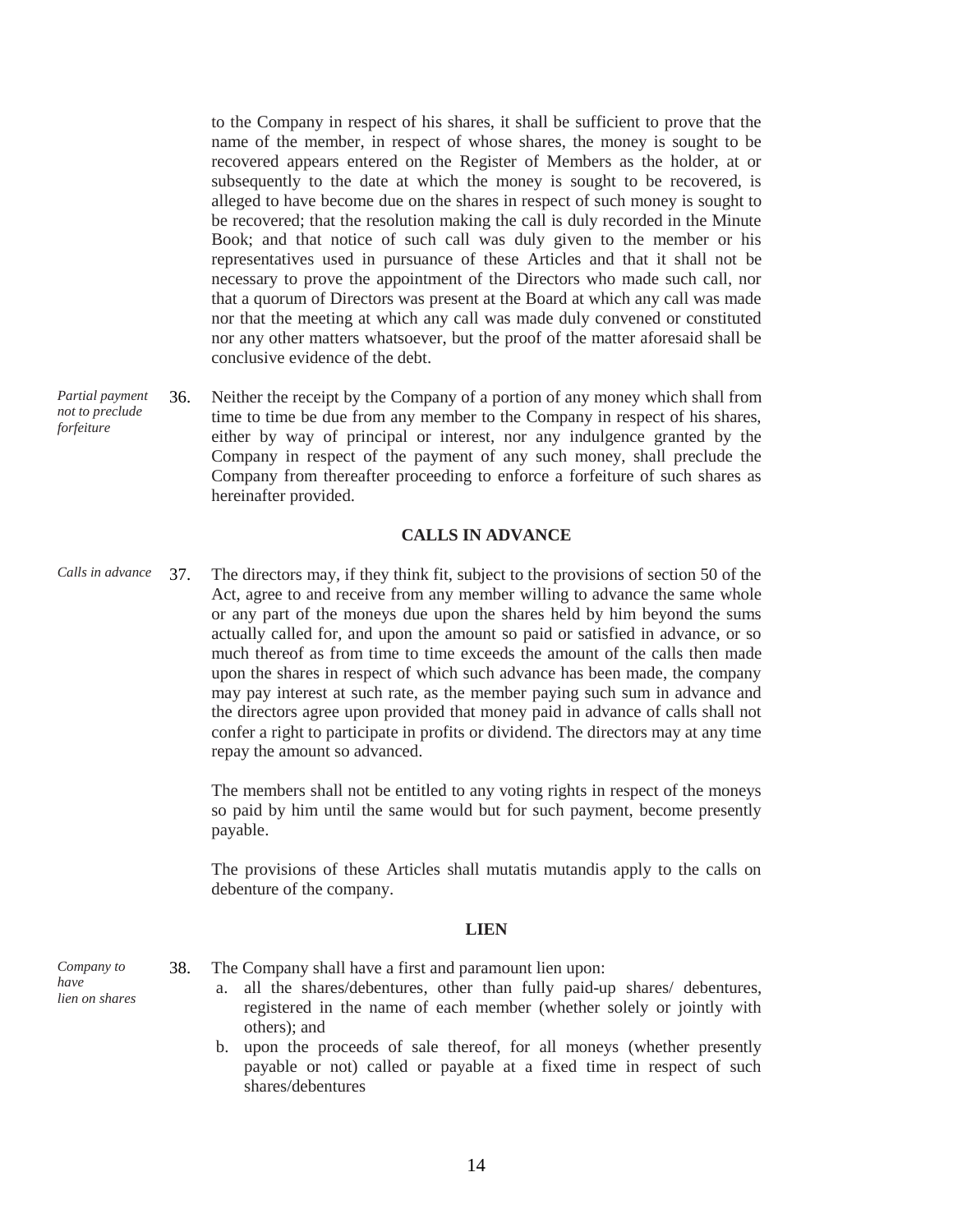to the Company in respect of his shares, it shall be sufficient to prove that the name of the member, in respect of whose shares, the money is sought to be recovered appears entered on the Register of Members as the holder, at or subsequently to the date at which the money is sought to be recovered, is alleged to have become due on the shares in respect of such money is sought to be recovered; that the resolution making the call is duly recorded in the Minute Book; and that notice of such call was duly given to the member or his representatives used in pursuance of these Articles and that it shall not be necessary to prove the appointment of the Directors who made such call, nor that a quorum of Directors was present at the Board at which any call was made nor that the meeting at which any call was made duly convened or constituted nor any other matters whatsoever, but the proof of the matter aforesaid shall be conclusive evidence of the debt.

*Partial payment not to preclude forfeiture*

36. Neither the receipt by the Company of a portion of any money which shall from time to time be due from any member to the Company in respect of his shares, either by way of principal or interest, nor any indulgence granted by the Company in respect of the payment of any such money, shall preclude the Company from thereafter proceeding to enforce a forfeiture of such shares as hereinafter provided.

**CALLS IN ADVANCE**

*Calls in advance*

37. The directors may, if they think fit, subject to the provisions of section 50 of the Act, agree to and receive from any member willing to advance the same whole or any part of the moneys due upon the shares held by him beyond the sums actually called for, and upon the amount so paid or satisfied in advance, or so much thereof as from time to time exceeds the amount of the calls then made upon the shares in respect of which such advance has been made, the company may pay interest at such rate, as the member paying such sum in advance and the directors agree upon provided that money paid in advance of calls shall not confer a right to participate in profits or dividend. The directors may at any time repay the amount so advanced.

The members shall not be entitled to any voting rights in respect of the moneys so paid by him until the same would but for such payment, become presently payable.

The provisions of these Articles shall mutatis mutandis apply to the calls on debenture of the company.

**LIEN**

*Company to have lien on shares*

38. The Company shall have a first and paramount lien upon:
    a. all the shares/debentures, other than fully paid-up shares/ debentures, registered in the name of each member (whether solely or jointly with others); and
    b. upon the proceeds of sale thereof, for all moneys (whether presently payable or not) called or payable at a fixed time in respect of such shares/debentures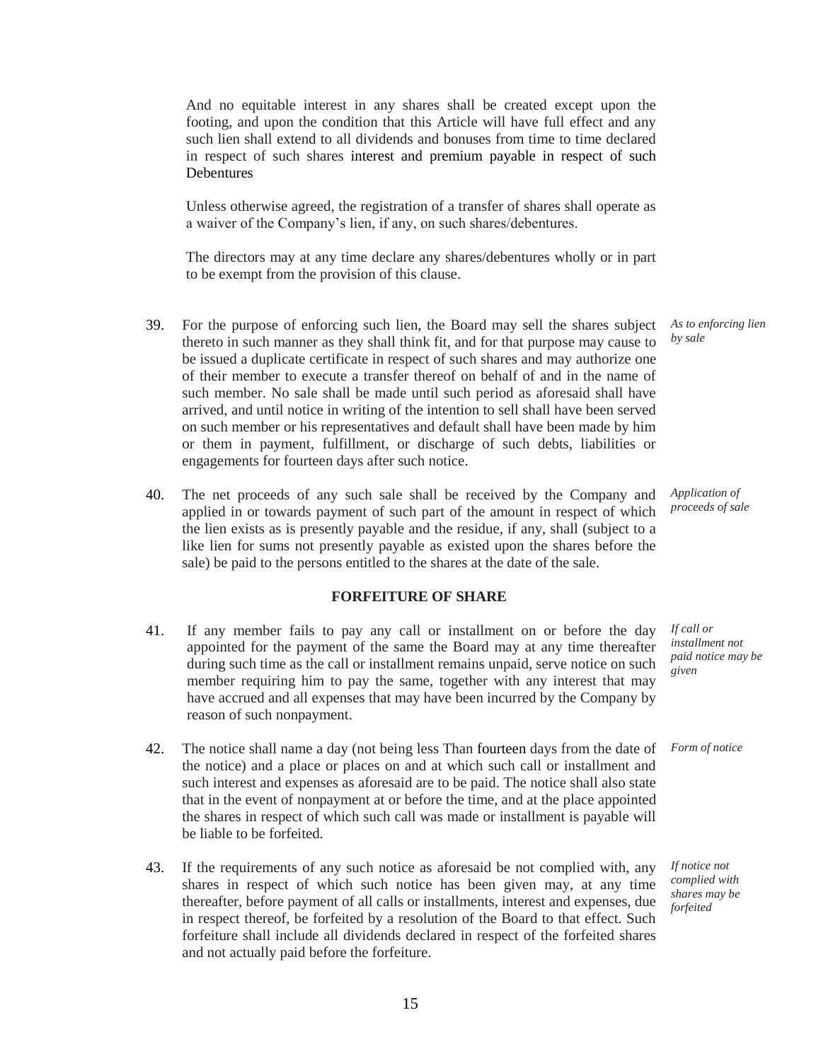And no equitable interest in any shares shall be created except upon the footing, and upon the condition that this Article will have full effect and any such lien shall extend to all dividends and bonuses from time to time declared in respect of such shares interest and premium payable in respect of such Debentures

Unless otherwise agreed, the registration of a transfer of shares shall operate as a waiver of the Company's lien, if any, on such shares/debentures.

The directors may at any time declare any shares/debentures wholly or in part to be exempt from the provision of this clause.

39. For the purpose of enforcing such lien, the Board may sell the shares subject thereto in such manner as they shall think fit, and for that purpose may cause to be issued a duplicate certificate in respect of such shares and may authorize one of their member to execute a transfer thereof on behalf of and in the name of such member. No sale shall be made until such period as aforesaid shall have arrived, and until notice in writing of the intention to sell shall have been served on such member or his representatives and default shall have been made by him or them in payment, fulfillment, or discharge of such debts, liabilities or engagements for fourteen days after such notice. *As to enforcing lien by sale*

40. The net proceeds of any such sale shall be received by the Company and applied in or towards payment of such part of the amount in respect of which the lien exists as is presently payable and the residue, if any, shall (subject to a like lien for sums not presently payable as existed upon the shares before the sale) be paid to the persons entitled to the shares at the date of the sale. *Application of proceeds of sale*

## FORFEITURE OF SHARE

41. If any member fails to pay any call or installment on or before the day appointed for the payment of the same the Board may at any time thereafter during such time as the call or installment remains unpaid, serve notice on such member requiring him to pay the same, together with any interest that may have accrued and all expenses that may have been incurred by the Company by reason of such nonpayment. *If call or installment not paid notice may be given*

42. The notice shall name a day (not being less Than fourteen days from the date of the notice) and a place or places on and at which such call or installment and such interest and expenses as aforesaid are to be paid. The notice shall also state that in the event of nonpayment at or before the time, and at the place appointed the shares in respect of which such call was made or installment is payable will be liable to be forfeited. *Form of notice*

43. If the requirements of any such notice as aforesaid be not complied with, any shares in respect of which such notice has been given may, at any time thereafter, before payment of all calls or installments, interest and expenses, due in respect thereof, be forfeited by a resolution of the Board to that effect. Such forfeiture shall include all dividends declared in respect of the forfeited shares and not actually paid before the forfeiture. *If notice not complied with shares may be forfeited*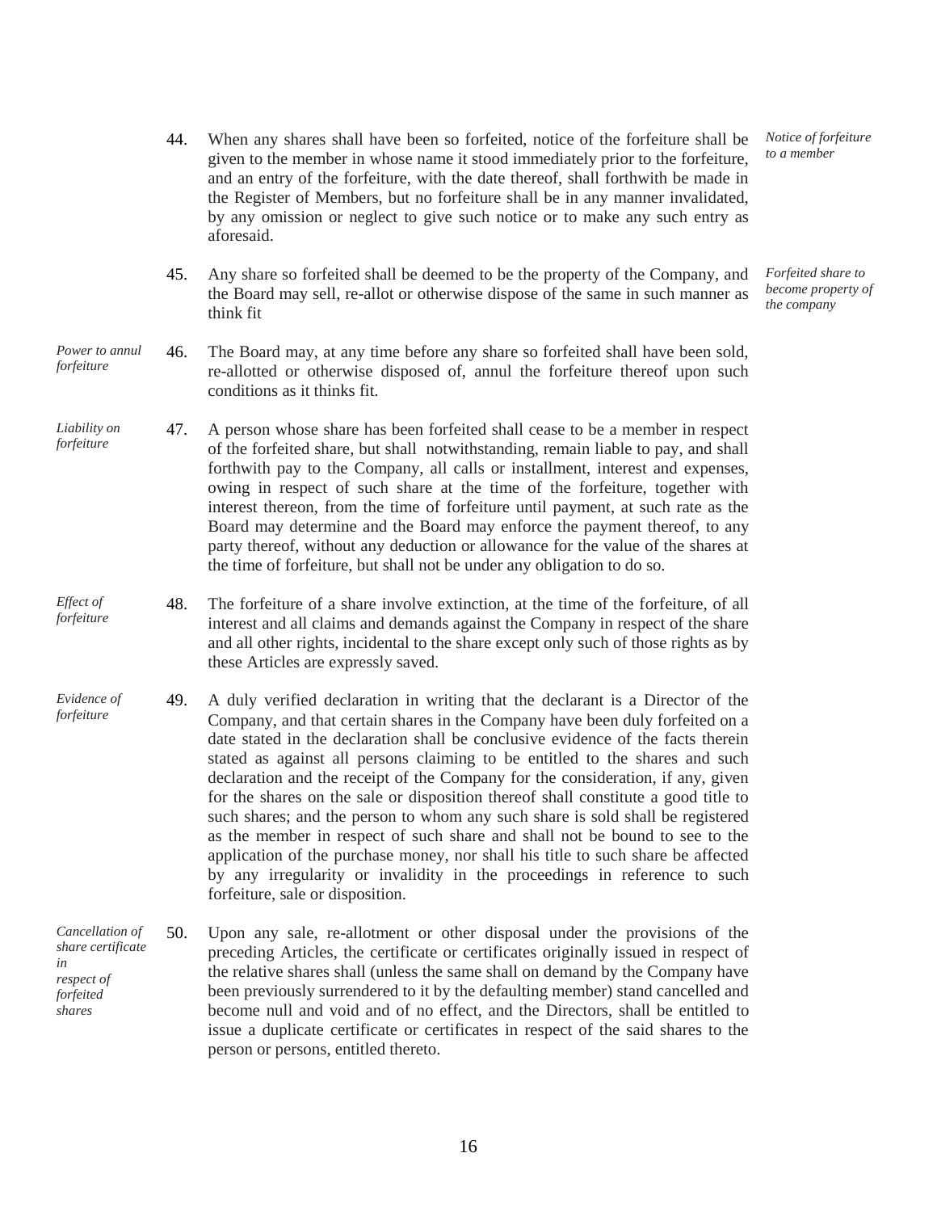44. When any shares shall have been so forfeited, notice of the forfeiture shall be given to the member in whose name it stood immediately prior to the forfeiture, and an entry of the forfeiture, with the date thereof, shall forthwith be made in the Register of Members, but no forfeiture shall be in any manner invalidated, by any omission or neglect to give such notice or to make any such entry as aforesaid. *Notice of forfeiture to a member*

45. Any share so forfeited shall be deemed to be the property of the Company, and the Board may sell, re-allot or otherwise dispose of the same in such manner as think fit *Forfeited share to become property of the company*

*Power to annul forfeiture*

46. The Board may, at any time before any share so forfeited shall have been sold, re-allotted or otherwise disposed of, annul the forfeiture thereof upon such conditions as it thinks fit.

*Liability on forfeiture*

47. A person whose share has been forfeited shall cease to be a member in respect of the forfeited share, but shall notwithstanding, remain liable to pay, and shall forthwith pay to the Company, all calls or installment, interest and expenses, owing in respect of such share at the time of the forfeiture, together with interest thereon, from the time of forfeiture until payment, at such rate as the Board may determine and the Board may enforce the payment thereof, to any party thereof, without any deduction or allowance for the value of the shares at the time of forfeiture, but shall not be under any obligation to do so.

*Effect of forfeiture*

48. The forfeiture of a share involve extinction, at the time of the forfeiture, of all interest and all claims and demands against the Company in respect of the share and all other rights, incidental to the share except only such of those rights as by these Articles are expressly saved.

*Evidence of forfeiture*

49. A duly verified declaration in writing that the declarant is a Director of the Company, and that certain shares in the Company have been duly forfeited on a date stated in the declaration shall be conclusive evidence of the facts therein stated as against all persons claiming to be entitled to the shares and such declaration and the receipt of the Company for the consideration, if any, given for the shares on the sale or disposition thereof shall constitute a good title to such shares; and the person to whom any such share is sold shall be registered as the member in respect of such share and shall not be bound to see to the application of the purchase money, nor shall his title to such share be affected by any irregularity or invalidity in the proceedings in reference to such forfeiture, sale or disposition.

*Cancellation of share certificate in respect of forfeited shares*

50. Upon any sale, re-allotment or other disposal under the provisions of the preceding Articles, the certificate or certificates originally issued in respect of the relative shares shall (unless the same shall on demand by the Company have been previously surrendered to it by the defaulting member) stand cancelled and become null and void and of no effect, and the Directors, shall be entitled to issue a duplicate certificate or certificates in respect of the said shares to the person or persons, entitled thereto.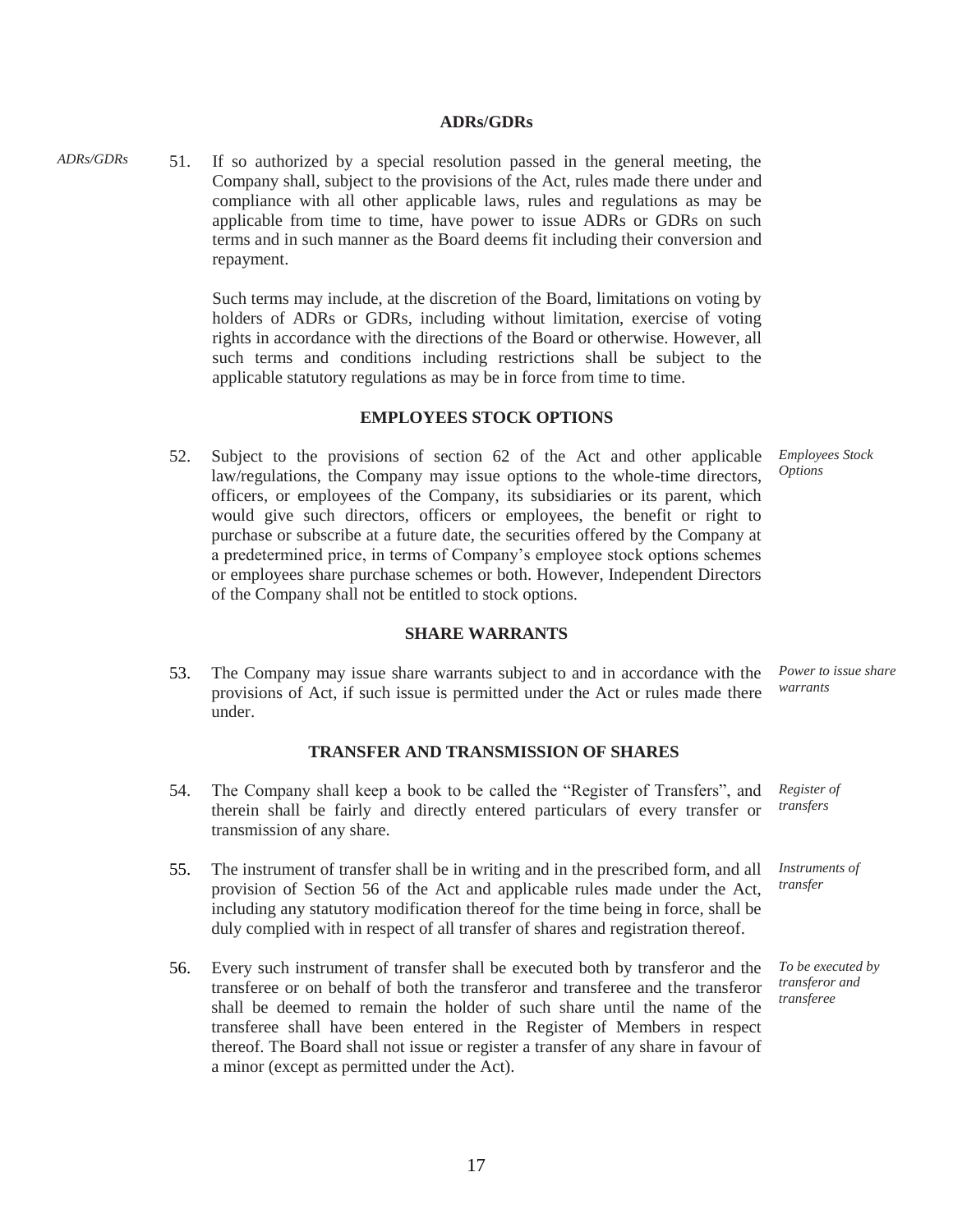## ADRs/GDRs

*ADRs/GDRs*

51. If so authorized by a special resolution passed in the general meeting, the Company shall, subject to the provisions of the Act, rules made there under and compliance with all other applicable laws, rules and regulations as may be applicable from time to time, have power to issue ADRs or GDRs on such terms and in such manner as the Board deems fit including their conversion and repayment.

    Such terms may include, at the discretion of the Board, limitations on voting by holders of ADRs or GDRs, including without limitation, exercise of voting rights in accordance with the directions of the Board or otherwise. However, all such terms and conditions including restrictions shall be subject to the applicable statutory regulations as may be in force from time to time.

## EMPLOYEES STOCK OPTIONS

*Employees Stock Options*

52. Subject to the provisions of section 62 of the Act and other applicable law/regulations, the Company may issue options to the whole-time directors, officers, or employees of the Company, its subsidiaries or its parent, which would give such directors, officers or employees, the benefit or right to purchase or subscribe at a future date, the securities offered by the Company at a predetermined price, in terms of Company's employee stock options schemes or employees share purchase schemes or both. However, Independent Directors of the Company shall not be entitled to stock options.

## SHARE WARRANTS

*Power to issue share warrants*

53. The Company may issue share warrants subject to and in accordance with the provisions of Act, if such issue is permitted under the Act or rules made there under.

## TRANSFER AND TRANSMISSION OF SHARES

*Register of transfers*

54. The Company shall keep a book to be called the "Register of Transfers", and therein shall be fairly and directly entered particulars of every transfer or transmission of any share.

*Instruments of transfer*

55. The instrument of transfer shall be in writing and in the prescribed form, and all provision of Section 56 of the Act and applicable rules made under the Act, including any statutory modification thereof for the time being in force, shall be duly complied with in respect of all transfer of shares and registration thereof.

*To be executed by transferor and transferee*

56. Every such instrument of transfer shall be executed both by transferor and the transferee or on behalf of both the transferor and transferee and the transferor shall be deemed to remain the holder of such share until the name of the transferee shall have been entered in the Register of Members in respect thereof. The Board shall not issue or register a transfer of any share in favour of a minor (except as permitted under the Act).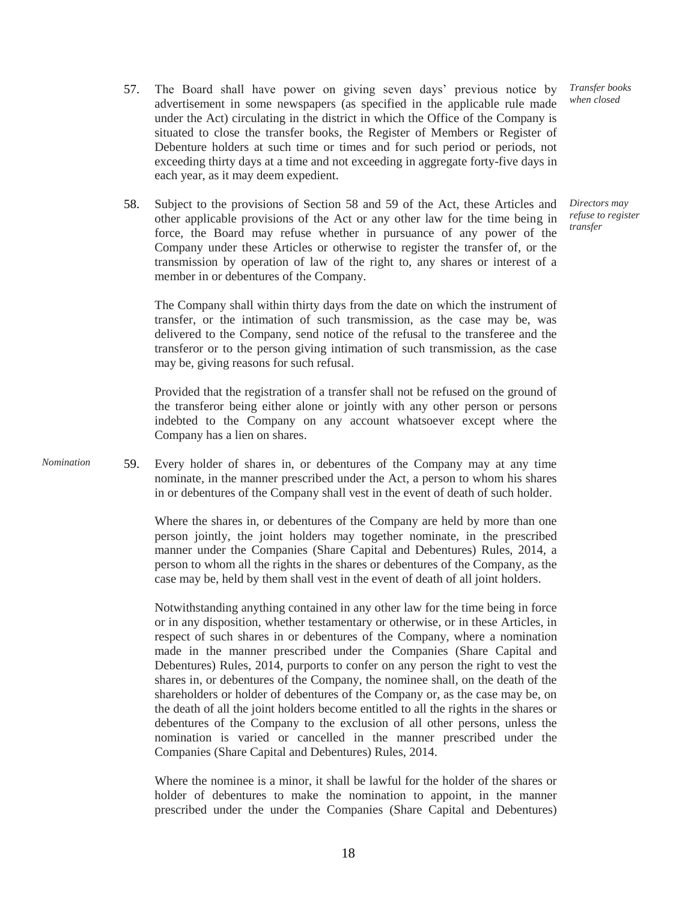57. The Board shall have power on giving seven days' previous notice by advertisement in some newspapers (as specified in the applicable rule made under the Act) circulating in the district in which the Office of the Company is situated to close the transfer books, the Register of Members or Register of Debenture holders at such time or times and for such period or periods, not exceeding thirty days at a time and not exceeding in aggregate forty-five days in each year, as it may deem expedient. *Transfer books when closed*

58. Subject to the provisions of Section 58 and 59 of the Act, these Articles and other applicable provisions of the Act or any other law for the time being in force, the Board may refuse whether in pursuance of any power of the Company under these Articles or otherwise to register the transfer of, or the transmission by operation of law of the right to, any shares or interest of a member in or debentures of the Company. *Directors may refuse to register transfer*

    The Company shall within thirty days from the date on which the instrument of transfer, or the intimation of such transmission, as the case may be, was delivered to the Company, send notice of the refusal to the transferee and the transferor or to the person giving intimation of such transmission, as the case may be, giving reasons for such refusal.

    Provided that the registration of a transfer shall not be refused on the ground of the transferor being either alone or jointly with any other person or persons indebted to the Company on any account whatsoever except where the Company has a lien on shares.

*Nomination*

59. Every holder of shares in, or debentures of the Company may at any time nominate, in the manner prescribed under the Act, a person to whom his shares in or debentures of the Company shall vest in the event of death of such holder.

    Where the shares in, or debentures of the Company are held by more than one person jointly, the joint holders may together nominate, in the prescribed manner under the Companies (Share Capital and Debentures) Rules, 2014, a person to whom all the rights in the shares or debentures of the Company, as the case may be, held by them shall vest in the event of death of all joint holders.

    Notwithstanding anything contained in any other law for the time being in force or in any disposition, whether testamentary or otherwise, or in these Articles, in respect of such shares in or debentures of the Company, where a nomination made in the manner prescribed under the Companies (Share Capital and Debentures) Rules, 2014, purports to confer on any person the right to vest the shares in, or debentures of the Company, the nominee shall, on the death of the shareholders or holder of debentures of the Company or, as the case may be, on the death of all the joint holders become entitled to all the rights in the shares or debentures of the Company to the exclusion of all other persons, unless the nomination is varied or cancelled in the manner prescribed under the Companies (Share Capital and Debentures) Rules, 2014.

    Where the nominee is a minor, it shall be lawful for the holder of the shares or holder of debentures to make the nomination to appoint, in the manner prescribed under the under the Companies (Share Capital and Debentures)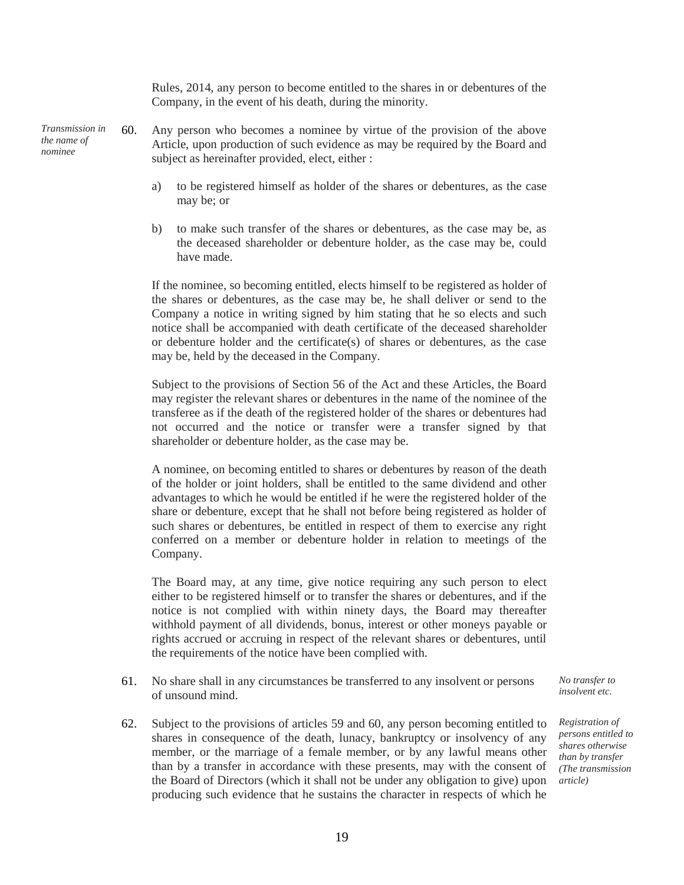Rules, 2014, any person to become entitled to the shares in or debentures of the Company, in the event of his death, during the minority.

*Transmission in the name of nominee*

60. Any person who becomes a nominee by virtue of the provision of the above Article, upon production of such evidence as may be required by the Board and subject as hereinafter provided, elect, either :

    a) to be registered himself as holder of the shares or debentures, as the case may be; or

    b) to make such transfer of the shares or debentures, as the case may be, as the deceased shareholder or debenture holder, as the case may be, could have made.

    If the nominee, so becoming entitled, elects himself to be registered as holder of the shares or debentures, as the case may be, he shall deliver or send to the Company a notice in writing signed by him stating that he so elects and such notice shall be accompanied with death certificate of the deceased shareholder or debenture holder and the certificate(s) of shares or debentures, as the case may be, held by the deceased in the Company.

    Subject to the provisions of Section 56 of the Act and these Articles, the Board may register the relevant shares or debentures in the name of the nominee of the transferee as if the death of the registered holder of the shares or debentures had not occurred and the notice or transfer were a transfer signed by that shareholder or debenture holder, as the case may be.

    A nominee, on becoming entitled to shares or debentures by reason of the death of the holder or joint holders, shall be entitled to the same dividend and other advantages to which he would be entitled if he were the registered holder of the share or debenture, except that he shall not before being registered as holder of such shares or debentures, be entitled in respect of them to exercise any right conferred on a member or debenture holder in relation to meetings of the Company.

    The Board may, at any time, give notice requiring any such person to elect either to be registered himself or to transfer the shares or debentures, and if the notice is not complied with within ninety days, the Board may thereafter withhold payment of all dividends, bonus, interest or other moneys payable or rights accrued or accruing in respect of the relevant shares or debentures, until the requirements of the notice have been complied with.

*No transfer to insolvent etc.*

61. No share shall in any circumstances be transferred to any insolvent or persons of unsound mind.

*Registration of persons entitled to shares otherwise than by transfer (The transmission article)*

62. Subject to the provisions of articles 59 and 60, any person becoming entitled to shares in consequence of the death, lunacy, bankruptcy or insolvency of any member, or the marriage of a female member, or by any lawful means other than by a transfer in accordance with these presents, may with the consent of the Board of Directors (which it shall not be under any obligation to give) upon producing such evidence that he sustains the character in respects of which he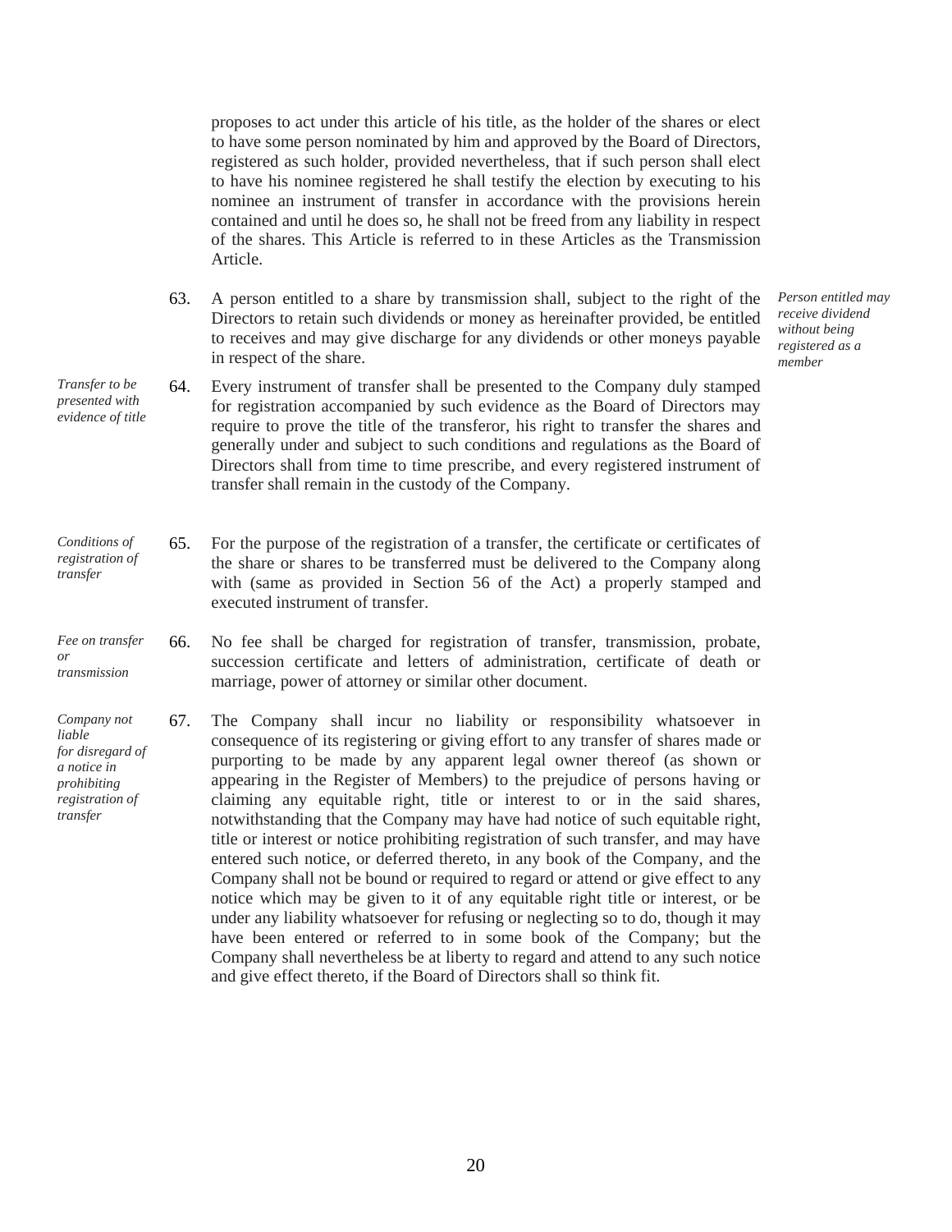proposes to act under this article of his title, as the holder of the shares or elect to have some person nominated by him and approved by the Board of Directors, registered as such holder, provided nevertheless, that if such person shall elect to have his nominee registered he shall testify the election by executing to his nominee an instrument of transfer in accordance with the provisions herein contained and until he does so, he shall not be freed from any liability in respect of the shares. This Article is referred to in these Articles as the Transmission Article.

*Person entitled may receive dividend without being registered as a member*

63. A person entitled to a share by transmission shall, subject to the right of the Directors to retain such dividends or money as hereinafter provided, be entitled to receives and may give discharge for any dividends or other moneys payable in respect of the share.

*Transfer to be presented with evidence of title*

64. Every instrument of transfer shall be presented to the Company duly stamped for registration accompanied by such evidence as the Board of Directors may require to prove the title of the transferor, his right to transfer the shares and generally under and subject to such conditions and regulations as the Board of Directors shall from time to time prescribe, and every registered instrument of transfer shall remain in the custody of the Company.

*Conditions of registration of transfer*

65. For the purpose of the registration of a transfer, the certificate or certificates of the share or shares to be transferred must be delivered to the Company along with (same as provided in Section 56 of the Act) a properly stamped and executed instrument of transfer.

*Fee on transfer or transmission*

66. No fee shall be charged for registration of transfer, transmission, probate, succession certificate and letters of administration, certificate of death or marriage, power of attorney or similar other document.

*Company not liable for disregard of a notice in prohibiting registration of transfer*

67. The Company shall incur no liability or responsibility whatsoever in consequence of its registering or giving effort to any transfer of shares made or purporting to be made by any apparent legal owner thereof (as shown or appearing in the Register of Members) to the prejudice of persons having or claiming any equitable right, title or interest to or in the said shares, notwithstanding that the Company may have had notice of such equitable right, title or interest or notice prohibiting registration of such transfer, and may have entered such notice, or deferred thereto, in any book of the Company, and the Company shall not be bound or required to regard or attend or give effect to any notice which may be given to it of any equitable right title or interest, or be under any liability whatsoever for refusing or neglecting so to do, though it may have been entered or referred to in some book of the Company; but the Company shall nevertheless be at liberty to regard and attend to any such notice and give effect thereto, if the Board of Directors shall so think fit.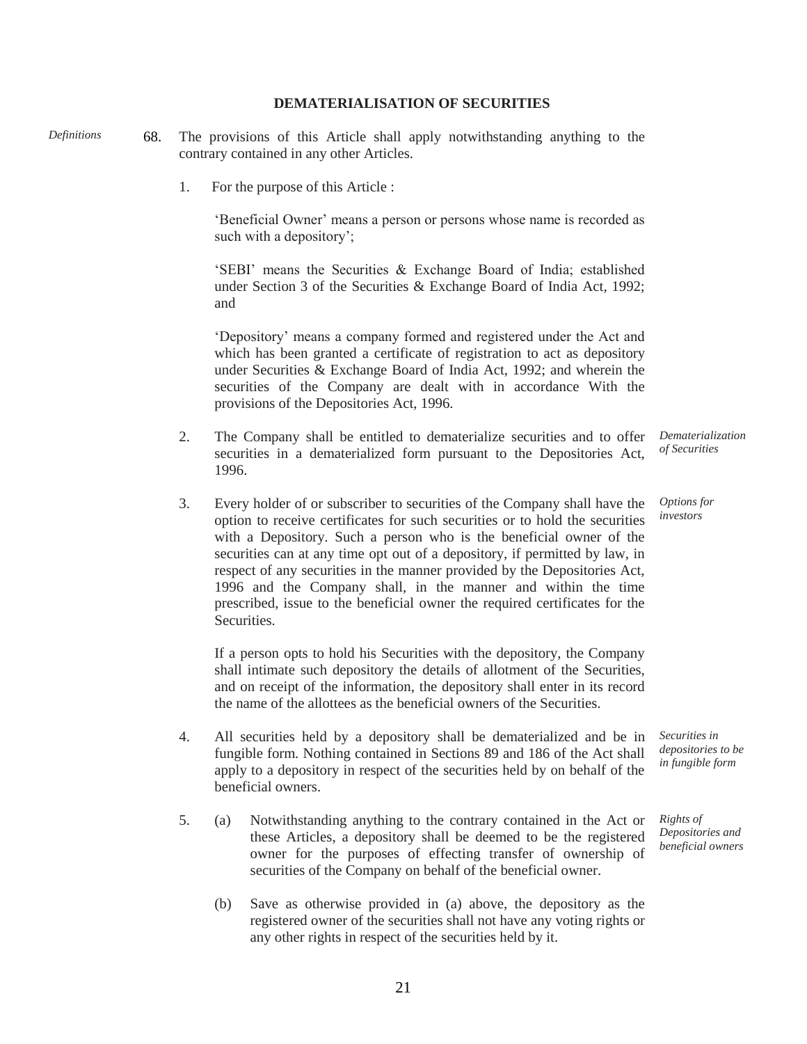## DEMATERIALISATION OF SECURITIES

*Definitions*

68. The provisions of this Article shall apply notwithstanding anything to the contrary contained in any other Articles.

1. For the purpose of this Article :

   'Beneficial Owner' means a person or persons whose name is recorded as such with a depository';

   'SEBI' means the Securities & Exchange Board of India; established under Section 3 of the Securities & Exchange Board of India Act, 1992; and

   'Depository' means a company formed and registered under the Act and which has been granted a certificate of registration to act as depository under Securities & Exchange Board of India Act, 1992; and wherein the securities of the Company are dealt with in accordance With the provisions of the Depositories Act, 1996.

*Dematerialization of Securities*

2. The Company shall be entitled to dematerialize securities and to offer securities in a dematerialized form pursuant to the Depositories Act, 1996.

*Options for investors*

3. Every holder of or subscriber to securities of the Company shall have the option to receive certificates for such securities or to hold the securities with a Depository. Such a person who is the beneficial owner of the securities can at any time opt out of a depository, if permitted by law, in respect of any securities in the manner provided by the Depositories Act, 1996 and the Company shall, in the manner and within the time prescribed, issue to the beneficial owner the required certificates for the Securities.

   If a person opts to hold his Securities with the depository, the Company shall intimate such depository the details of allotment of the Securities, and on receipt of the information, the depository shall enter in its record the name of the allottees as the beneficial owners of the Securities.

*Securities in depositories to be in fungible form*

4. All securities held by a depository shall be dematerialized and be in fungible form. Nothing contained in Sections 89 and 186 of the Act shall apply to a depository in respect of the securities held by on behalf of the beneficial owners.

*Rights of Depositories and beneficial owners*

5. (a) Notwithstanding anything to the contrary contained in the Act or these Articles, a depository shall be deemed to be the registered owner for the purposes of effecting transfer of ownership of securities of the Company on behalf of the beneficial owner.

   (b) Save as otherwise provided in (a) above, the depository as the registered owner of the securities shall not have any voting rights or any other rights in respect of the securities held by it.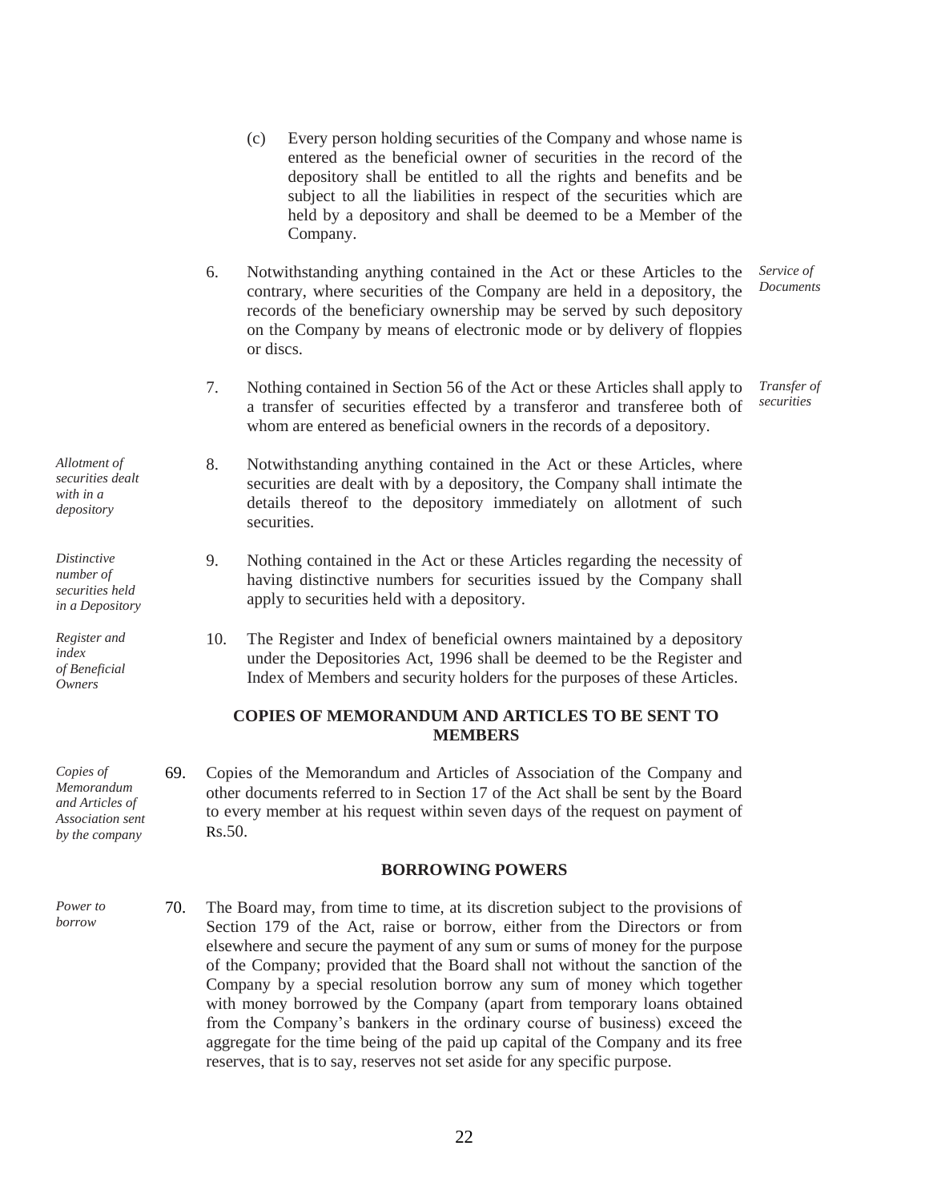(c) Every person holding securities of the Company and whose name is entered as the beneficial owner of securities in the record of the depository shall be entitled to all the rights and benefits and be subject to all the liabilities in respect of the securities which are held by a depository and shall be deemed to be a Member of the Company.

6. Notwithstanding anything contained in the Act or these Articles to the contrary, where securities of the Company are held in a depository, the records of the beneficiary ownership may be served by such depository on the Company by means of electronic mode or by delivery of floppies or discs. *Service of Documents*

7. Nothing contained in Section 56 of the Act or these Articles shall apply to a transfer of securities effected by a transferor and transferee both of whom are entered as beneficial owners in the records of a depository. *Transfer of securities*

*Allotment of securities dealt with in a depository*

8. Notwithstanding anything contained in the Act or these Articles, where securities are dealt with by a depository, the Company shall intimate the details thereof to the depository immediately on allotment of such securities.

*Distinctive number of securities held in a Depository*

9. Nothing contained in the Act or these Articles regarding the necessity of having distinctive numbers for securities issued by the Company shall apply to securities held with a depository.

*Register and index of Beneficial Owners*

10. The Register and Index of beneficial owners maintained by a depository under the Depositories Act, 1996 shall be deemed to be the Register and Index of Members and security holders for the purposes of these Articles.

## COPIES OF MEMORANDUM AND ARTICLES TO BE SENT TO MEMBERS

*Copies of Memorandum and Articles of Association sent by the company*

69. Copies of the Memorandum and Articles of Association of the Company and other documents referred to in Section 17 of the Act shall be sent by the Board to every member at his request within seven days of the request on payment of Rs.50.

## BORROWING POWERS

*Power to borrow*

70. The Board may, from time to time, at its discretion subject to the provisions of Section 179 of the Act, raise or borrow, either from the Directors or from elsewhere and secure the payment of any sum or sums of money for the purpose of the Company; provided that the Board shall not without the sanction of the Company by a special resolution borrow any sum of money which together with money borrowed by the Company (apart from temporary loans obtained from the Company's bankers in the ordinary course of business) exceed the aggregate for the time being of the paid up capital of the Company and its free reserves, that is to say, reserves not set aside for any specific purpose.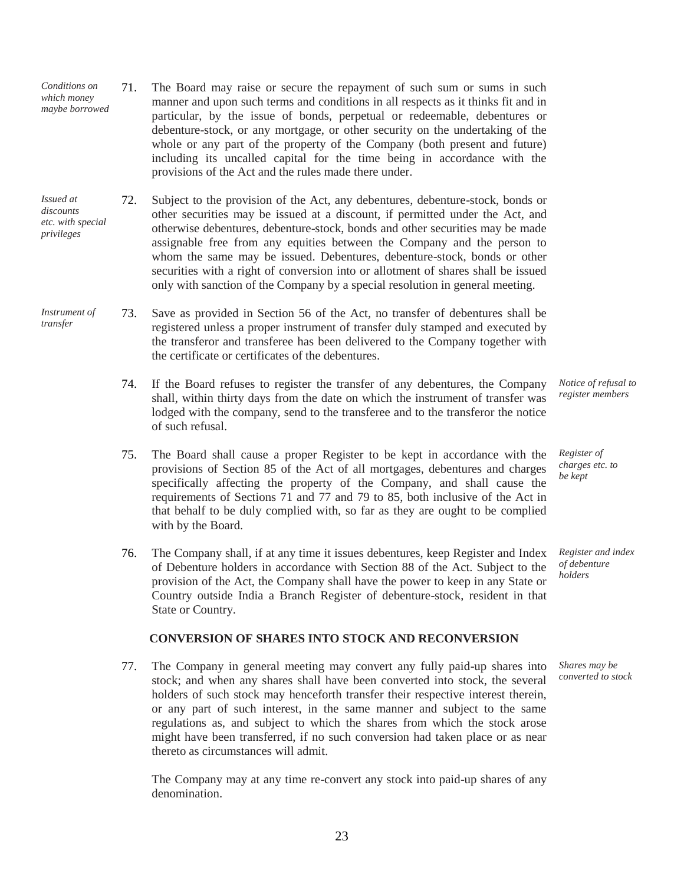*Conditions on which money maybe borrowed*

71. The Board may raise or secure the repayment of such sum or sums in such manner and upon such terms and conditions in all respects as it thinks fit and in particular, by the issue of bonds, perpetual or redeemable, debentures or debenture-stock, or any mortgage, or other security on the undertaking of the whole or any part of the property of the Company (both present and future) including its uncalled capital for the time being in accordance with the provisions of the Act and the rules made there under.

*Issued at discounts etc. with special privileges*

72. Subject to the provision of the Act, any debentures, debenture-stock, bonds or other securities may be issued at a discount, if permitted under the Act, and otherwise debentures, debenture-stock, bonds and other securities may be made assignable free from any equities between the Company and the person to whom the same may be issued. Debentures, debenture-stock, bonds or other securities with a right of conversion into or allotment of shares shall be issued only with sanction of the Company by a special resolution in general meeting.

*Instrument of transfer*

73. Save as provided in Section 56 of the Act, no transfer of debentures shall be registered unless a proper instrument of transfer duly stamped and executed by the transferor and transferee has been delivered to the Company together with the certificate or certificates of the debentures.

*Notice of refusal to register members*

74. If the Board refuses to register the transfer of any debentures, the Company shall, within thirty days from the date on which the instrument of transfer was lodged with the company, send to the transferee and to the transferor the notice of such refusal.

*Register of charges etc. to be kept*

75. The Board shall cause a proper Register to be kept in accordance with the provisions of Section 85 of the Act of all mortgages, debentures and charges specifically affecting the property of the Company, and shall cause the requirements of Sections 71 and 77 and 79 to 85, both inclusive of the Act in that behalf to be duly complied with, so far as they are ought to be complied with by the Board.

*Register and index of debenture holders*

76. The Company shall, if at any time it issues debentures, keep Register and Index of Debenture holders in accordance with Section 88 of the Act. Subject to the provision of the Act, the Company shall have the power to keep in any State or Country outside India a Branch Register of debenture-stock, resident in that State or Country.

## CONVERSION OF SHARES INTO STOCK AND RECONVERSION

*Shares may be converted to stock*

77. The Company in general meeting may convert any fully paid-up shares into stock; and when any shares shall have been converted into stock, the several holders of such stock may henceforth transfer their respective interest therein, or any part of such interest, in the same manner and subject to the same regulations as, and subject to which the shares from which the stock arose might have been transferred, if no such conversion had taken place or as near thereto as circumstances will admit.

The Company may at any time re-convert any stock into paid-up shares of any denomination.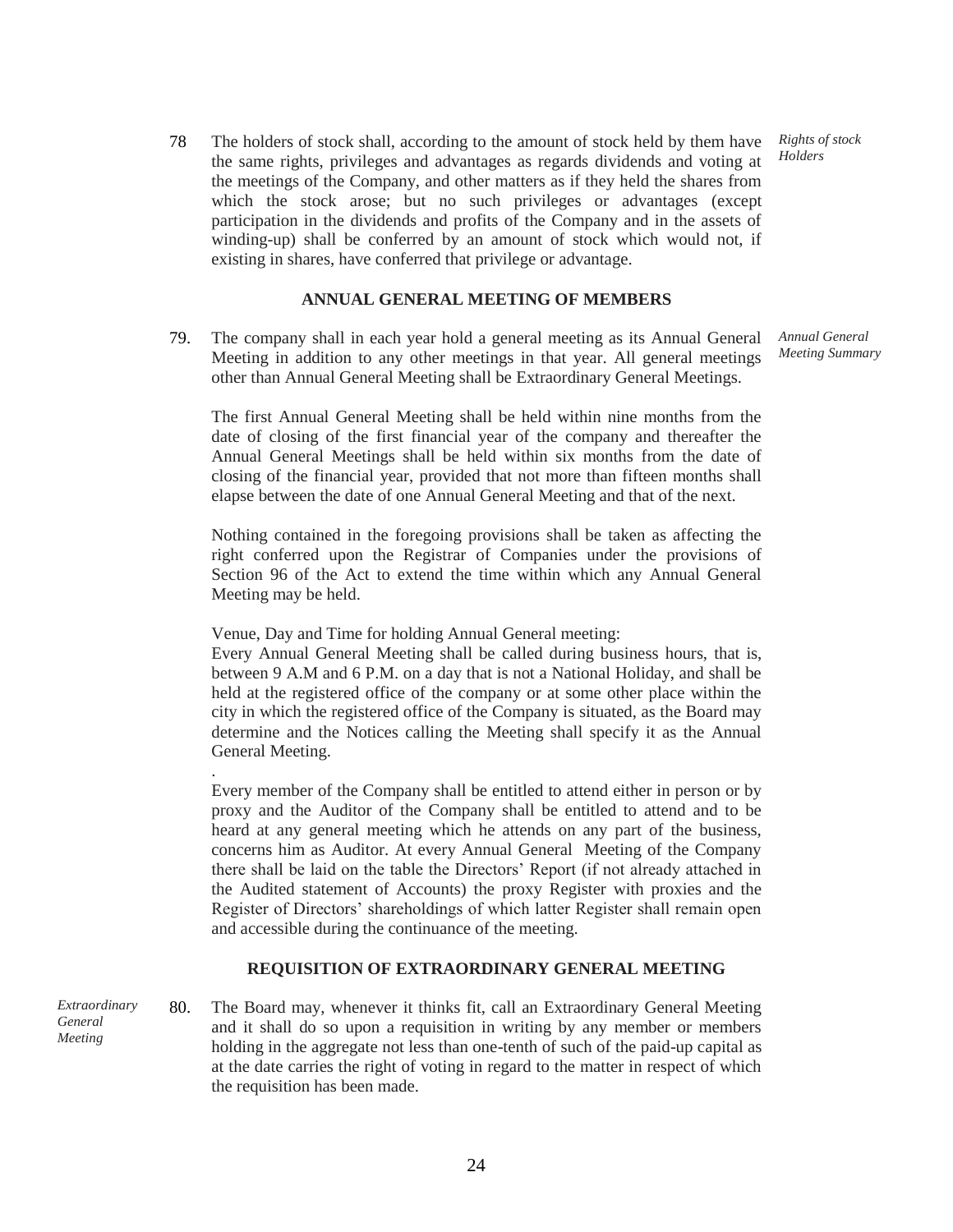78 The holders of stock shall, according to the amount of stock held by them have the same rights, privileges and advantages as regards dividends and voting at the meetings of the Company, and other matters as if they held the shares from which the stock arose; but no such privileges or advantages (except participation in the dividends and profits of the Company and in the assets of winding-up) shall be conferred by an amount of stock which would not, if existing in shares, have conferred that privilege or advantage. *Rights of stock Holders*

## ANNUAL GENERAL MEETING OF MEMBERS

79. The company shall in each year hold a general meeting as its Annual General Meeting in addition to any other meetings in that year. All general meetings other than Annual General Meeting shall be Extraordinary General Meetings. *Annual General Meeting Summary*

The first Annual General Meeting shall be held within nine months from the date of closing of the first financial year of the company and thereafter the Annual General Meetings shall be held within six months from the date of closing of the financial year, provided that not more than fifteen months shall elapse between the date of one Annual General Meeting and that of the next.

Nothing contained in the foregoing provisions shall be taken as affecting the right conferred upon the Registrar of Companies under the provisions of Section 96 of the Act to extend the time within which any Annual General Meeting may be held.

Venue, Day and Time for holding Annual General meeting:
Every Annual General Meeting shall be called during business hours, that is, between 9 A.M and 6 P.M. on a day that is not a National Holiday, and shall be held at the registered office of the company or at some other place within the city in which the registered office of the Company is situated, as the Board may determine and the Notices calling the Meeting shall specify it as the Annual General Meeting.

.
Every member of the Company shall be entitled to attend either in person or by proxy and the Auditor of the Company shall be entitled to attend and to be heard at any general meeting which he attends on any part of the business, concerns him as Auditor. At every Annual General Meeting of the Company there shall be laid on the table the Directors' Report (if not already attached in the Audited statement of Accounts) the proxy Register with proxies and the Register of Directors' shareholdings of which latter Register shall remain open and accessible during the continuance of the meeting.

## REQUISITION OF EXTRAORDINARY GENERAL MEETING

*Extraordinary General Meeting*

80. The Board may, whenever it thinks fit, call an Extraordinary General Meeting and it shall do so upon a requisition in writing by any member or members holding in the aggregate not less than one-tenth of such of the paid-up capital as at the date carries the right of voting in regard to the matter in respect of which the requisition has been made.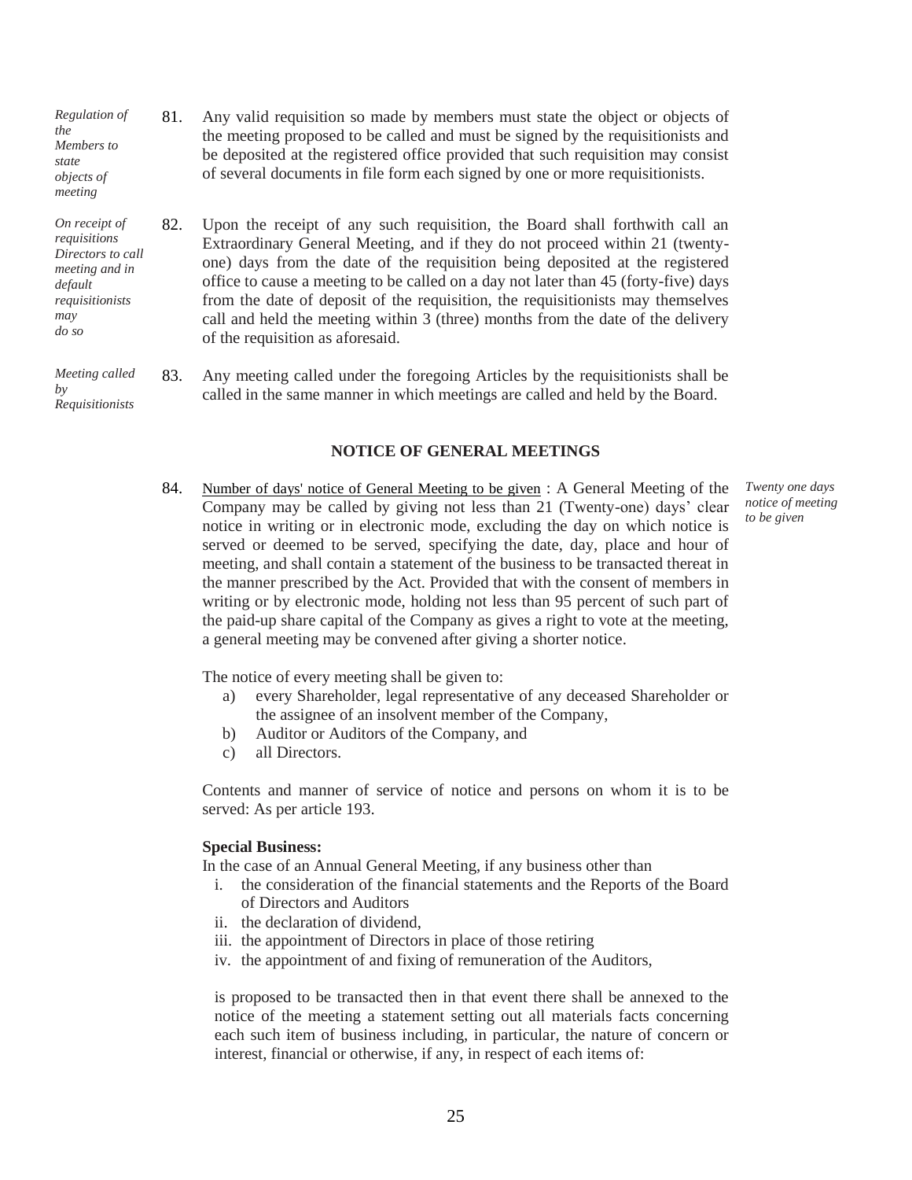*Regulation of the Members to state objects of meeting*

81. Any valid requisition so made by members must state the object or objects of the meeting proposed to be called and must be signed by the requisitionists and be deposited at the registered office provided that such requisition may consist of several documents in file form each signed by one or more requisitionists.

*On receipt of requisitions Directors to call meeting and in default requisitionists may do so*

82. Upon the receipt of any such requisition, the Board shall forthwith call an Extraordinary General Meeting, and if they do not proceed within 21 (twenty-one) days from the date of the requisition being deposited at the registered office to cause a meeting to be called on a day not later than 45 (forty-five) days from the date of deposit of the requisition, the requisitionists may themselves call and held the meeting within 3 (three) months from the date of the delivery of the requisition as aforesaid.

*Meeting called by Requisitionists*

83. Any meeting called under the foregoing Articles by the requisitionists shall be called in the same manner in which meetings are called and held by the Board.

## NOTICE OF GENERAL MEETINGS

*Twenty one days notice of meeting to be given*

84. Number of days' notice of General Meeting to be given : A General Meeting of the Company may be called by giving not less than 21 (Twenty-one) days' clear notice in writing or in electronic mode, excluding the day on which notice is served or deemed to be served, specifying the date, day, place and hour of meeting, and shall contain a statement of the business to be transacted thereat in the manner prescribed by the Act. Provided that with the consent of members in writing or by electronic mode, holding not less than 95 percent of such part of the paid-up share capital of the Company as gives a right to vote at the meeting, a general meeting may be convened after giving a shorter notice.

The notice of every meeting shall be given to:

a) every Shareholder, legal representative of any deceased Shareholder or the assignee of an insolvent member of the Company,
b) Auditor or Auditors of the Company, and
c) all Directors.

Contents and manner of service of notice and persons on whom it is to be served: As per article 193.

**Special Business:**

In the case of an Annual General Meeting, if any business other than

i. the consideration of the financial statements and the Reports of the Board of Directors and Auditors
ii. the declaration of dividend,
iii. the appointment of Directors in place of those retiring
iv. the appointment of and fixing of remuneration of the Auditors,

is proposed to be transacted then in that event there shall be annexed to the notice of the meeting a statement setting out all materials facts concerning each such item of business including, in particular, the nature of concern or interest, financial or otherwise, if any, in respect of each items of: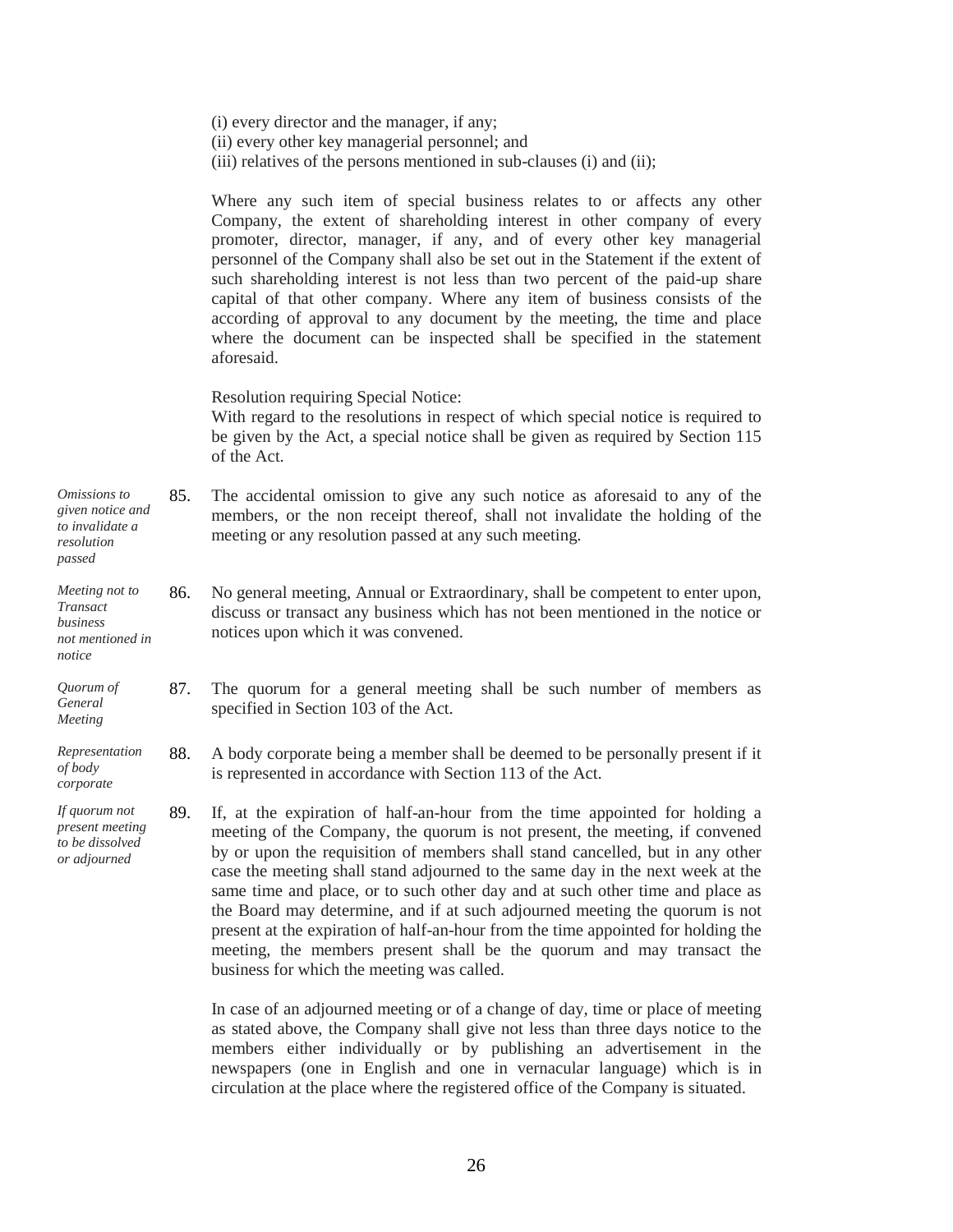(i) every director and the manager, if any;
(ii) every other key managerial personnel; and
(iii) relatives of the persons mentioned in sub-clauses (i) and (ii);

Where any such item of special business relates to or affects any other Company, the extent of shareholding interest in other company of every promoter, director, manager, if any, and of every other key managerial personnel of the Company shall also be set out in the Statement if the extent of such shareholding interest is not less than two percent of the paid-up share capital of that other company. Where any item of business consists of the according of approval to any document by the meeting, the time and place where the document can be inspected shall be specified in the statement aforesaid.

Resolution requiring Special Notice:
With regard to the resolutions in respect of which special notice is required to be given by the Act, a special notice shall be given as required by Section 115 of the Act.

*Omissions to given notice and to invalidate a resolution passed*

85. The accidental omission to give any such notice as aforesaid to any of the members, or the non receipt thereof, shall not invalidate the holding of the meeting or any resolution passed at any such meeting.

*Meeting not to Transact business not mentioned in notice*

86. No general meeting, Annual or Extraordinary, shall be competent to enter upon, discuss or transact any business which has not been mentioned in the notice or notices upon which it was convened.

*Quorum of General Meeting*

87. The quorum for a general meeting shall be such number of members as specified in Section 103 of the Act.

*Representation of body corporate*

88. A body corporate being a member shall be deemed to be personally present if it is represented in accordance with Section 113 of the Act.

*If quorum not present meeting to be dissolved or adjourned*

89. If, at the expiration of half-an-hour from the time appointed for holding a meeting of the Company, the quorum is not present, the meeting, if convened by or upon the requisition of members shall stand cancelled, but in any other case the meeting shall stand adjourned to the same day in the next week at the same time and place, or to such other day and at such other time and place as the Board may determine, and if at such adjourned meeting the quorum is not present at the expiration of half-an-hour from the time appointed for holding the meeting, the members present shall be the quorum and may transact the business for which the meeting was called.

In case of an adjourned meeting or of a change of day, time or place of meeting as stated above, the Company shall give not less than three days notice to the members either individually or by publishing an advertisement in the newspapers (one in English and one in vernacular language) which is in circulation at the place where the registered office of the Company is situated.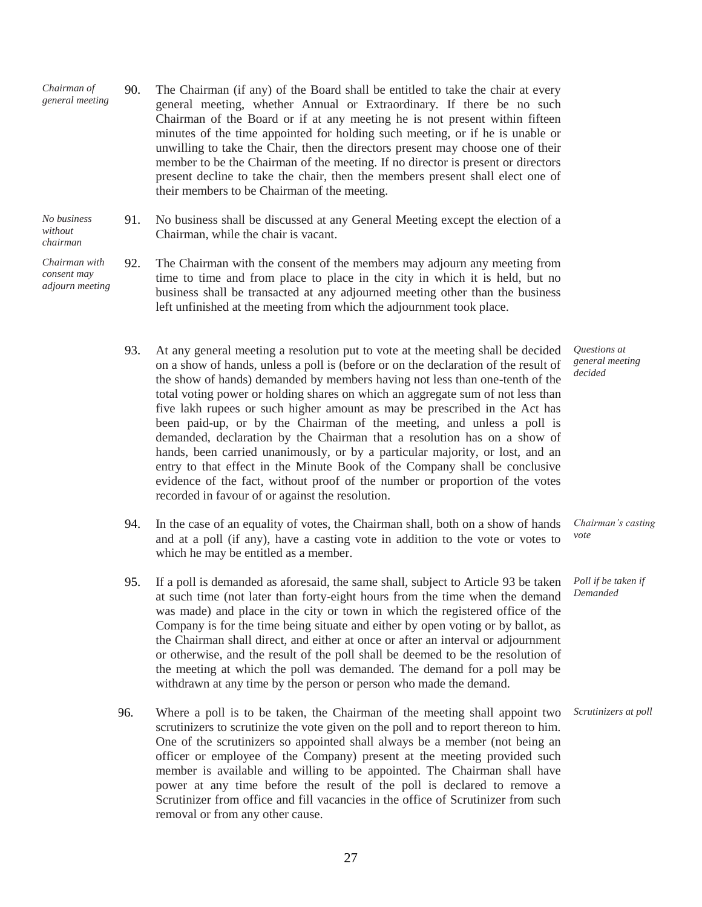*Chairman of general meeting*

90. The Chairman (if any) of the Board shall be entitled to take the chair at every general meeting, whether Annual or Extraordinary. If there be no such Chairman of the Board or if at any meeting he is not present within fifteen minutes of the time appointed for holding such meeting, or if he is unable or unwilling to take the Chair, then the directors present may choose one of their member to be the Chairman of the meeting. If no director is present or directors present decline to take the chair, then the members present shall elect one of their members to be Chairman of the meeting.

*No business without chairman*

91. No business shall be discussed at any General Meeting except the election of a Chairman, while the chair is vacant.

*Chairman with consent may adjourn meeting*

92. The Chairman with the consent of the members may adjourn any meeting from time to time and from place to place in the city in which it is held, but no business shall be transacted at any adjourned meeting other than the business left unfinished at the meeting from which the adjournment took place.

*Questions at general meeting decided*

93. At any general meeting a resolution put to vote at the meeting shall be decided on a show of hands, unless a poll is (before or on the declaration of the result of the show of hands) demanded by members having not less than one-tenth of the total voting power or holding shares on which an aggregate sum of not less than five lakh rupees or such higher amount as may be prescribed in the Act has been paid-up, or by the Chairman of the meeting, and unless a poll is demanded, declaration by the Chairman that a resolution has on a show of hands, been carried unanimously, or by a particular majority, or lost, and an entry to that effect in the Minute Book of the Company shall be conclusive evidence of the fact, without proof of the number or proportion of the votes recorded in favour of or against the resolution.

*Chairman's casting vote*

94. In the case of an equality of votes, the Chairman shall, both on a show of hands and at a poll (if any), have a casting vote in addition to the vote or votes to which he may be entitled as a member.

*Poll if be taken if Demanded*

95. If a poll is demanded as aforesaid, the same shall, subject to Article 93 be taken at such time (not later than forty-eight hours from the time when the demand was made) and place in the city or town in which the registered office of the Company is for the time being situate and either by open voting or by ballot, as the Chairman shall direct, and either at once or after an interval or adjournment or otherwise, and the result of the poll shall be deemed to be the resolution of the meeting at which the poll was demanded. The demand for a poll may be withdrawn at any time by the person or person who made the demand.

*Scrutinizers at poll*

96. Where a poll is to be taken, the Chairman of the meeting shall appoint two scrutinizers to scrutinize the vote given on the poll and to report thereon to him. One of the scrutinizers so appointed shall always be a member (not being an officer or employee of the Company) present at the meeting provided such member is available and willing to be appointed. The Chairman shall have power at any time before the result of the poll is declared to remove a Scrutinizer from office and fill vacancies in the office of Scrutinizer from such removal or from any other cause.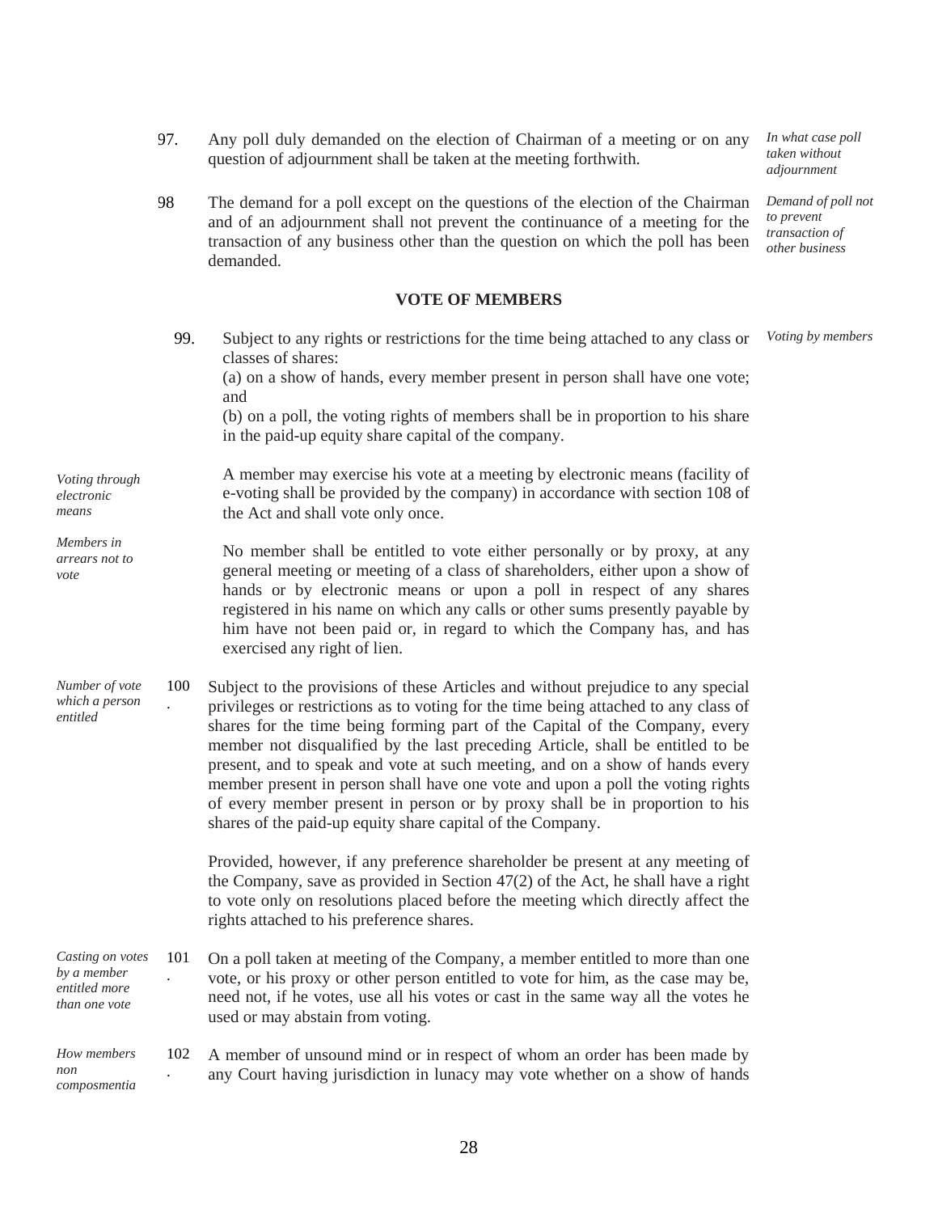97. Any poll duly demanded on the election of Chairman of a meeting or on any question of adjournment shall be taken at the meeting forthwith. *In what case poll taken without adjournment*

98 The demand for a poll except on the questions of the election of the Chairman and of an adjournment shall not prevent the continuance of a meeting for the transaction of any business other than the question on which the poll has been demanded. *Demand of poll not to prevent transaction of other business*

**VOTE OF MEMBERS**

99. Subject to any rights or restrictions for the time being attached to any class or classes of shares: *Voting by members*

(a) on a show of hands, every member present in person shall have one vote; and

(b) on a poll, the voting rights of members shall be in proportion to his share in the paid-up equity share capital of the company.

*Voting through electronic means* A member may exercise his vote at a meeting by electronic means (facility of e-voting shall be provided by the company) in accordance with section 108 of the Act and shall vote only once.

*Members in arrears not to vote* No member shall be entitled to vote either personally or by proxy, at any general meeting or meeting of a class of shareholders, either upon a show of hands or by electronic means or upon a poll in respect of any shares registered in his name on which any calls or other sums presently payable by him have not been paid or, in regard to which the Company has, and has exercised any right of lien.

*Number of vote which a person entitled* 100. Subject to the provisions of these Articles and without prejudice to any special privileges or restrictions as to voting for the time being attached to any class of shares for the time being forming part of the Capital of the Company, every member not disqualified by the last preceding Article, shall be entitled to be present, and to speak and vote at such meeting, and on a show of hands every member present in person shall have one vote and upon a poll the voting rights of every member present in person or by proxy shall be in proportion to his shares of the paid-up equity share capital of the Company.

Provided, however, if any preference shareholder be present at any meeting of the Company, save as provided in Section 47(2) of the Act, he shall have a right to vote only on resolutions placed before the meeting which directly affect the rights attached to his preference shares.

*Casting on votes by a member entitled more than one vote* 101. On a poll taken at meeting of the Company, a member entitled to more than one vote, or his proxy or other person entitled to vote for him, as the case may be, need not, if he votes, use all his votes or cast in the same way all the votes he used or may abstain from voting.

*How members non composmentia* 102. A member of unsound mind or in respect of whom an order has been made by any Court having jurisdiction in lunacy may vote whether on a show of hands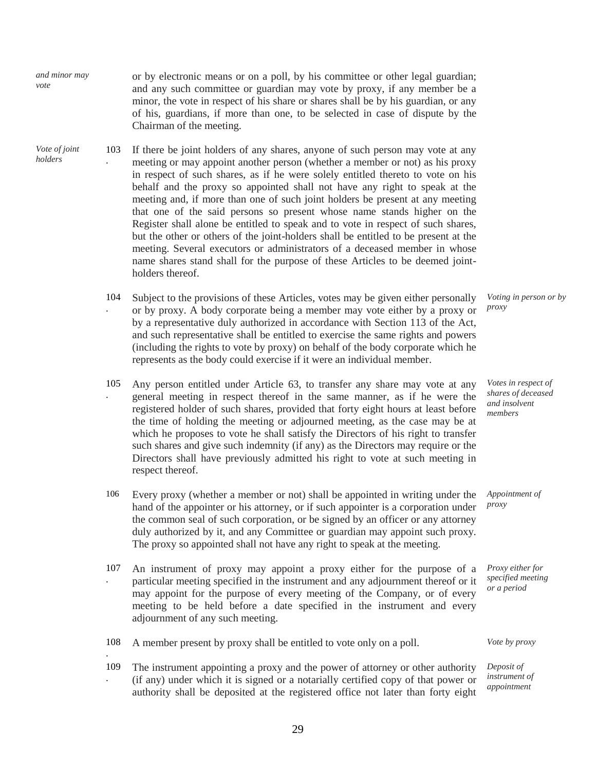*and minor may vote*

or by electronic means or on a poll, by his committee or other legal guardian; and any such committee or guardian may vote by proxy, if any member be a minor, the vote in respect of his share or shares shall be by his guardian, or any of his, guardians, if more than one, to be selected in case of dispute by the Chairman of the meeting.

*Vote of joint holders*

103. If there be joint holders of any shares, anyone of such person may vote at any meeting or may appoint another person (whether a member or not) as his proxy in respect of such shares, as if he were solely entitled thereto to vote on his behalf and the proxy so appointed shall not have any right to speak at the meeting and, if more than one of such joint holders be present at any meeting that one of the said persons so present whose name stands higher on the Register shall alone be entitled to speak and to vote in respect of such shares, but the other or others of the joint-holders shall be entitled to be present at the meeting. Several executors or administrators of a deceased member in whose name shares stand shall for the purpose of these Articles to be deemed joint-holders thereof.

*Voting in person or by proxy*

104. Subject to the provisions of these Articles, votes may be given either personally or by proxy. A body corporate being a member may vote either by a proxy or by a representative duly authorized in accordance with Section 113 of the Act, and such representative shall be entitled to exercise the same rights and powers (including the rights to vote by proxy) on behalf of the body corporate which he represents as the body could exercise if it were an individual member.

*Votes in respect of shares of deceased and insolvent members*

105. Any person entitled under Article 63, to transfer any share may vote at any general meeting in respect thereof in the same manner, as if he were the registered holder of such shares, provided that forty eight hours at least before the time of holding the meeting or adjourned meeting, as the case may be at which he proposes to vote he shall satisfy the Directors of his right to transfer such shares and give such indemnity (if any) as the Directors may require or the Directors shall have previously admitted his right to vote at such meeting in respect thereof.

*Appointment of proxy*

106. Every proxy (whether a member or not) shall be appointed in writing under the hand of the appointer or his attorney, or if such appointer is a corporation under the common seal of such corporation, or be signed by an officer or any attorney duly authorized by it, and any Committee or guardian may appoint such proxy. The proxy so appointed shall not have any right to speak at the meeting.

*Proxy either for specified meeting or a period*

107. An instrument of proxy may appoint a proxy either for the purpose of a particular meeting specified in the instrument and any adjournment thereof or it may appoint for the purpose of every meeting of the Company, or of every meeting to be held before a date specified in the instrument and every adjournment of any such meeting.

*Vote by proxy*

108. A member present by proxy shall be entitled to vote only on a poll.

*Deposit of instrument of appointment*

109. The instrument appointing a proxy and the power of attorney or other authority (if any) under which it is signed or a notarially certified copy of that power or authority shall be deposited at the registered office not later than forty eight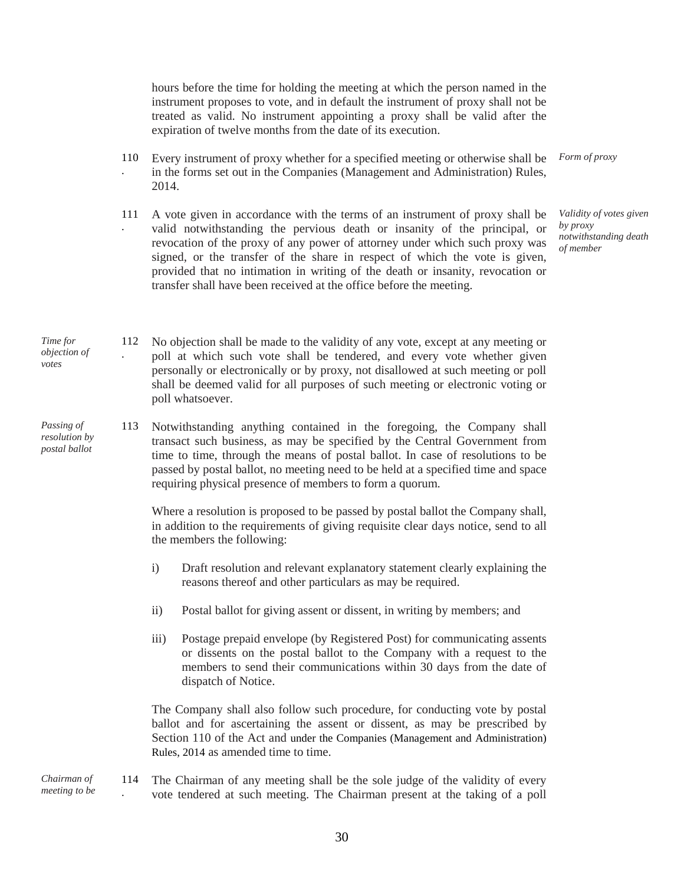hours before the time for holding the meeting at which the person named in the instrument proposes to vote, and in default the instrument of proxy shall not be treated as valid. No instrument appointing a proxy shall be valid after the expiration of twelve months from the date of its execution.

*Form of proxy*

110. Every instrument of proxy whether for a specified meeting or otherwise shall be in the forms set out in the Companies (Management and Administration) Rules, 2014.

*Validity of votes given by proxy notwithstanding death of member*

111. A vote given in accordance with the terms of an instrument of proxy shall be valid notwithstanding the pervious death or insanity of the principal, or revocation of the proxy of any power of attorney under which such proxy was signed, or the transfer of the share in respect of which the vote is given, provided that no intimation in writing of the death or insanity, revocation or transfer shall have been received at the office before the meeting.

*Time for objection of votes*

112. No objection shall be made to the validity of any vote, except at any meeting or poll at which such vote shall be tendered, and every vote whether given personally or electronically or by proxy, not disallowed at such meeting or poll shall be deemed valid for all purposes of such meeting or electronic voting or poll whatsoever.

*Passing of resolution by postal ballot*

113 Notwithstanding anything contained in the foregoing, the Company shall transact such business, as may be specified by the Central Government from time to time, through the means of postal ballot. In case of resolutions to be passed by postal ballot, no meeting need to be held at a specified time and space requiring physical presence of members to form a quorum.

Where a resolution is proposed to be passed by postal ballot the Company shall, in addition to the requirements of giving requisite clear days notice, send to all the members the following:

i) Draft resolution and relevant explanatory statement clearly explaining the reasons thereof and other particulars as may be required.

ii) Postal ballot for giving assent or dissent, in writing by members; and

iii) Postage prepaid envelope (by Registered Post) for communicating assents or dissents on the postal ballot to the Company with a request to the members to send their communications within 30 days from the date of dispatch of Notice.

The Company shall also follow such procedure, for conducting vote by postal ballot and for ascertaining the assent or dissent, as may be prescribed by Section 110 of the Act and under the Companies (Management and Administration) Rules, 2014 as amended time to time.

*Chairman of meeting to be*

114. The Chairman of any meeting shall be the sole judge of the validity of every vote tendered at such meeting. The Chairman present at the taking of a poll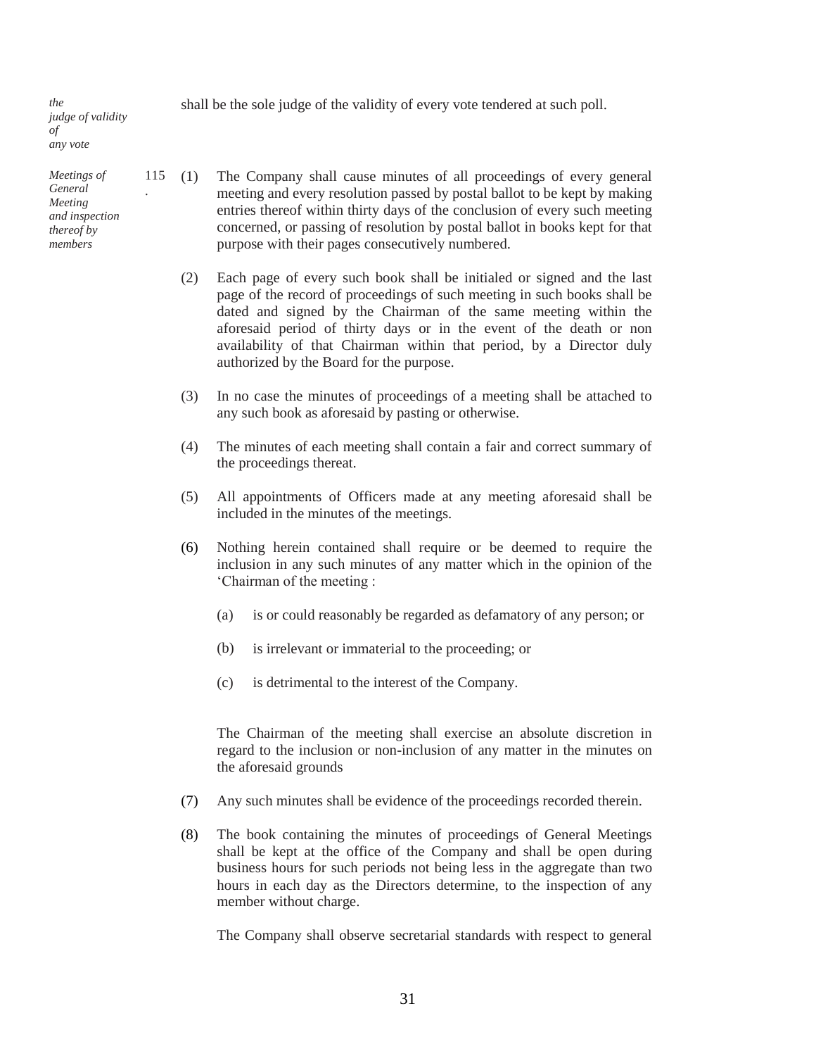*the judge of validity of any vote*

shall be the sole judge of the validity of every vote tendered at such poll.

*Meetings of General Meeting and inspection thereof by members*

115. (1) The Company shall cause minutes of all proceedings of every general meeting and every resolution passed by postal ballot to be kept by making entries thereof within thirty days of the conclusion of every such meeting concerned, or passing of resolution by postal ballot in books kept for that purpose with their pages consecutively numbered.

(2) Each page of every such book shall be initialed or signed and the last page of the record of proceedings of such meeting in such books shall be dated and signed by the Chairman of the same meeting within the aforesaid period of thirty days or in the event of the death or non availability of that Chairman within that period, by a Director duly authorized by the Board for the purpose.

(3) In no case the minutes of proceedings of a meeting shall be attached to any such book as aforesaid by pasting or otherwise.

(4) The minutes of each meeting shall contain a fair and correct summary of the proceedings thereat.

(5) All appointments of Officers made at any meeting aforesaid shall be included in the minutes of the meetings.

(6) Nothing herein contained shall require or be deemed to require the inclusion in any such minutes of any matter which in the opinion of the 'Chairman of the meeting :

(a) is or could reasonably be regarded as defamatory of any person; or

(b) is irrelevant or immaterial to the proceeding; or

(c) is detrimental to the interest of the Company.

The Chairman of the meeting shall exercise an absolute discretion in regard to the inclusion or non-inclusion of any matter in the minutes on the aforesaid grounds

(7) Any such minutes shall be evidence of the proceedings recorded therein.

(8) The book containing the minutes of proceedings of General Meetings shall be kept at the office of the Company and shall be open during business hours for such periods not being less in the aggregate than two hours in each day as the Directors determine, to the inspection of any member without charge.

The Company shall observe secretarial standards with respect to general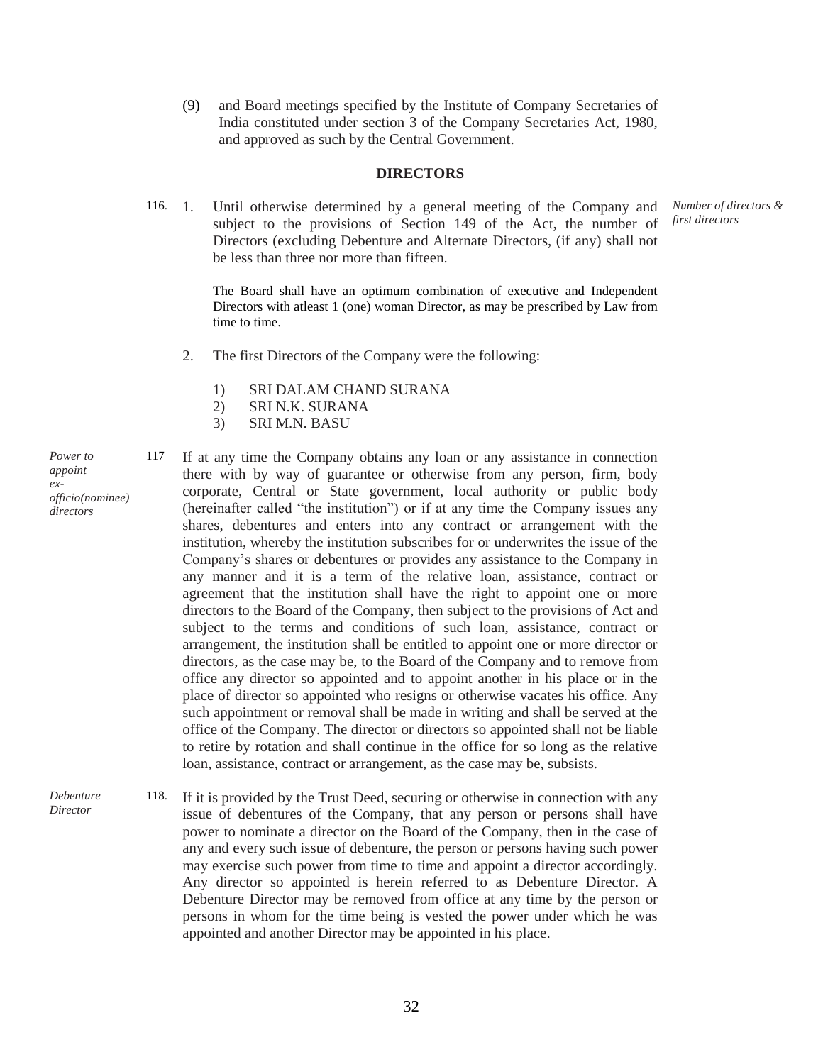(9) and Board meetings specified by the Institute of Company Secretaries of India constituted under section 3 of the Company Secretaries Act, 1980, and approved as such by the Central Government.

## DIRECTORS

*Number of directors & first directors*

116. 1. Until otherwise determined by a general meeting of the Company and subject to the provisions of Section 149 of the Act, the number of Directors (excluding Debenture and Alternate Directors, (if any) shall not be less than three nor more than fifteen.

The Board shall have an optimum combination of executive and Independent Directors with atleast 1 (one) woman Director, as may be prescribed by Law from time to time.

2. The first Directors of the Company were the following:

   1) SRI DALAM CHAND SURANA
   2) SRI N.K. SURANA
   3) SRI M.N. BASU

*Power to appoint ex-officio(nominee) directors*

117 If at any time the Company obtains any loan or any assistance in connection there with by way of guarantee or otherwise from any person, firm, body corporate, Central or State government, local authority or public body (hereinafter called "the institution") or if at any time the Company issues any shares, debentures and enters into any contract or arrangement with the institution, whereby the institution subscribes for or underwrites the issue of the Company's shares or debentures or provides any assistance to the Company in any manner and it is a term of the relative loan, assistance, contract or agreement that the institution shall have the right to appoint one or more directors to the Board of the Company, then subject to the provisions of Act and subject to the terms and conditions of such loan, assistance, contract or arrangement, the institution shall be entitled to appoint one or more director or directors, as the case may be, to the Board of the Company and to remove from office any director so appointed and to appoint another in his place or in the place of director so appointed who resigns or otherwise vacates his office. Any such appointment or removal shall be made in writing and shall be served at the office of the Company. The director or directors so appointed shall not be liable to retire by rotation and shall continue in the office for so long as the relative loan, assistance, contract or arrangement, as the case may be, subsists.

*Debenture Director*

118. If it is provided by the Trust Deed, securing or otherwise in connection with any issue of debentures of the Company, that any person or persons shall have power to nominate a director on the Board of the Company, then in the case of any and every such issue of debenture, the person or persons having such power may exercise such power from time to time and appoint a director accordingly. Any director so appointed is herein referred to as Debenture Director. A Debenture Director may be removed from office at any time by the person or persons in whom for the time being is vested the power under which he was appointed and another Director may be appointed in his place.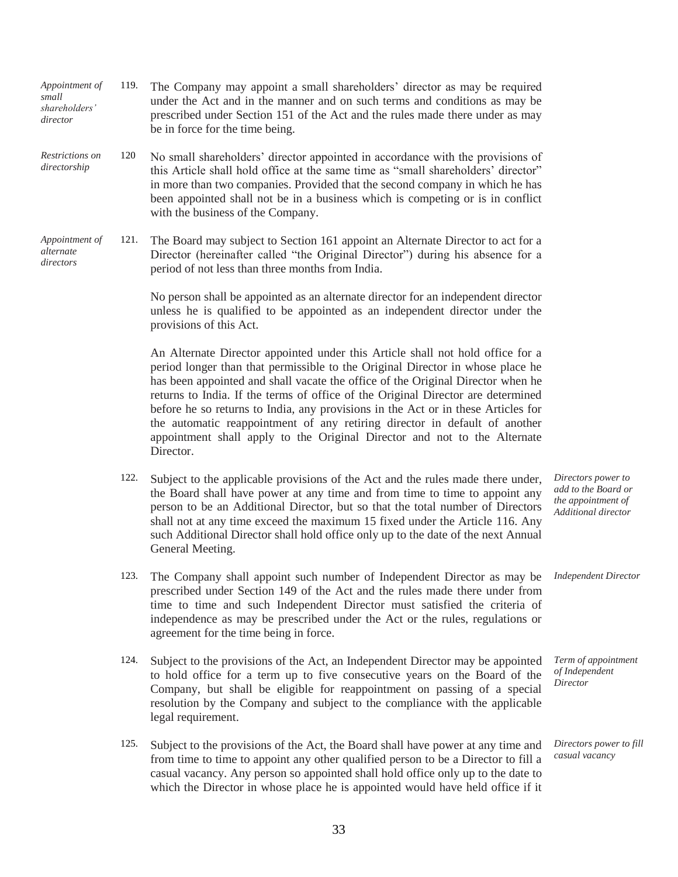*Appointment of small shareholders' director*

119. The Company may appoint a small shareholders' director as may be required under the Act and in the manner and on such terms and conditions as may be prescribed under Section 151 of the Act and the rules made there under as may be in force for the time being.

*Restrictions on directorship*

120 No small shareholders' director appointed in accordance with the provisions of this Article shall hold office at the same time as "small shareholders' director" in more than two companies. Provided that the second company in which he has been appointed shall not be in a business which is competing or is in conflict with the business of the Company.

*Appointment of alternate directors*

121. The Board may subject to Section 161 appoint an Alternate Director to act for a Director (hereinafter called "the Original Director") during his absence for a period of not less than three months from India.

No person shall be appointed as an alternate director for an independent director unless he is qualified to be appointed as an independent director under the provisions of this Act.

An Alternate Director appointed under this Article shall not hold office for a period longer than that permissible to the Original Director in whose place he has been appointed and shall vacate the office of the Original Director when he returns to India. If the terms of office of the Original Director are determined before he so returns to India, any provisions in the Act or in these Articles for the automatic reappointment of any retiring director in default of another appointment shall apply to the Original Director and not to the Alternate Director.

*Directors power to add to the Board or the appointment of Additional director*

122. Subject to the applicable provisions of the Act and the rules made there under, the Board shall have power at any time and from time to time to appoint any person to be an Additional Director, but so that the total number of Directors shall not at any time exceed the maximum 15 fixed under the Article 116. Any such Additional Director shall hold office only up to the date of the next Annual General Meeting.

*Independent Director*

123. The Company shall appoint such number of Independent Director as may be prescribed under Section 149 of the Act and the rules made there under from time to time and such Independent Director must satisfied the criteria of independence as may be prescribed under the Act or the rules, regulations or agreement for the time being in force.

*Term of appointment of Independent Director*

124. Subject to the provisions of the Act, an Independent Director may be appointed to hold office for a term up to five consecutive years on the Board of the Company, but shall be eligible for reappointment on passing of a special resolution by the Company and subject to the compliance with the applicable legal requirement.

*Directors power to fill casual vacancy*

125. Subject to the provisions of the Act, the Board shall have power at any time and from time to time to appoint any other qualified person to be a Director to fill a casual vacancy. Any person so appointed shall hold office only up to the date to which the Director in whose place he is appointed would have held office if it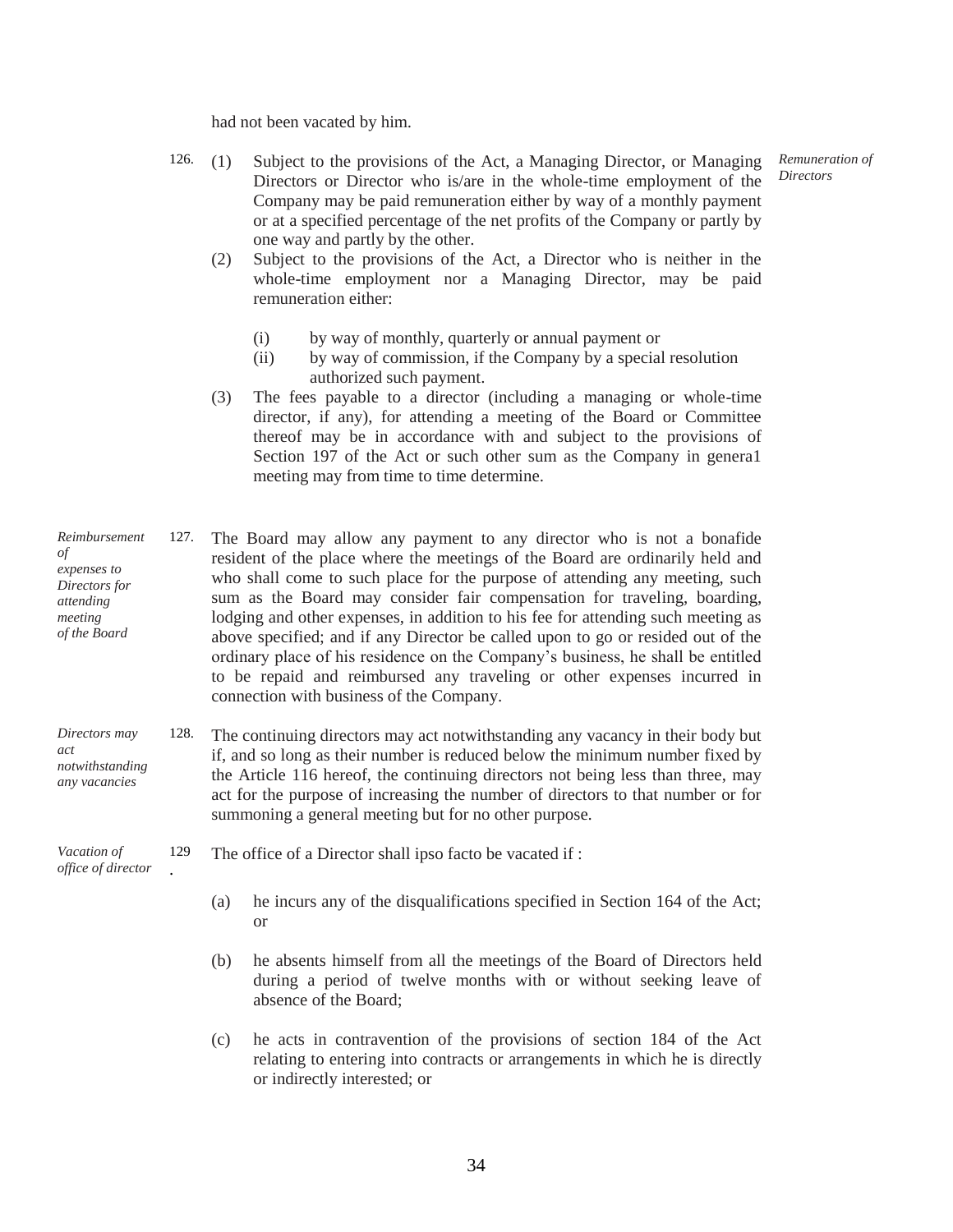had not been vacated by him.

*Remuneration of Directors*

126. (1) Subject to the provisions of the Act, a Managing Director, or Managing Directors or Director who is/are in the whole-time employment of the Company may be paid remuneration either by way of a monthly payment or at a specified percentage of the net profits of the Company or partly by one way and partly by the other.

(2) Subject to the provisions of the Act, a Director who is neither in the whole-time employment nor a Managing Director, may be paid remuneration either:

(i) by way of monthly, quarterly or annual payment or

(ii) by way of commission, if the Company by a special resolution authorized such payment.

(3) The fees payable to a director (including a managing or whole-time director, if any), for attending a meeting of the Board or Committee thereof may be in accordance with and subject to the provisions of Section 197 of the Act or such other sum as the Company in genera1 meeting may from time to time determine.

*Reimbursement of expenses to Directors for attending meeting of the Board*

127. The Board may allow any payment to any director who is not a bonafide resident of the place where the meetings of the Board are ordinarily held and who shall come to such place for the purpose of attending any meeting, such sum as the Board may consider fair compensation for traveling, boarding, lodging and other expenses, in addition to his fee for attending such meeting as above specified; and if any Director be called upon to go or resided out of the ordinary place of his residence on the Company's business, he shall be entitled to be repaid and reimbursed any traveling or other expenses incurred in connection with business of the Company.

*Directors may act notwithstanding any vacancies*

128. The continuing directors may act notwithstanding any vacancy in their body but if, and so long as their number is reduced below the minimum number fixed by the Article 116 hereof, the continuing directors not being less than three, may act for the purpose of increasing the number of directors to that number or for summoning a general meeting but for no other purpose.

*Vacation of office of director*

129. The office of a Director shall ipso facto be vacated if :

(a) he incurs any of the disqualifications specified in Section 164 of the Act; or

(b) he absents himself from all the meetings of the Board of Directors held during a period of twelve months with or without seeking leave of absence of the Board;

(c) he acts in contravention of the provisions of section 184 of the Act relating to entering into contracts or arrangements in which he is directly or indirectly interested; or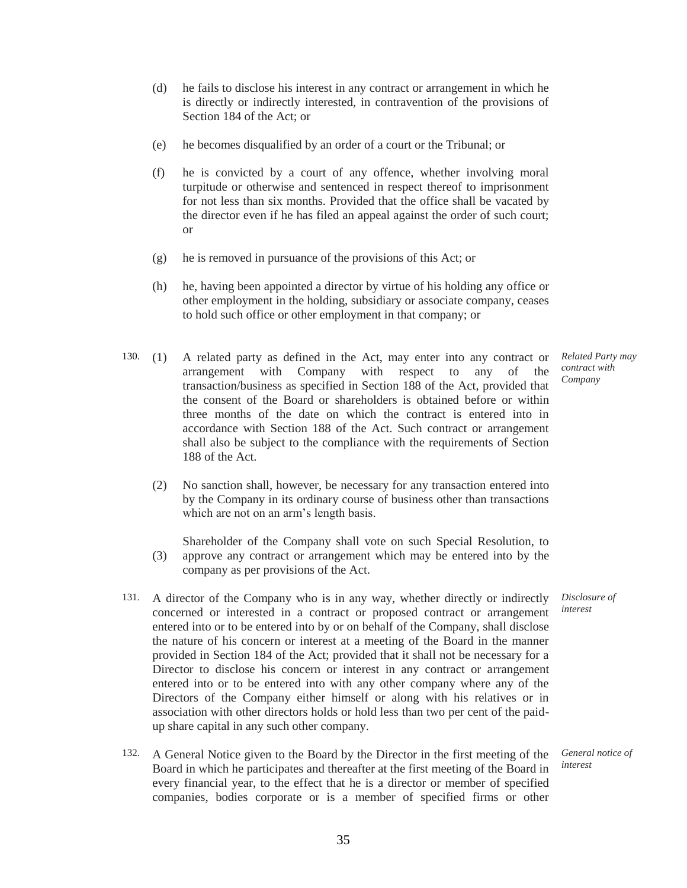(d) he fails to disclose his interest in any contract or arrangement in which he is directly or indirectly interested, in contravention of the provisions of Section 184 of the Act; or

(e) he becomes disqualified by an order of a court or the Tribunal; or

(f) he is convicted by a court of any offence, whether involving moral turpitude or otherwise and sentenced in respect thereof to imprisonment for not less than six months. Provided that the office shall be vacated by the director even if he has filed an appeal against the order of such court; or

(g) he is removed in pursuance of the provisions of this Act; or

(h) he, having been appointed a director by virtue of his holding any office or other employment in the holding, subsidiary or associate company, ceases to hold such office or other employment in that company; or

*Related Party may contract with Company*

130. (1) A related party as defined in the Act, may enter into any contract or arrangement with Company with respect to any of the transaction/business as specified in Section 188 of the Act, provided that the consent of the Board or shareholders is obtained before or within three months of the date on which the contract is entered into in accordance with Section 188 of the Act. Such contract or arrangement shall also be subject to the compliance with the requirements of Section 188 of the Act.

(2) No sanction shall, however, be necessary for any transaction entered into by the Company in its ordinary course of business other than transactions which are not on an arm's length basis.

(3) Shareholder of the Company shall vote on such Special Resolution, to approve any contract or arrangement which may be entered into by the company as per provisions of the Act.

*Disclosure of interest*

131. A director of the Company who is in any way, whether directly or indirectly concerned or interested in a contract or proposed contract or arrangement entered into or to be entered into by or on behalf of the Company, shall disclose the nature of his concern or interest at a meeting of the Board in the manner provided in Section 184 of the Act; provided that it shall not be necessary for a Director to disclose his concern or interest in any contract or arrangement entered into or to be entered into with any other company where any of the Directors of the Company either himself or along with his relatives or in association with other directors holds or hold less than two per cent of the paid-up share capital in any such other company.

*General notice of interest*

132. A General Notice given to the Board by the Director in the first meeting of the Board in which he participates and thereafter at the first meeting of the Board in every financial year, to the effect that he is a director or member of specified companies, bodies corporate or is a member of specified firms or other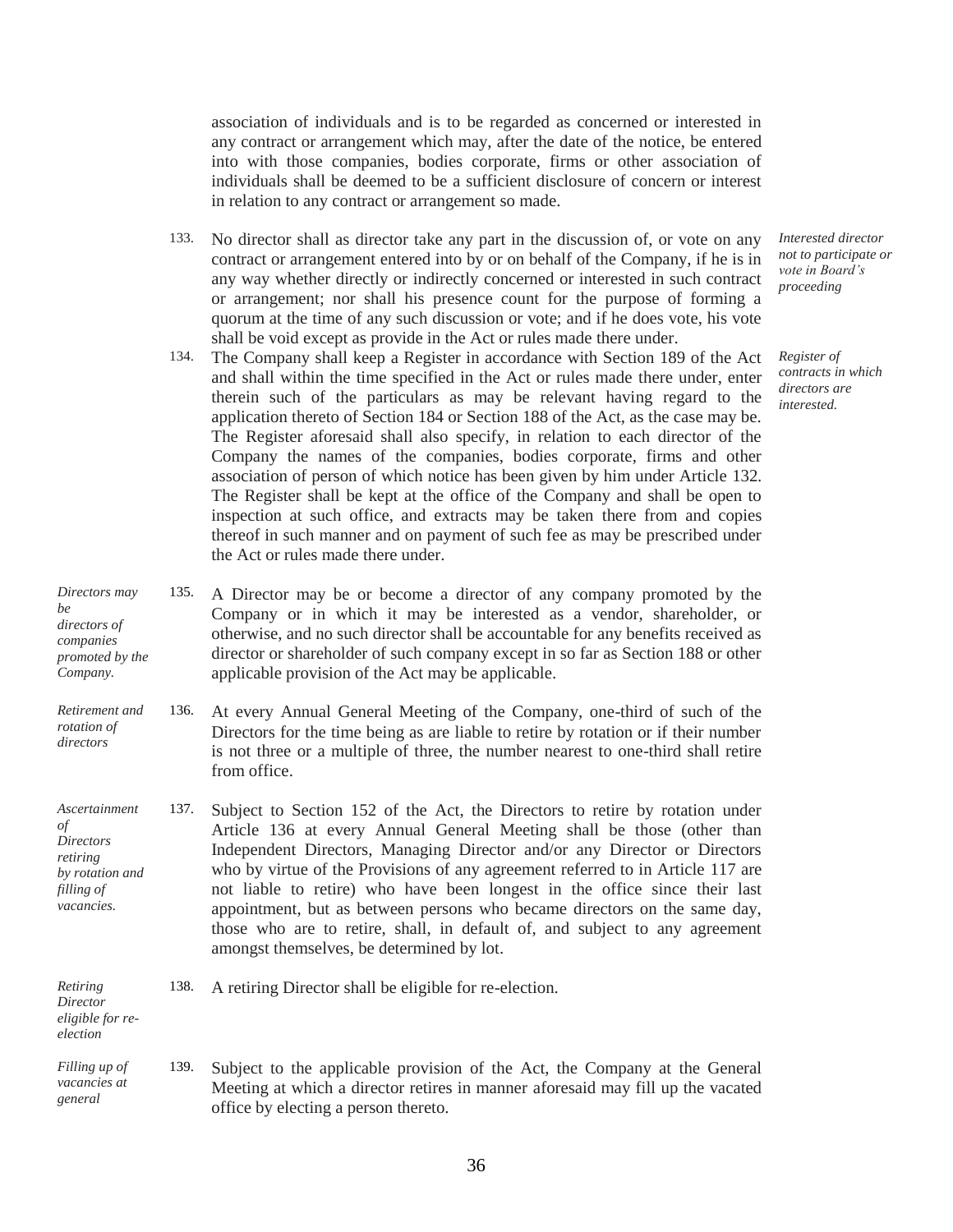association of individuals and is to be regarded as concerned or interested in any contract or arrangement which may, after the date of the notice, be entered into with those companies, bodies corporate, firms or other association of individuals shall be deemed to be a sufficient disclosure of concern or interest in relation to any contract or arrangement so made.

*Interested director not to participate or vote in Board's proceeding*

133. No director shall as director take any part in the discussion of, or vote on any contract or arrangement entered into by or on behalf of the Company, if he is in any way whether directly or indirectly concerned or interested in such contract or arrangement; nor shall his presence count for the purpose of forming a quorum at the time of any such discussion or vote; and if he does vote, his vote shall be void except as provide in the Act or rules made there under.

*Register of contracts in which directors are interested.*

134. The Company shall keep a Register in accordance with Section 189 of the Act and shall within the time specified in the Act or rules made there under, enter therein such of the particulars as may be relevant having regard to the application thereto of Section 184 or Section 188 of the Act, as the case may be. The Register aforesaid shall also specify, in relation to each director of the Company the names of the companies, bodies corporate, firms and other association of person of which notice has been given by him under Article 132. The Register shall be kept at the office of the Company and shall be open to inspection at such office, and extracts may be taken there from and copies thereof in such manner and on payment of such fee as may be prescribed under the Act or rules made there under.

*Directors may be directors of companies promoted by the Company.*

135. A Director may be or become a director of any company promoted by the Company or in which it may be interested as a vendor, shareholder, or otherwise, and no such director shall be accountable for any benefits received as director or shareholder of such company except in so far as Section 188 or other applicable provision of the Act may be applicable.

*Retirement and rotation of directors*

136. At every Annual General Meeting of the Company, one-third of such of the Directors for the time being as are liable to retire by rotation or if their number is not three or a multiple of three, the number nearest to one-third shall retire from office.

*Ascertainment of Directors retiring by rotation and filling of vacancies.*

137. Subject to Section 152 of the Act, the Directors to retire by rotation under Article 136 at every Annual General Meeting shall be those (other than Independent Directors, Managing Director and/or any Director or Directors who by virtue of the Provisions of any agreement referred to in Article 117 are not liable to retire) who have been longest in the office since their last appointment, but as between persons who became directors on the same day, those who are to retire, shall, in default of, and subject to any agreement amongst themselves, be determined by lot.

*Retiring Director eligible for re-election*

138. A retiring Director shall be eligible for re-election.

*Filling up of vacancies at general*

139. Subject to the applicable provision of the Act, the Company at the General Meeting at which a director retires in manner aforesaid may fill up the vacated office by electing a person thereto.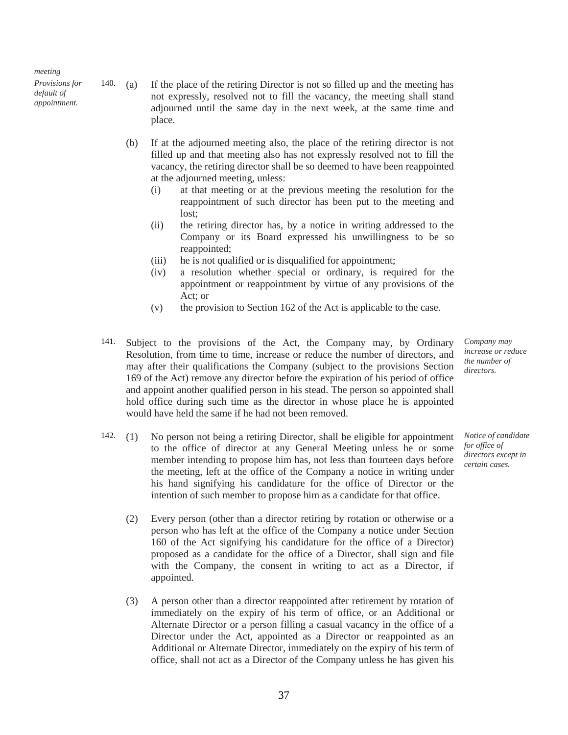*meeting*

*Provisions for default of appointment.*

140. (a) If the place of the retiring Director is not so filled up and the meeting has not expressly, resolved not to fill the vacancy, the meeting shall stand adjourned until the same day in the next week, at the same time and place.

(b) If at the adjourned meeting also, the place of the retiring director is not filled up and that meeting also has not expressly resolved not to fill the vacancy, the retiring director shall be so deemed to have been reappointed at the adjourned meeting, unless:

(i) at that meeting or at the previous meeting the resolution for the reappointment of such director has been put to the meeting and lost;

(ii) the retiring director has, by a notice in writing addressed to the Company or its Board expressed his unwillingness to be so reappointed;

(iii) he is not qualified or is disqualified for appointment;

(iv) a resolution whether special or ordinary, is required for the appointment or reappointment by virtue of any provisions of the Act; or

(v) the provision to Section 162 of the Act is applicable to the case.

*Company may increase or reduce the number of directors.*

141. Subject to the provisions of the Act, the Company may, by Ordinary Resolution, from time to time, increase or reduce the number of directors, and may after their qualifications the Company (subject to the provisions Section 169 of the Act) remove any director before the expiration of his period of office and appoint another qualified person in his stead. The person so appointed shall hold office during such time as the director in whose place he is appointed would have held the same if he had not been removed.

*Notice of candidate for office of directors except in certain cases.*

142. (1) No person not being a retiring Director, shall be eligible for appointment to the office of director at any General Meeting unless he or some member intending to propose him has, not less than fourteen days before the meeting, left at the office of the Company a notice in writing under his hand signifying his candidature for the office of Director or the intention of such member to propose him as a candidate for that office.

(2) Every person (other than a director retiring by rotation or otherwise or a person who has left at the office of the Company a notice under Section 160 of the Act signifying his candidature for the office of a Director) proposed as a candidate for the office of a Director, shall sign and file with the Company, the consent in writing to act as a Director, if appointed.

(3) A person other than a director reappointed after retirement by rotation of immediately on the expiry of his term of office, or an Additional or Alternate Director or a person filling a casual vacancy in the office of a Director under the Act, appointed as a Director or reappointed as an Additional or Alternate Director, immediately on the expiry of his term of office, shall not act as a Director of the Company unless he has given his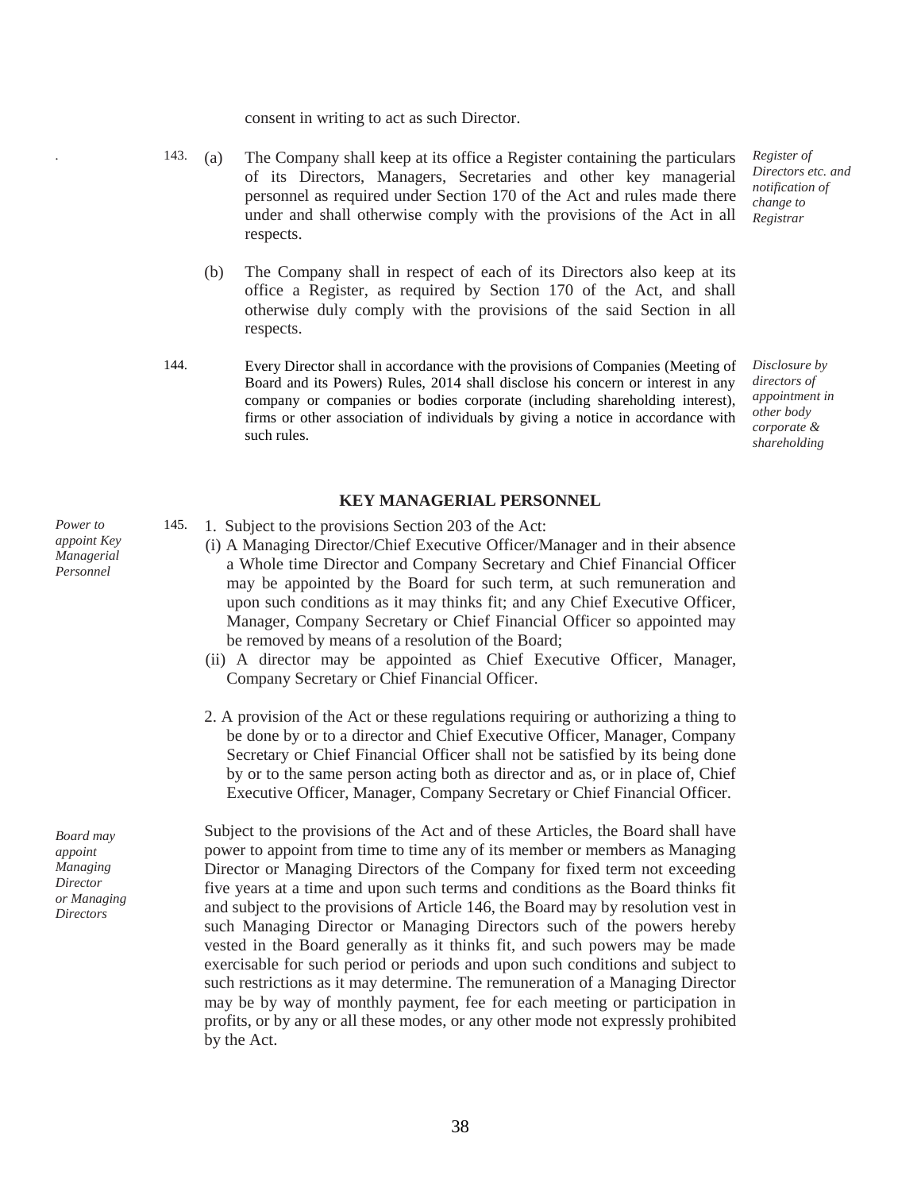consent in writing to act as such Director.

143. (a) The Company shall keep at its office a Register containing the particulars of its Directors, Managers, Secretaries and other key managerial personnel as required under Section 170 of the Act and rules made there under and shall otherwise comply with the provisions of the Act in all respects.

*Register of Directors etc. and notification of change to Registrar*

(b) The Company shall in respect of each of its Directors also keep at its office a Register, as required by Section 170 of the Act, and shall otherwise duly comply with the provisions of the said Section in all respects.

144. Every Director shall in accordance with the provisions of Companies (Meeting of Board and its Powers) Rules, 2014 shall disclose his concern or interest in any company or companies or bodies corporate (including shareholding interest), firms or other association of individuals by giving a notice in accordance with such rules.

*Disclosure by directors of appointment in other body corporate & shareholding*

## KEY MANAGERIAL PERSONNEL

*Power to appoint Key Managerial Personnel*

145. 1. Subject to the provisions Section 203 of the Act:

(i) A Managing Director/Chief Executive Officer/Manager and in their absence a Whole time Director and Company Secretary and Chief Financial Officer may be appointed by the Board for such term, at such remuneration and upon such conditions as it may thinks fit; and any Chief Executive Officer, Manager, Company Secretary or Chief Financial Officer so appointed may be removed by means of a resolution of the Board;

(ii) A director may be appointed as Chief Executive Officer, Manager, Company Secretary or Chief Financial Officer.

2. A provision of the Act or these regulations requiring or authorizing a thing to be done by or to a director and Chief Executive Officer, Manager, Company Secretary or Chief Financial Officer shall not be satisfied by its being done by or to the same person acting both as director and as, or in place of, Chief Executive Officer, Manager, Company Secretary or Chief Financial Officer.

*Board may appoint Managing Director or Managing Directors*

Subject to the provisions of the Act and of these Articles, the Board shall have power to appoint from time to time any of its member or members as Managing Director or Managing Directors of the Company for fixed term not exceeding five years at a time and upon such terms and conditions as the Board thinks fit and subject to the provisions of Article 146, the Board may by resolution vest in such Managing Director or Managing Directors such of the powers hereby vested in the Board generally as it thinks fit, and such powers may be made exercisable for such period or periods and upon such conditions and subject to such restrictions as it may determine. The remuneration of a Managing Director may be by way of monthly payment, fee for each meeting or participation in profits, or by any or all these modes, or any other mode not expressly prohibited by the Act.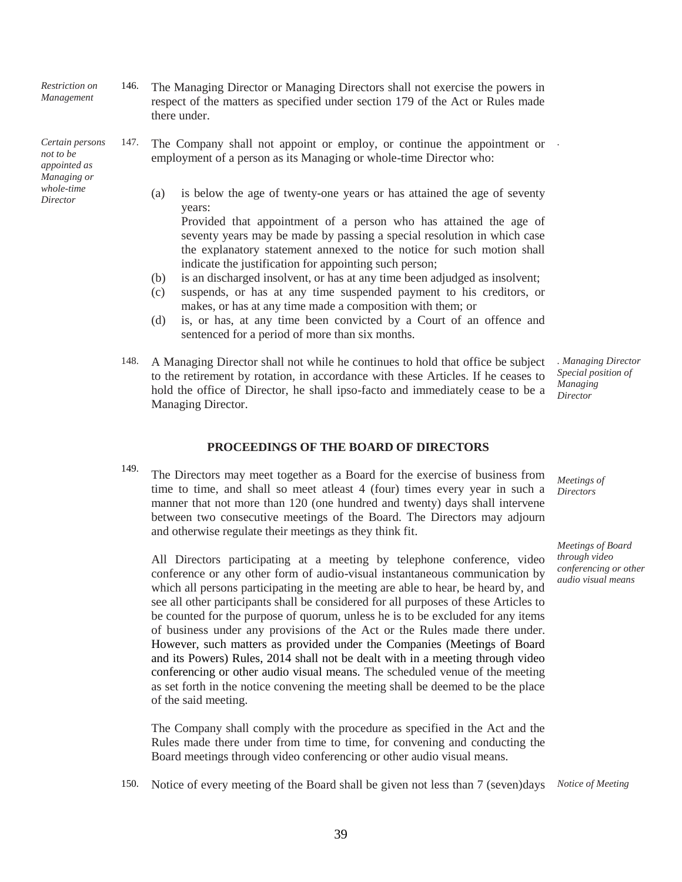*Restriction on Management*

146. The Managing Director or Managing Directors shall not exercise the powers in respect of the matters as specified under section 179 of the Act or Rules made there under.

*Certain persons not to be appointed as Managing or whole-time Director*

147. The Company shall not appoint or employ, or continue the appointment or employment of a person as its Managing or whole-time Director who:

(a) is below the age of twenty-one years or has attained the age of seventy years:
Provided that appointment of a person who has attained the age of seventy years may be made by passing a special resolution in which case the explanatory statement annexed to the notice for such motion shall indicate the justification for appointing such person;

(b) is an discharged insolvent, or has at any time been adjudged as insolvent;

(c) suspends, or has at any time suspended payment to his creditors, or makes, or has at any time made a composition with them; or

(d) is, or has, at any time been convicted by a Court of an offence and sentenced for a period of more than six months.

*. Managing Director Special position of Managing Director*

148. A Managing Director shall not while he continues to hold that office be subject to the retirement by rotation, in accordance with these Articles. If he ceases to hold the office of Director, he shall ipso-facto and immediately cease to be a Managing Director.

## PROCEEDINGS OF THE BOARD OF DIRECTORS

*Meetings of Directors*

149. The Directors may meet together as a Board for the exercise of business from time to time, and shall so meet atleast 4 (four) times every year in such a manner that not more than 120 (one hundred and twenty) days shall intervene between two consecutive meetings of the Board. The Directors may adjourn and otherwise regulate their meetings as they think fit.

*Meetings of Board through video conferencing or other audio visual means*

All Directors participating at a meeting by telephone conference, video conference or any other form of audio-visual instantaneous communication by which all persons participating in the meeting are able to hear, be heard by, and see all other participants shall be considered for all purposes of these Articles to be counted for the purpose of quorum, unless he is to be excluded for any items of business under any provisions of the Act or the Rules made there under. However, such matters as provided under the Companies (Meetings of Board and its Powers) Rules, 2014 shall not be dealt with in a meeting through video conferencing or other audio visual means. The scheduled venue of the meeting as set forth in the notice convening the meeting shall be deemed to be the place of the said meeting.

The Company shall comply with the procedure as specified in the Act and the Rules made there under from time to time, for convening and conducting the Board meetings through video conferencing or other audio visual means.

*Notice of Meeting*

150. Notice of every meeting of the Board shall be given not less than 7 (seven)days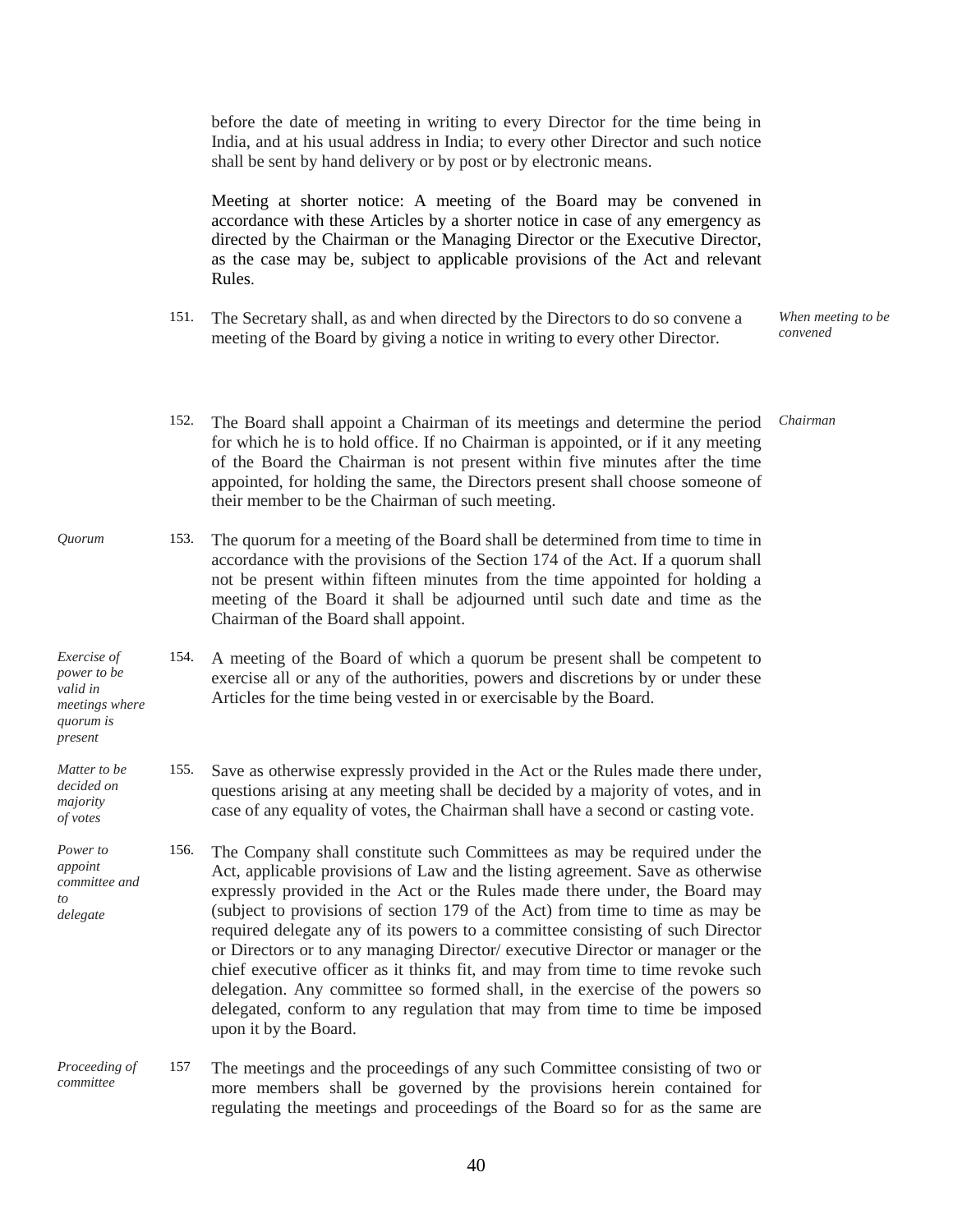before the date of meeting in writing to every Director for the time being in India, and at his usual address in India; to every other Director and such notice shall be sent by hand delivery or by post or by electronic means.

Meeting at shorter notice: A meeting of the Board may be convened in accordance with these Articles by a shorter notice in case of any emergency as directed by the Chairman or the Managing Director or the Executive Director, as the case may be, subject to applicable provisions of the Act and relevant Rules.

*When meeting to be convened*

151. The Secretary shall, as and when directed by the Directors to do so convene a meeting of the Board by giving a notice in writing to every other Director.

*Chairman*

152. The Board shall appoint a Chairman of its meetings and determine the period for which he is to hold office. If no Chairman is appointed, or if it any meeting of the Board the Chairman is not present within five minutes after the time appointed, for holding the same, the Directors present shall choose someone of their member to be the Chairman of such meeting.

*Quorum*

153. The quorum for a meeting of the Board shall be determined from time to time in accordance with the provisions of the Section 174 of the Act. If a quorum shall not be present within fifteen minutes from the time appointed for holding a meeting of the Board it shall be adjourned until such date and time as the Chairman of the Board shall appoint.

*Exercise of power to be valid in meetings where quorum is present*

154. A meeting of the Board of which a quorum be present shall be competent to exercise all or any of the authorities, powers and discretions by or under these Articles for the time being vested in or exercisable by the Board.

*Matter to be decided on majority of votes*

155. Save as otherwise expressly provided in the Act or the Rules made there under, questions arising at any meeting shall be decided by a majority of votes, and in case of any equality of votes, the Chairman shall have a second or casting vote.

*Power to appoint committee and to delegate*

156. The Company shall constitute such Committees as may be required under the Act, applicable provisions of Law and the listing agreement. Save as otherwise expressly provided in the Act or the Rules made there under, the Board may (subject to provisions of section 179 of the Act) from time to time as may be required delegate any of its powers to a committee consisting of such Director or Directors or to any managing Director/ executive Director or manager or the chief executive officer as it thinks fit, and may from time to time revoke such delegation. Any committee so formed shall, in the exercise of the powers so delegated, conform to any regulation that may from time to time be imposed upon it by the Board.

*Proceeding of committee*

157 The meetings and the proceedings of any such Committee consisting of two or more members shall be governed by the provisions herein contained for regulating the meetings and proceedings of the Board so for as the same are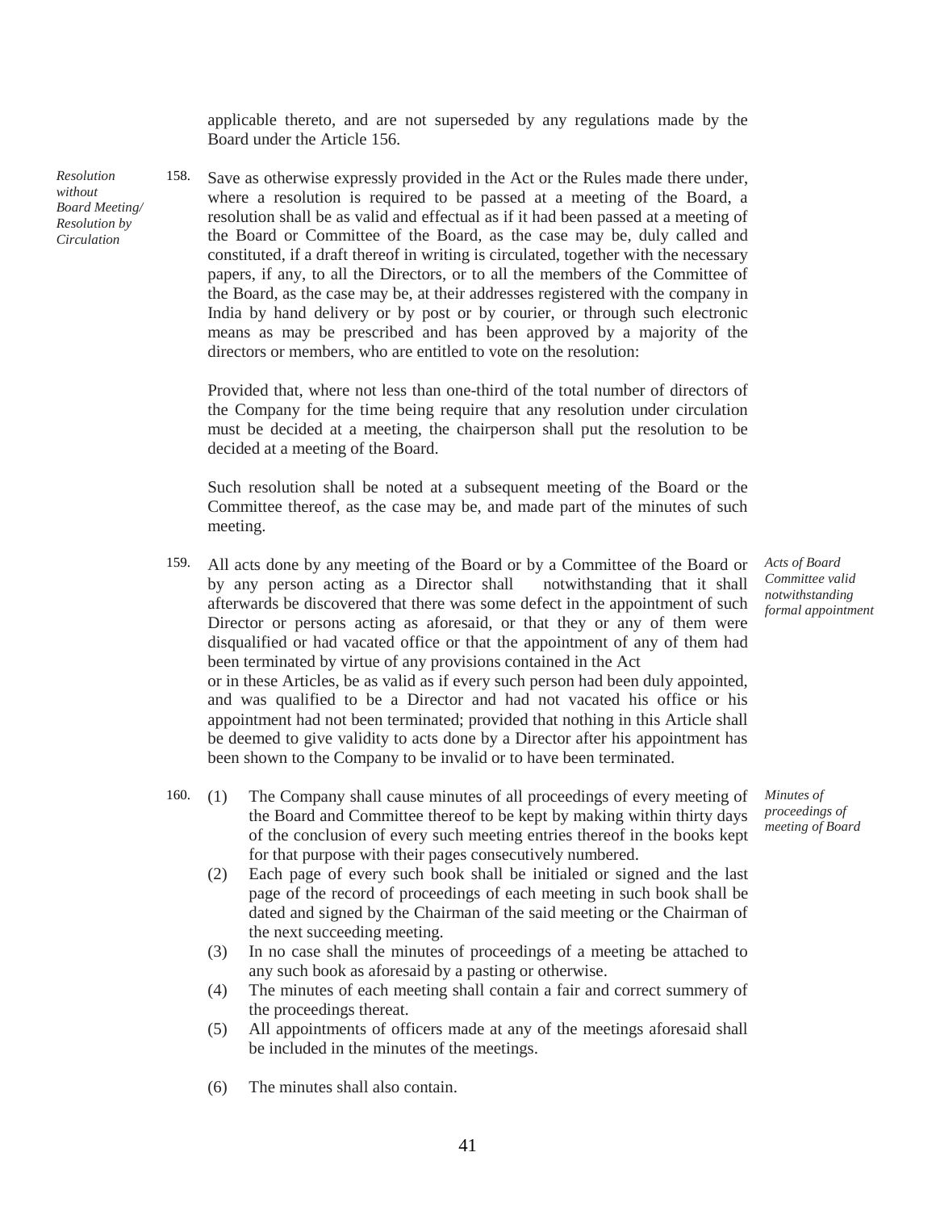applicable thereto, and are not superseded by any regulations made by the Board under the Article 156.

*Resolution without Board Meeting/ Resolution by Circulation*

158. Save as otherwise expressly provided in the Act or the Rules made there under, where a resolution is required to be passed at a meeting of the Board, a resolution shall be as valid and effectual as if it had been passed at a meeting of the Board or Committee of the Board, as the case may be, duly called and constituted, if a draft thereof in writing is circulated, together with the necessary papers, if any, to all the Directors, or to all the members of the Committee of the Board, as the case may be, at their addresses registered with the company in India by hand delivery or by post or by courier, or through such electronic means as may be prescribed and has been approved by a majority of the directors or members, who are entitled to vote on the resolution:

Provided that, where not less than one-third of the total number of directors of the Company for the time being require that any resolution under circulation must be decided at a meeting, the chairperson shall put the resolution to be decided at a meeting of the Board.

Such resolution shall be noted at a subsequent meeting of the Board or the Committee thereof, as the case may be, and made part of the minutes of such meeting.

*Acts of Board Committee valid notwithstanding formal appointment*

159. All acts done by any meeting of the Board or by a Committee of the Board or by any person acting as a Director shall notwithstanding that it shall afterwards be discovered that there was some defect in the appointment of such Director or persons acting as aforesaid, or that they or any of them were disqualified or had vacated office or that the appointment of any of them had been terminated by virtue of any provisions contained in the Act or in these Articles, be as valid as if every such person had been duly appointed, and was qualified to be a Director and had not vacated his office or his appointment had not been terminated; provided that nothing in this Article shall be deemed to give validity to acts done by a Director after his appointment has been shown to the Company to be invalid or to have been terminated.

*Minutes of proceedings of meeting of Board*

160. (1) The Company shall cause minutes of all proceedings of every meeting of the Board and Committee thereof to be kept by making within thirty days of the conclusion of every such meeting entries thereof in the books kept for that purpose with their pages consecutively numbered.

(2) Each page of every such book shall be initialed or signed and the last page of the record of proceedings of each meeting in such book shall be dated and signed by the Chairman of the said meeting or the Chairman of the next succeeding meeting.

(3) In no case shall the minutes of proceedings of a meeting be attached to any such book as aforesaid by a pasting or otherwise.

(4) The minutes of each meeting shall contain a fair and correct summery of the proceedings thereat.

(5) All appointments of officers made at any of the meetings aforesaid shall be included in the minutes of the meetings.

(6) The minutes shall also contain.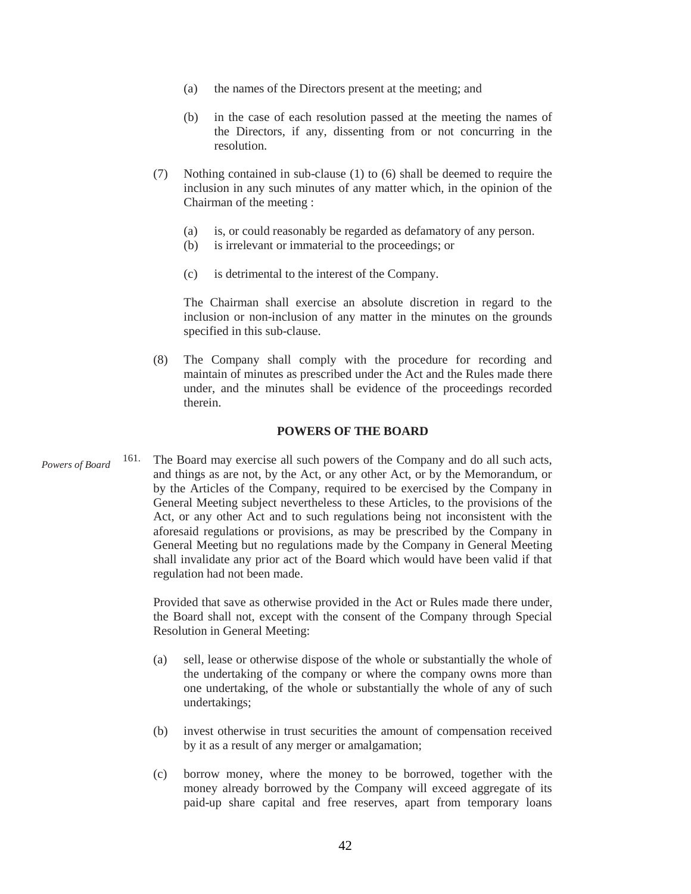(a) the names of the Directors present at the meeting; and

(b) in the case of each resolution passed at the meeting the names of the Directors, if any, dissenting from or not concurring in the resolution.

(7) Nothing contained in sub-clause (1) to (6) shall be deemed to require the inclusion in any such minutes of any matter which, in the opinion of the Chairman of the meeting :

(a) is, or could reasonably be regarded as defamatory of any person.
(b) is irrelevant or immaterial to the proceedings; or

(c) is detrimental to the interest of the Company.

The Chairman shall exercise an absolute discretion in regard to the inclusion or non-inclusion of any matter in the minutes on the grounds specified in this sub-clause.

(8) The Company shall comply with the procedure for recording and maintain of minutes as prescribed under the Act and the Rules made there under, and the minutes shall be evidence of the proceedings recorded therein.

## POWERS OF THE BOARD

*Powers of Board*

161. The Board may exercise all such powers of the Company and do all such acts, and things as are not, by the Act, or any other Act, or by the Memorandum, or by the Articles of the Company, required to be exercised by the Company in General Meeting subject nevertheless to these Articles, to the provisions of the Act, or any other Act and to such regulations being not inconsistent with the aforesaid regulations or provisions, as may be prescribed by the Company in General Meeting but no regulations made by the Company in General Meeting shall invalidate any prior act of the Board which would have been valid if that regulation had not been made.

Provided that save as otherwise provided in the Act or Rules made there under, the Board shall not, except with the consent of the Company through Special Resolution in General Meeting:

(a) sell, lease or otherwise dispose of the whole or substantially the whole of the undertaking of the company or where the company owns more than one undertaking, of the whole or substantially the whole of any of such undertakings;

(b) invest otherwise in trust securities the amount of compensation received by it as a result of any merger or amalgamation;

(c) borrow money, where the money to be borrowed, together with the money already borrowed by the Company will exceed aggregate of its paid-up share capital and free reserves, apart from temporary loans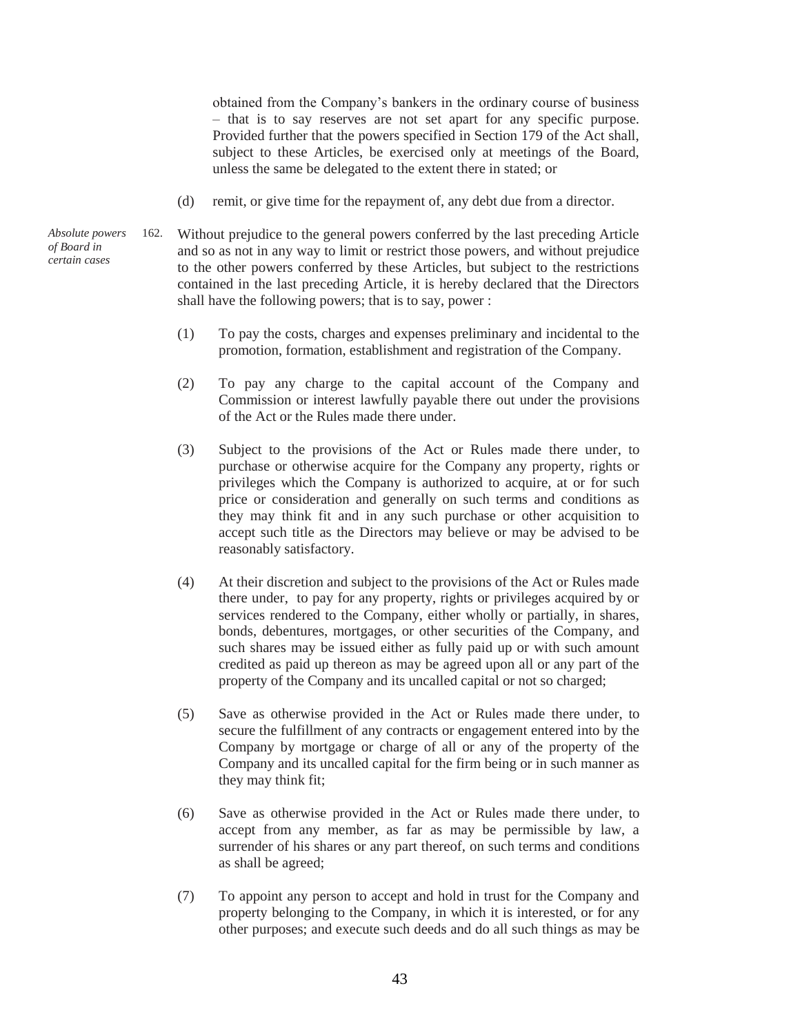obtained from the Company's bankers in the ordinary course of business – that is to say reserves are not set apart for any specific purpose. Provided further that the powers specified in Section 179 of the Act shall, subject to these Articles, be exercised only at meetings of the Board, unless the same be delegated to the extent there in stated; or

(d) remit, or give time for the repayment of, any debt due from a director.

*Absolute powers of Board in certain cases*

162. Without prejudice to the general powers conferred by the last preceding Article and so as not in any way to limit or restrict those powers, and without prejudice to the other powers conferred by these Articles, but subject to the restrictions contained in the last preceding Article, it is hereby declared that the Directors shall have the following powers; that is to say, power :

(1) To pay the costs, charges and expenses preliminary and incidental to the promotion, formation, establishment and registration of the Company.

(2) To pay any charge to the capital account of the Company and Commission or interest lawfully payable there out under the provisions of the Act or the Rules made there under.

(3) Subject to the provisions of the Act or Rules made there under, to purchase or otherwise acquire for the Company any property, rights or privileges which the Company is authorized to acquire, at or for such price or consideration and generally on such terms and conditions as they may think fit and in any such purchase or other acquisition to accept such title as the Directors may believe or may be advised to be reasonably satisfactory.

(4) At their discretion and subject to the provisions of the Act or Rules made there under, to pay for any property, rights or privileges acquired by or services rendered to the Company, either wholly or partially, in shares, bonds, debentures, mortgages, or other securities of the Company, and such shares may be issued either as fully paid up or with such amount credited as paid up thereon as may be agreed upon all or any part of the property of the Company and its uncalled capital or not so charged;

(5) Save as otherwise provided in the Act or Rules made there under, to secure the fulfillment of any contracts or engagement entered into by the Company by mortgage or charge of all or any of the property of the Company and its uncalled capital for the firm being or in such manner as they may think fit;

(6) Save as otherwise provided in the Act or Rules made there under, to accept from any member, as far as may be permissible by law, a surrender of his shares or any part thereof, on such terms and conditions as shall be agreed;

(7) To appoint any person to accept and hold in trust for the Company and property belonging to the Company, in which it is interested, or for any other purposes; and execute such deeds and do all such things as may be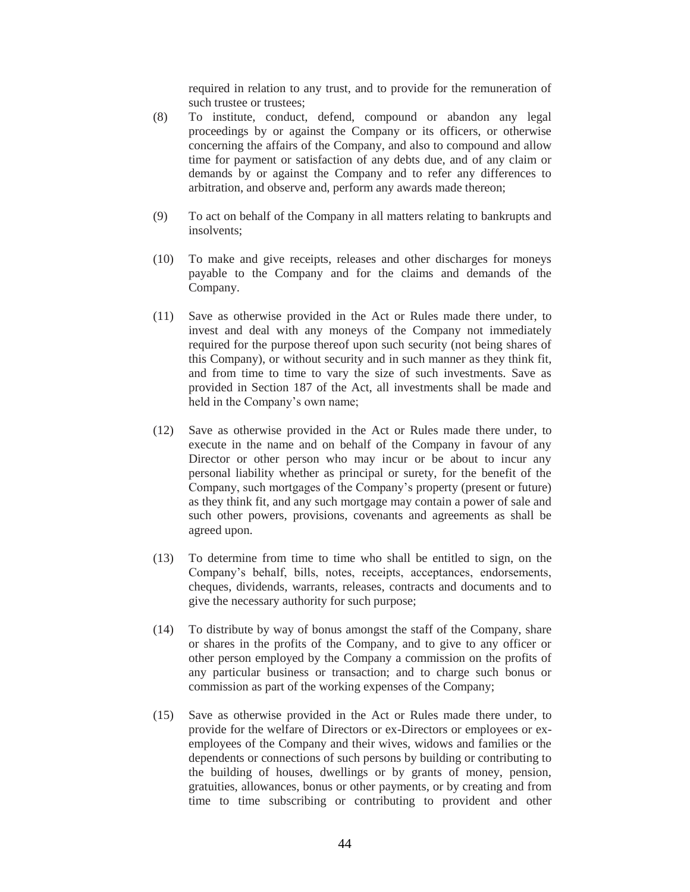required in relation to any trust, and to provide for the remuneration of such trustee or trustees;

(8) To institute, conduct, defend, compound or abandon any legal proceedings by or against the Company or its officers, or otherwise concerning the affairs of the Company, and also to compound and allow time for payment or satisfaction of any debts due, and of any claim or demands by or against the Company and to refer any differences to arbitration, and observe and, perform any awards made thereon;

(9) To act on behalf of the Company in all matters relating to bankrupts and insolvents;

(10) To make and give receipts, releases and other discharges for moneys payable to the Company and for the claims and demands of the Company.

(11) Save as otherwise provided in the Act or Rules made there under, to invest and deal with any moneys of the Company not immediately required for the purpose thereof upon such security (not being shares of this Company), or without security and in such manner as they think fit, and from time to time to vary the size of such investments. Save as provided in Section 187 of the Act, all investments shall be made and held in the Company's own name;

(12) Save as otherwise provided in the Act or Rules made there under, to execute in the name and on behalf of the Company in favour of any Director or other person who may incur or be about to incur any personal liability whether as principal or surety, for the benefit of the Company, such mortgages of the Company's property (present or future) as they think fit, and any such mortgage may contain a power of sale and such other powers, provisions, covenants and agreements as shall be agreed upon.

(13) To determine from time to time who shall be entitled to sign, on the Company's behalf, bills, notes, receipts, acceptances, endorsements, cheques, dividends, warrants, releases, contracts and documents and to give the necessary authority for such purpose;

(14) To distribute by way of bonus amongst the staff of the Company, share or shares in the profits of the Company, and to give to any officer or other person employed by the Company a commission on the profits of any particular business or transaction; and to charge such bonus or commission as part of the working expenses of the Company;

(15) Save as otherwise provided in the Act or Rules made there under, to provide for the welfare of Directors or ex-Directors or employees or ex-employees of the Company and their wives, widows and families or the dependents or connections of such persons by building or contributing to the building of houses, dwellings or by grants of money, pension, gratuities, allowances, bonus or other payments, or by creating and from time to time subscribing or contributing to provident and other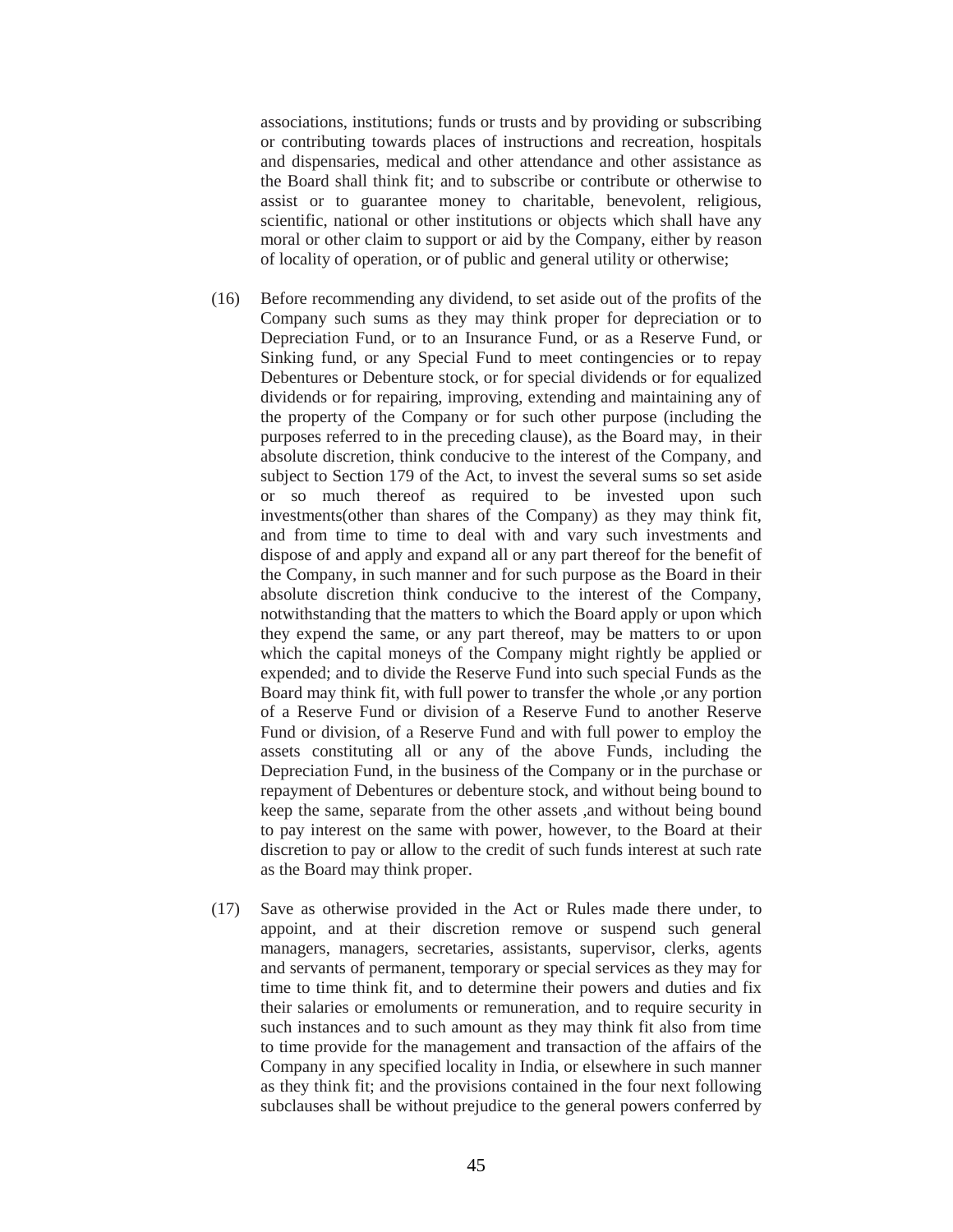associations, institutions; funds or trusts and by providing or subscribing or contributing towards places of instructions and recreation, hospitals and dispensaries, medical and other attendance and other assistance as the Board shall think fit; and to subscribe or contribute or otherwise to assist or to guarantee money to charitable, benevolent, religious, scientific, national or other institutions or objects which shall have any moral or other claim to support or aid by the Company, either by reason of locality of operation, or of public and general utility or otherwise;

(16) Before recommending any dividend, to set aside out of the profits of the Company such sums as they may think proper for depreciation or to Depreciation Fund, or to an Insurance Fund, or as a Reserve Fund, or Sinking fund, or any Special Fund to meet contingencies or to repay Debentures or Debenture stock, or for special dividends or for equalized dividends or for repairing, improving, extending and maintaining any of the property of the Company or for such other purpose (including the purposes referred to in the preceding clause), as the Board may, in their absolute discretion, think conducive to the interest of the Company, and subject to Section 179 of the Act, to invest the several sums so set aside or so much thereof as required to be invested upon such investments(other than shares of the Company) as they may think fit, and from time to time to deal with and vary such investments and dispose of and apply and expand all or any part thereof for the benefit of the Company, in such manner and for such purpose as the Board in their absolute discretion think conducive to the interest of the Company, notwithstanding that the matters to which the Board apply or upon which they expend the same, or any part thereof, may be matters to or upon which the capital moneys of the Company might rightly be applied or expended; and to divide the Reserve Fund into such special Funds as the Board may think fit, with full power to transfer the whole ,or any portion of a Reserve Fund or division of a Reserve Fund to another Reserve Fund or division, of a Reserve Fund and with full power to employ the assets constituting all or any of the above Funds, including the Depreciation Fund, in the business of the Company or in the purchase or repayment of Debentures or debenture stock, and without being bound to keep the same, separate from the other assets ,and without being bound to pay interest on the same with power, however, to the Board at their discretion to pay or allow to the credit of such funds interest at such rate as the Board may think proper.

(17) Save as otherwise provided in the Act or Rules made there under, to appoint, and at their discretion remove or suspend such general managers, managers, secretaries, assistants, supervisor, clerks, agents and servants of permanent, temporary or special services as they may for time to time think fit, and to determine their powers and duties and fix their salaries or emoluments or remuneration, and to require security in such instances and to such amount as they may think fit also from time to time provide for the management and transaction of the affairs of the Company in any specified locality in India, or elsewhere in such manner as they think fit; and the provisions contained in the four next following subclauses shall be without prejudice to the general powers conferred by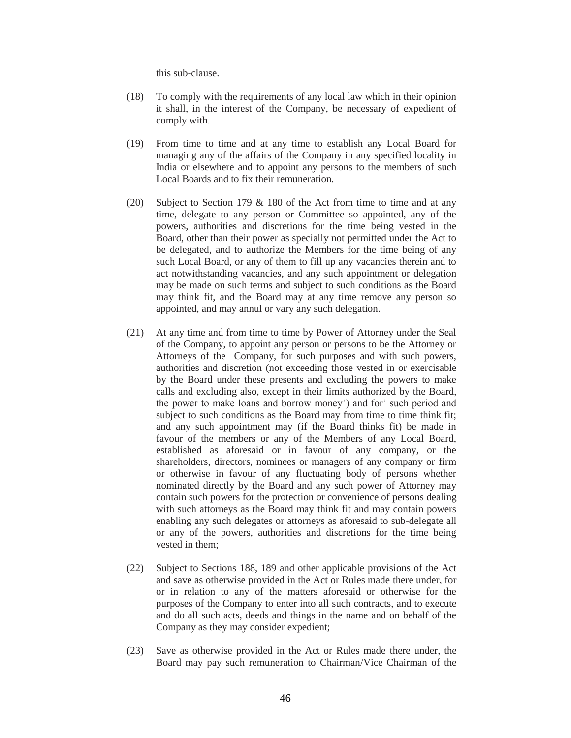this sub-clause.

(18) To comply with the requirements of any local law which in their opinion it shall, in the interest of the Company, be necessary of expedient of comply with.

(19) From time to time and at any time to establish any Local Board for managing any of the affairs of the Company in any specified locality in India or elsewhere and to appoint any persons to the members of such Local Boards and to fix their remuneration.

(20) Subject to Section 179 & 180 of the Act from time to time and at any time, delegate to any person or Committee so appointed, any of the powers, authorities and discretions for the time being vested in the Board, other than their power as specially not permitted under the Act to be delegated, and to authorize the Members for the time being of any such Local Board, or any of them to fill up any vacancies therein and to act notwithstanding vacancies, and any such appointment or delegation may be made on such terms and subject to such conditions as the Board may think fit, and the Board may at any time remove any person so appointed, and may annul or vary any such delegation.

(21) At any time and from time to time by Power of Attorney under the Seal of the Company, to appoint any person or persons to be the Attorney or Attorneys of the Company, for such purposes and with such powers, authorities and discretion (not exceeding those vested in or exercisable by the Board under these presents and excluding the powers to make calls and excluding also, except in their limits authorized by the Board, the power to make loans and borrow money') and for' such period and subject to such conditions as the Board may from time to time think fit; and any such appointment may (if the Board thinks fit) be made in favour of the members or any of the Members of any Local Board, established as aforesaid or in favour of any company, or the shareholders, directors, nominees or managers of any company or firm or otherwise in favour of any fluctuating body of persons whether nominated directly by the Board and any such power of Attorney may contain such powers for the protection or convenience of persons dealing with such attorneys as the Board may think fit and may contain powers enabling any such delegates or attorneys as aforesaid to sub-delegate all or any of the powers, authorities and discretions for the time being vested in them;

(22) Subject to Sections 188, 189 and other applicable provisions of the Act and save as otherwise provided in the Act or Rules made there under, for or in relation to any of the matters aforesaid or otherwise for the purposes of the Company to enter into all such contracts, and to execute and do all such acts, deeds and things in the name and on behalf of the Company as they may consider expedient;

(23) Save as otherwise provided in the Act or Rules made there under, the Board may pay such remuneration to Chairman/Vice Chairman of the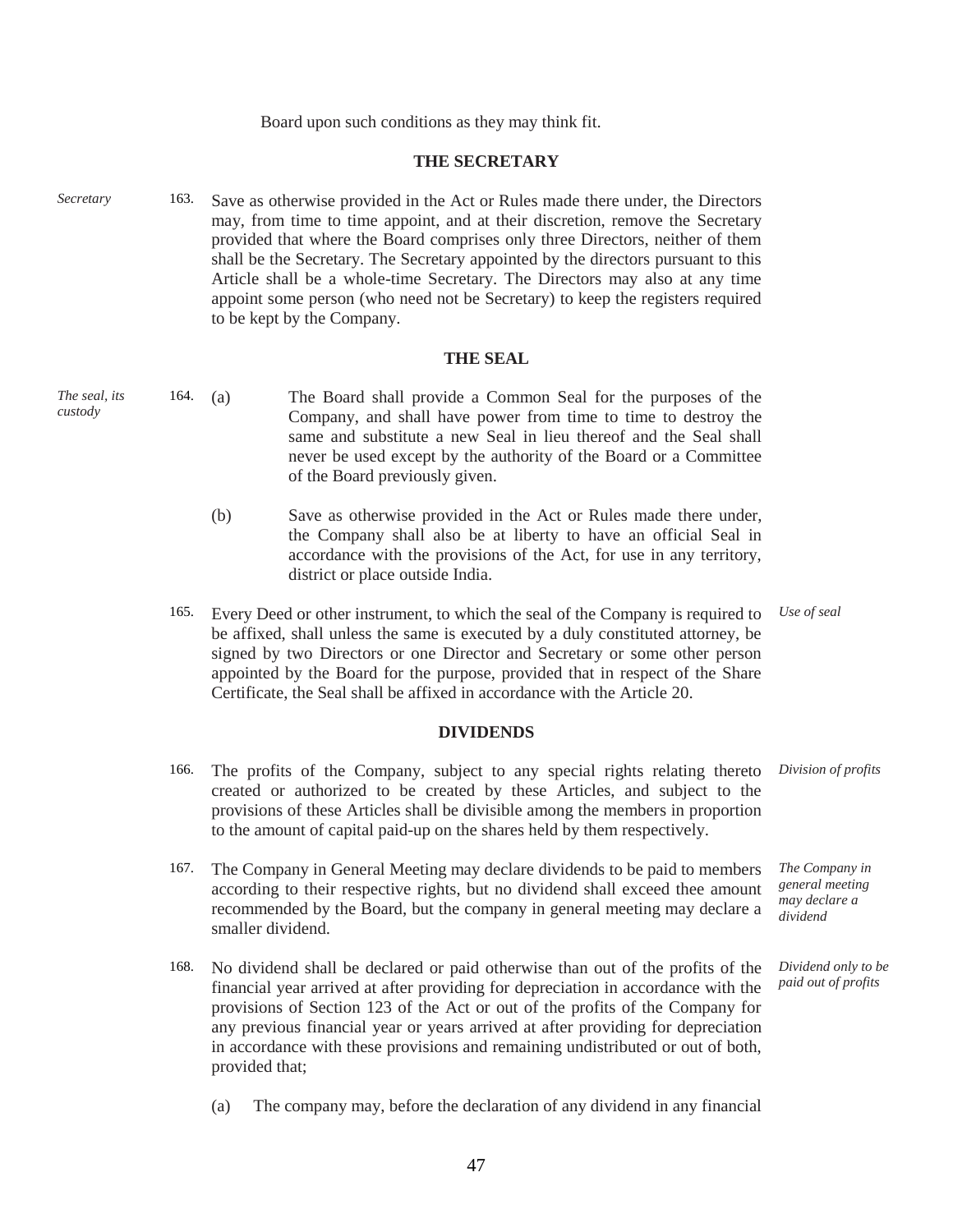Board upon such conditions as they may think fit.

## THE SECRETARY

*Secretary*

163. Save as otherwise provided in the Act or Rules made there under, the Directors may, from time to time appoint, and at their discretion, remove the Secretary provided that where the Board comprises only three Directors, neither of them shall be the Secretary. The Secretary appointed by the directors pursuant to this Article shall be a whole-time Secretary. The Directors may also at any time appoint some person (who need not be Secretary) to keep the registers required to be kept by the Company.

## THE SEAL

*The seal, its custody*

164. (a) The Board shall provide a Common Seal for the purposes of the Company, and shall have power from time to time to destroy the same and substitute a new Seal in lieu thereof and the Seal shall never be used except by the authority of the Board or a Committee of the Board previously given.

(b) Save as otherwise provided in the Act or Rules made there under, the Company shall also be at liberty to have an official Seal in accordance with the provisions of the Act, for use in any territory, district or place outside India.

*Use of seal*

165. Every Deed or other instrument, to which the seal of the Company is required to be affixed, shall unless the same is executed by a duly constituted attorney, be signed by two Directors or one Director and Secretary or some other person appointed by the Board for the purpose, provided that in respect of the Share Certificate, the Seal shall be affixed in accordance with the Article 20.

## DIVIDENDS

*Division of profits*

166. The profits of the Company, subject to any special rights relating thereto created or authorized to be created by these Articles, and subject to the provisions of these Articles shall be divisible among the members in proportion to the amount of capital paid-up on the shares held by them respectively.

*The Company in general meeting may declare a dividend*

167. The Company in General Meeting may declare dividends to be paid to members according to their respective rights, but no dividend shall exceed thee amount recommended by the Board, but the company in general meeting may declare a smaller dividend.

*Dividend only to be paid out of profits*

168. No dividend shall be declared or paid otherwise than out of the profits of the financial year arrived at after providing for depreciation in accordance with the provisions of Section 123 of the Act or out of the profits of the Company for any previous financial year or years arrived at after providing for depreciation in accordance with these provisions and remaining undistributed or out of both, provided that;

(a) The company may, before the declaration of any dividend in any financial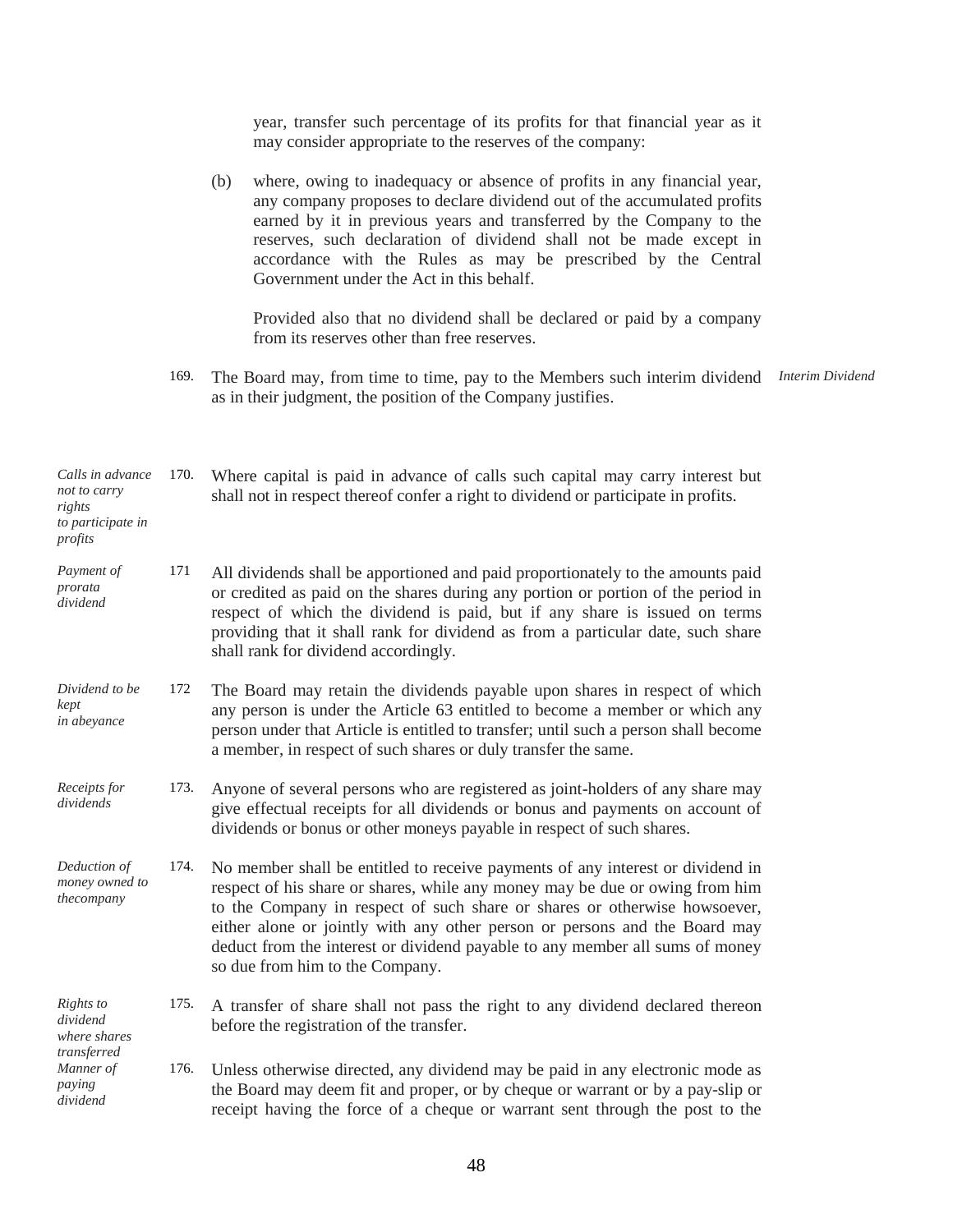year, transfer such percentage of its profits for that financial year as it may consider appropriate to the reserves of the company:

(b) where, owing to inadequacy or absence of profits in any financial year, any company proposes to declare dividend out of the accumulated profits earned by it in previous years and transferred by the Company to the reserves, such declaration of dividend shall not be made except in accordance with the Rules as may be prescribed by the Central Government under the Act in this behalf.

Provided also that no dividend shall be declared or paid by a company from its reserves other than free reserves.

*Interim Dividend*

169. The Board may, from time to time, pay to the Members such interim dividend as in their judgment, the position of the Company justifies.

*Calls in advance not to carry rights to participate in profits*

170. Where capital is paid in advance of calls such capital may carry interest but shall not in respect thereof confer a right to dividend or participate in profits.

*Payment of prorata dividend*

171 All dividends shall be apportioned and paid proportionately to the amounts paid or credited as paid on the shares during any portion or portion of the period in respect of which the dividend is paid, but if any share is issued on terms providing that it shall rank for dividend as from a particular date, such share shall rank for dividend accordingly.

*Dividend to be kept in abeyance*

172 The Board may retain the dividends payable upon shares in respect of which any person is under the Article 63 entitled to become a member or which any person under that Article is entitled to transfer; until such a person shall become a member, in respect of such shares or duly transfer the same.

*Receipts for dividends*

173. Anyone of several persons who are registered as joint-holders of any share may give effectual receipts for all dividends or bonus and payments on account of dividends or bonus or other moneys payable in respect of such shares.

*Deduction of money owned to thecompany*

174. No member shall be entitled to receive payments of any interest or dividend in respect of his share or shares, while any money may be due or owing from him to the Company in respect of such share or shares or otherwise howsoever, either alone or jointly with any other person or persons and the Board may deduct from the interest or dividend payable to any member all sums of money so due from him to the Company.

*Rights to dividend where shares transferred*

175. A transfer of share shall not pass the right to any dividend declared thereon before the registration of the transfer.

*Manner of paying dividend*

176. Unless otherwise directed, any dividend may be paid in any electronic mode as the Board may deem fit and proper, or by cheque or warrant or by a pay-slip or receipt having the force of a cheque or warrant sent through the post to the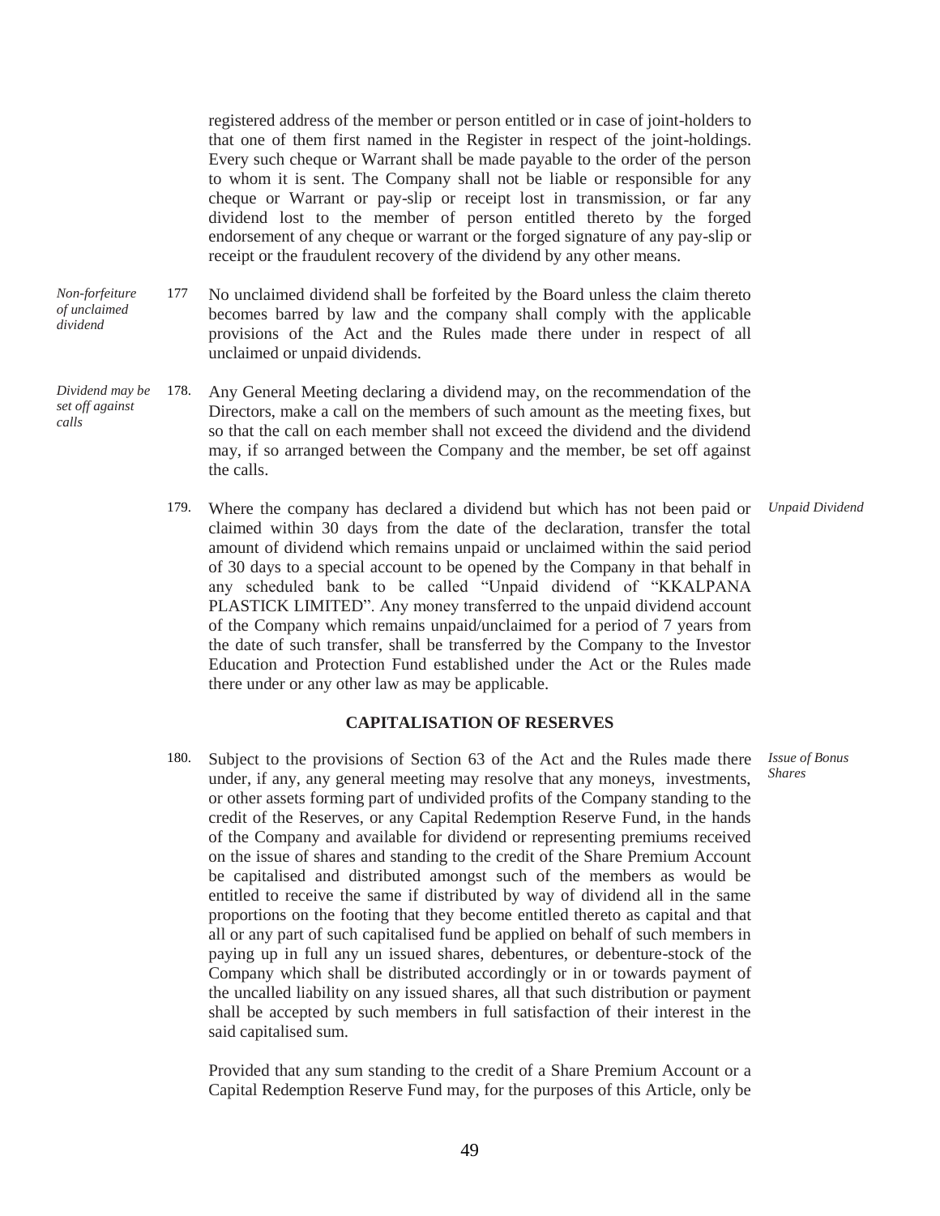registered address of the member or person entitled or in case of joint-holders to that one of them first named in the Register in respect of the joint-holdings. Every such cheque or Warrant shall be made payable to the order of the person to whom it is sent. The Company shall not be liable or responsible for any cheque or Warrant or pay-slip or receipt lost in transmission, or far any dividend lost to the member of person entitled thereto by the forged endorsement of any cheque or warrant or the forged signature of any pay-slip or receipt or the fraudulent recovery of the dividend by any other means.

*Non-forfeiture of unclaimed dividend*

177 No unclaimed dividend shall be forfeited by the Board unless the claim thereto becomes barred by law and the company shall comply with the applicable provisions of the Act and the Rules made there under in respect of all unclaimed or unpaid dividends.

*Dividend may be set off against calls*

178. Any General Meeting declaring a dividend may, on the recommendation of the Directors, make a call on the members of such amount as the meeting fixes, but so that the call on each member shall not exceed the dividend and the dividend may, if so arranged between the Company and the member, be set off against the calls.

*Unpaid Dividend*

179. Where the company has declared a dividend but which has not been paid or claimed within 30 days from the date of the declaration, transfer the total amount of dividend which remains unpaid or unclaimed within the said period of 30 days to a special account to be opened by the Company in that behalf in any scheduled bank to be called "Unpaid dividend of "KKALPANA PLASTICK LIMITED". Any money transferred to the unpaid dividend account of the Company which remains unpaid/unclaimed for a period of 7 years from the date of such transfer, shall be transferred by the Company to the Investor Education and Protection Fund established under the Act or the Rules made there under or any other law as may be applicable.

## CAPITALISATION OF RESERVES

*Issue of Bonus Shares*

180. Subject to the provisions of Section 63 of the Act and the Rules made there under, if any, any general meeting may resolve that any moneys, investments, or other assets forming part of undivided profits of the Company standing to the credit of the Reserves, or any Capital Redemption Reserve Fund, in the hands of the Company and available for dividend or representing premiums received on the issue of shares and standing to the credit of the Share Premium Account be capitalised and distributed amongst such of the members as would be entitled to receive the same if distributed by way of dividend all in the same proportions on the footing that they become entitled thereto as capital and that all or any part of such capitalised fund be applied on behalf of such members in paying up in full any un issued shares, debentures, or debenture-stock of the Company which shall be distributed accordingly or in or towards payment of the uncalled liability on any issued shares, all that such distribution or payment shall be accepted by such members in full satisfaction of their interest in the said capitalised sum.

Provided that any sum standing to the credit of a Share Premium Account or a Capital Redemption Reserve Fund may, for the purposes of this Article, only be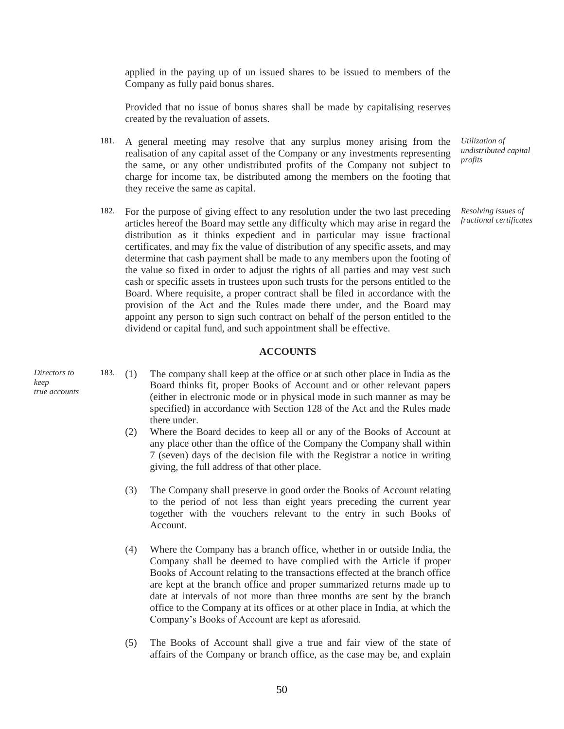applied in the paying up of un issued shares to be issued to members of the Company as fully paid bonus shares.

Provided that no issue of bonus shares shall be made by capitalising reserves created by the revaluation of assets.

*Utilization of undistributed capital profits*

181. A general meeting may resolve that any surplus money arising from the realisation of any capital asset of the Company or any investments representing the same, or any other undistributed profits of the Company not subject to charge for income tax, be distributed among the members on the footing that they receive the same as capital.

*Resolving issues of fractional certificates*

182. For the purpose of giving effect to any resolution under the two last preceding articles hereof the Board may settle any difficulty which may arise in regard the distribution as it thinks expedient and in particular may issue fractional certificates, and may fix the value of distribution of any specific assets, and may determine that cash payment shall be made to any members upon the footing of the value so fixed in order to adjust the rights of all parties and may vest such cash or specific assets in trustees upon such trusts for the persons entitled to the Board. Where requisite, a proper contract shall be filed in accordance with the provision of the Act and the Rules made there under, and the Board may appoint any person to sign such contract on behalf of the person entitled to the dividend or capital fund, and such appointment shall be effective.

**ACCOUNTS**

*Directors to keep true accounts*

183. (1) The company shall keep at the office or at such other place in India as the Board thinks fit, proper Books of Account and or other relevant papers (either in electronic mode or in physical mode in such manner as may be specified) in accordance with Section 128 of the Act and the Rules made there under.

(2) Where the Board decides to keep all or any of the Books of Account at any place other than the office of the Company the Company shall within 7 (seven) days of the decision file with the Registrar a notice in writing giving, the full address of that other place.

(3) The Company shall preserve in good order the Books of Account relating to the period of not less than eight years preceding the current year together with the vouchers relevant to the entry in such Books of Account.

(4) Where the Company has a branch office, whether in or outside India, the Company shall be deemed to have complied with the Article if proper Books of Account relating to the transactions effected at the branch office are kept at the branch office and proper summarized returns made up to date at intervals of not more than three months are sent by the branch office to the Company at its offices or at other place in India, at which the Company's Books of Account are kept as aforesaid.

(5) The Books of Account shall give a true and fair view of the state of affairs of the Company or branch office, as the case may be, and explain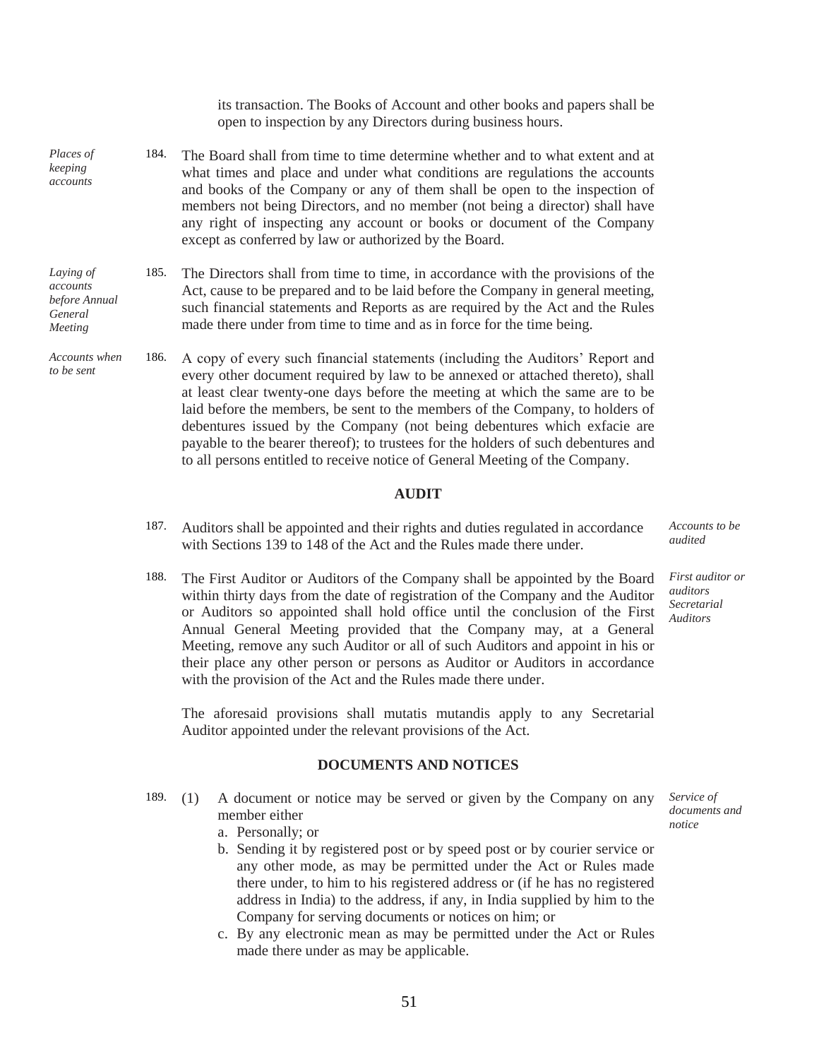its transaction. The Books of Account and other books and papers shall be open to inspection by any Directors during business hours.

*Places of keeping accounts*

184. The Board shall from time to time determine whether and to what extent and at what times and place and under what conditions are regulations the accounts and books of the Company or any of them shall be open to the inspection of members not being Directors, and no member (not being a director) shall have any right of inspecting any account or books or document of the Company except as conferred by law or authorized by the Board.

*Laying of accounts before Annual General Meeting*

185. The Directors shall from time to time, in accordance with the provisions of the Act, cause to be prepared and to be laid before the Company in general meeting, such financial statements and Reports as are required by the Act and the Rules made there under from time to time and as in force for the time being.

*Accounts when to be sent*

186. A copy of every such financial statements (including the Auditors' Report and every other document required by law to be annexed or attached thereto), shall at least clear twenty-one days before the meeting at which the same are to be laid before the members, be sent to the members of the Company, to holders of debentures issued by the Company (not being debentures which exfacie are payable to the bearer thereof); to trustees for the holders of such debentures and to all persons entitled to receive notice of General Meeting of the Company.

## AUDIT

*Accounts to be audited*

187. Auditors shall be appointed and their rights and duties regulated in accordance with Sections 139 to 148 of the Act and the Rules made there under.

*First auditor or auditors Secretarial Auditors*

188. The First Auditor or Auditors of the Company shall be appointed by the Board within thirty days from the date of registration of the Company and the Auditor or Auditors so appointed shall hold office until the conclusion of the First Annual General Meeting provided that the Company may, at a General Meeting, remove any such Auditor or all of such Auditors and appoint in his or their place any other person or persons as Auditor or Auditors in accordance with the provision of the Act and the Rules made there under.

The aforesaid provisions shall mutatis mutandis apply to any Secretarial Auditor appointed under the relevant provisions of the Act.

## DOCUMENTS AND NOTICES

*Service of documents and notice*

189. (1) A document or notice may be served or given by the Company on any member either
   a. Personally; or
   b. Sending it by registered post or by speed post or by courier service or any other mode, as may be permitted under the Act or Rules made there under, to him to his registered address or (if he has no registered address in India) to the address, if any, in India supplied by him to the Company for serving documents or notices on him; or
   c. By any electronic mean as may be permitted under the Act or Rules made there under as may be applicable.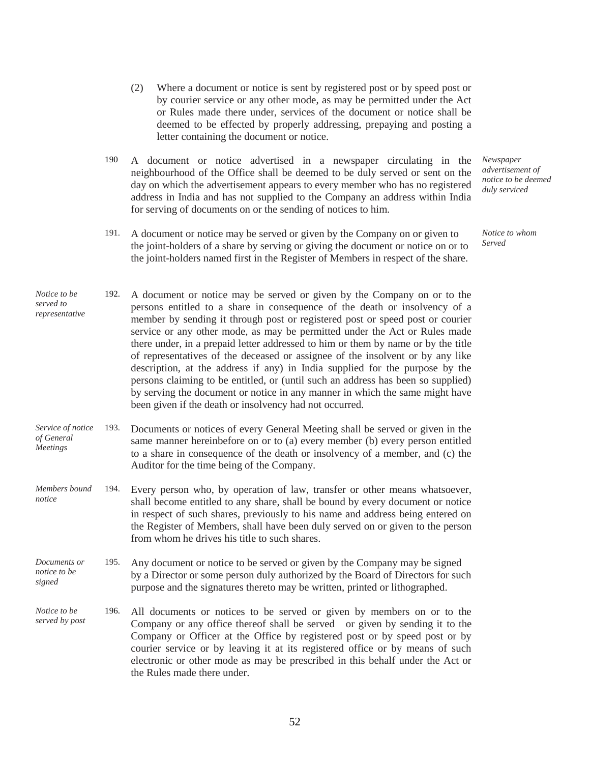(2) Where a document or notice is sent by registered post or by speed post or by courier service or any other mode, as may be permitted under the Act or Rules made there under, services of the document or notice shall be deemed to be effected by properly addressing, prepaying and posting a letter containing the document or notice.

*Newspaper advertisement of notice to be deemed duly serviced*

190 A document or notice advertised in a newspaper circulating in the neighbourhood of the Office shall be deemed to be duly served or sent on the day on which the advertisement appears to every member who has no registered address in India and has not supplied to the Company an address within India for serving of documents on or the sending of notices to him.

*Notice to whom Served*

191. A document or notice may be served or given by the Company on or given to the joint-holders of a share by serving or giving the document or notice on or to the joint-holders named first in the Register of Members in respect of the share.

*Notice to be served to representative*

192. A document or notice may be served or given by the Company on or to the persons entitled to a share in consequence of the death or insolvency of a member by sending it through post or registered post or speed post or courier service or any other mode, as may be permitted under the Act or Rules made there under, in a prepaid letter addressed to him or them by name or by the title of representatives of the deceased or assignee of the insolvent or by any like description, at the address if any) in India supplied for the purpose by the persons claiming to be entitled, or (until such an address has been so supplied) by serving the document or notice in any manner in which the same might have been given if the death or insolvency had not occurred.

*Service of notice of General Meetings*

193. Documents or notices of every General Meeting shall be served or given in the same manner hereinbefore on or to (a) every member (b) every person entitled to a share in consequence of the death or insolvency of a member, and (c) the Auditor for the time being of the Company.

*Members bound notice*

194. Every person who, by operation of law, transfer or other means whatsoever, shall become entitled to any share, shall be bound by every document or notice in respect of such shares, previously to his name and address being entered on the Register of Members, shall have been duly served on or given to the person from whom he drives his title to such shares.

*Documents or notice to be signed*

195. Any document or notice to be served or given by the Company may be signed by a Director or some person duly authorized by the Board of Directors for such purpose and the signatures thereto may be written, printed or lithographed.

*Notice to be served by post*

196. All documents or notices to be served or given by members on or to the Company or any office thereof shall be served or given by sending it to the Company or Officer at the Office by registered post or by speed post or by courier service or by leaving it at its registered office or by means of such electronic or other mode as may be prescribed in this behalf under the Act or the Rules made there under.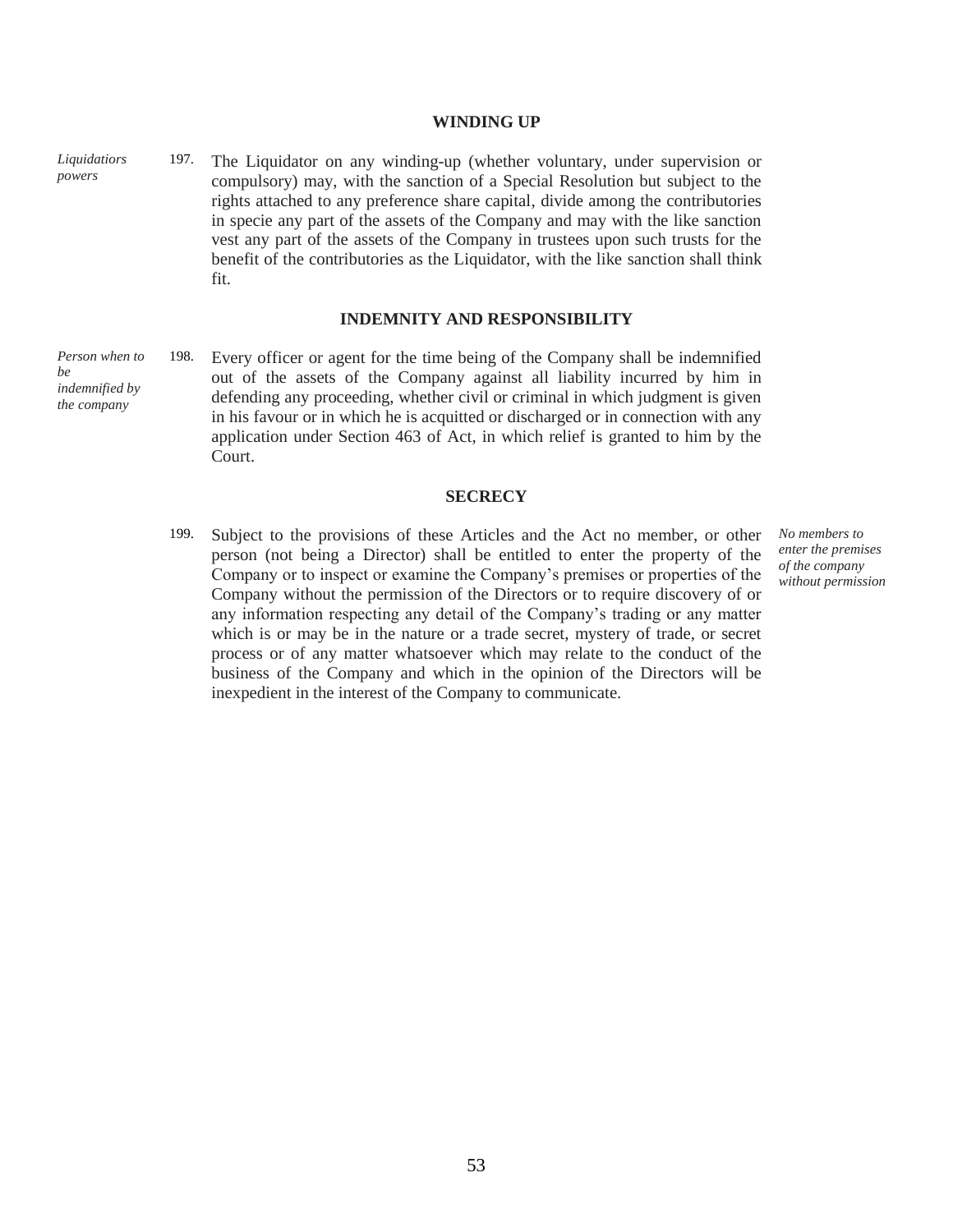## WINDING UP

*Liquidatiors powers*

197. The Liquidator on any winding-up (whether voluntary, under supervision or compulsory) may, with the sanction of a Special Resolution but subject to the rights attached to any preference share capital, divide among the contributories in specie any part of the assets of the Company and may with the like sanction vest any part of the assets of the Company in trustees upon such trusts for the benefit of the contributories as the Liquidator, with the like sanction shall think fit.

## INDEMNITY AND RESPONSIBILITY

*Person when to be indemnified by the company*

198. Every officer or agent for the time being of the Company shall be indemnified out of the assets of the Company against all liability incurred by him in defending any proceeding, whether civil or criminal in which judgment is given in his favour or in which he is acquitted or discharged or in connection with any application under Section 463 of Act, in which relief is granted to him by the Court.

## SECRECY

*No members to enter the premises of the company without permission*

199. Subject to the provisions of these Articles and the Act no member, or other person (not being a Director) shall be entitled to enter the property of the Company or to inspect or examine the Company's premises or properties of the Company without the permission of the Directors or to require discovery of or any information respecting any detail of the Company's trading or any matter which is or may be in the nature or a trade secret, mystery of trade, or secret process or of any matter whatsoever which may relate to the conduct of the business of the Company and which in the opinion of the Directors will be inexpedient in the interest of the Company to communicate.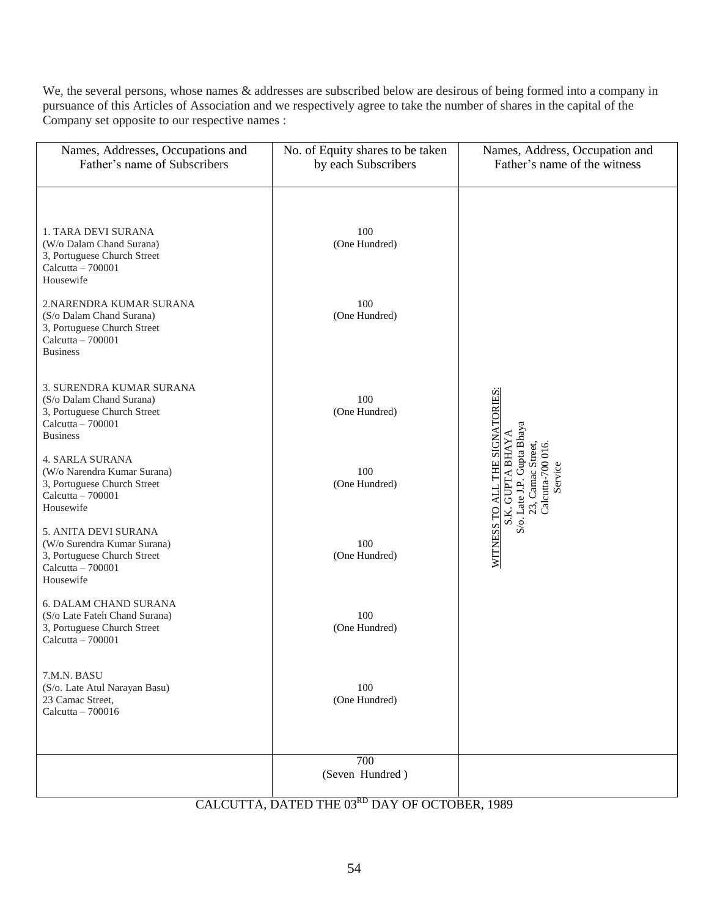We, the several persons, whose names & addresses are subscribed below are desirous of being formed into a company in pursuance of this Articles of Association and we respectively agree to take the number of shares in the capital of the Company set opposite to our respective names :

| Names, Addresses, Occupations and Father's name of Subscribers | No. of Equity shares to be taken by each Subscribers | Names, Address, Occupation and Father's name of the witness |
|---|---|---|
| 1. TARA DEVI SURANA<br>(W/o Dalam Chand Surana)<br>3, Portuguese Church Street<br>Calcutta – 700001<br>Housewife | 100<br>(One Hundred) | WITNESS TO ALL THE SIGNATORIES:<br>S.K. GUPTA BHAYA<br>S/o. Late J.P. Gupta Bhaya<br>23, Camac Street,<br>Calcutta-700 016.<br>Service |
| 2.NARENDRA KUMAR SURANA<br>(S/o Dalam Chand Surana)<br>3, Portuguese Church Street<br>Calcutta – 700001<br>Business | 100<br>(One Hundred) | |
| 3. SURENDRA KUMAR SURANA<br>(S/o Dalam Chand Surana)<br>3, Portuguese Church Street<br>Calcutta – 700001<br>Business | 100<br>(One Hundred) | |
| 4. SARLA SURANA<br>(W/o Narendra Kumar Surana)<br>3, Portuguese Church Street<br>Calcutta – 700001<br>Housewife | 100<br>(One Hundred) | |
| 5. ANITA DEVI SURANA<br>(W/o Surendra Kumar Surana)<br>3, Portuguese Church Street<br>Calcutta – 700001<br>Housewife | 100<br>(One Hundred) | |
| 6. DALAM CHAND SURANA<br>(S/o Late Fateh Chand Surana)<br>3, Portuguese Church Street<br>Calcutta – 700001 | 100<br>(One Hundred) | |
| 7.M.N. BASU<br>(S/o. Late Atul Narayan Basu)<br>23 Camac Street,<br>Calcutta – 700016 | 100<br>(One Hundred) | |
| | 700<br>(Seven Hundred ) | |

CALCUTTA, DATED THE 03RD DAY OF OCTOBER, 1989